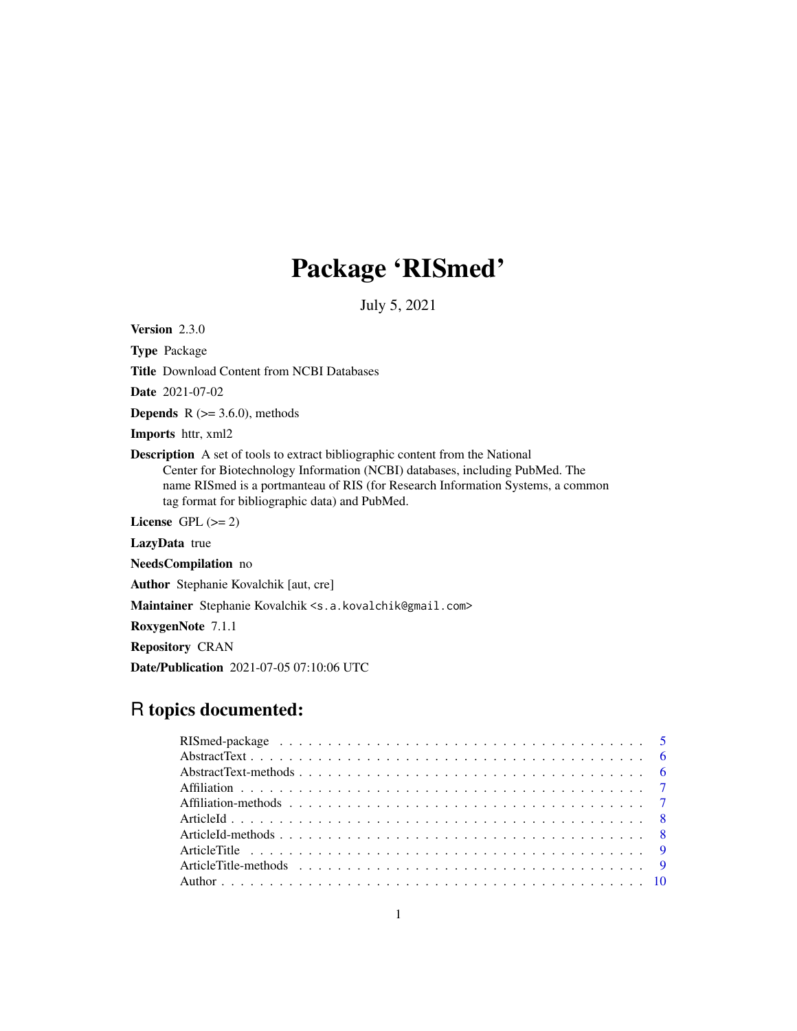# Package 'RISmed'

July 5, 2021

**Version** 2.3.0

**Type** Package

**Title** Download Content from NCBI Databases

**Date** 2021-07-02

**Depends** R (>= 3.6.0), methods

**Imports** httr, xml2

**Description** A set of tools to extract bibliographic content from the National Center for Biotechnology Information (NCBI) databases, including PubMed. The name RISmed is a portmanteau of RIS (for Research Information Systems, a common tag format for bibliographic data) and PubMed.

**License** GPL (>= 2)

**LazyData** true

**NeedsCompilation** no

**Author** Stephanie Kovalchik [aut, cre]

**Maintainer** Stephanie Kovalchik <s.a.kovalchik@gmail.com>

**RoxygenNote** 7.1.1

**Repository** CRAN

**Date/Publication** 2021-07-05 07:10:06 UTC

## R topics documented:

RISmed-package . . . . . . . . . . 5
AbstractText . . . . . . . . . . 6
AbstractText-methods . . . . . . . . . . 6
Affiliation . . . . . . . . . . 7
Affiliation-methods . . . . . . . . . . 7
ArticleId . . . . . . . . . . 8
ArticleId-methods . . . . . . . . . . 8
ArticleTitle . . . . . . . . . . 9
ArticleTitle-methods . . . . . . . . . . 9
Author . . . . . . . . . . 10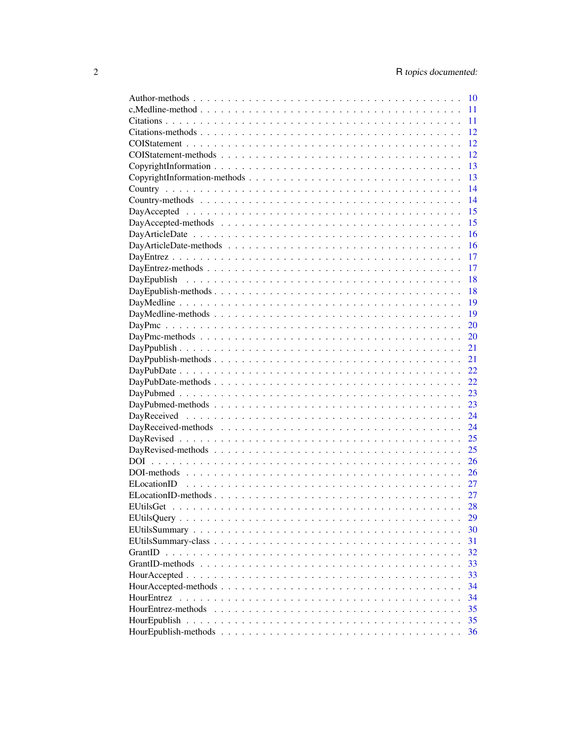| | |
|---|---|
| Author-methods | 10 |
| c,Medline-method | 11 |
| Citations | 11 |
| Citations-methods | 12 |
| COIStatement | 12 |
| COIStatement-methods | 12 |
| CopyrightInformation | 13 |
| CopyrightInformation-methods | 13 |
| Country | 14 |
| Country-methods | 14 |
| DayAccepted | 15 |
| DayAccepted-methods | 15 |
| DayArticleDate | 16 |
| DayArticleDate-methods | 16 |
| DayEntrez | 17 |
| DayEntrez-methods | 17 |
| DayEpublish | 18 |
| DayEpublish-methods | 18 |
| DayMedline | 19 |
| DayMedline-methods | 19 |
| DayPmc | 20 |
| DayPmc-methods | 20 |
| DayPpublish | 21 |
| DayPpublish-methods | 21 |
| DayPubDate | 22 |
| DayPubDate-methods | 22 |
| DayPubmed | 23 |
| DayPubmed-methods | 23 |
| DayReceived | 24 |
| DayReceived-methods | 24 |
| DayRevised | 25 |
| DayRevised-methods | 25 |
| DOI | 26 |
| DOI-methods | 26 |
| ELocationID | 27 |
| ELocationID-methods | 27 |
| EUtilsGet | 28 |
| EUtilsQuery | 29 |
| EUtilsSummary | 30 |
| EUtilsSummary-class | 31 |
| GrantID | 32 |
| GrantID-methods | 33 |
| HourAccepted | 33 |
| HourAccepted-methods | 34 |
| HourEntrez | 34 |
| HourEntrez-methods | 35 |
| HourEpublish | 35 |
| HourEpublish-methods | 36 |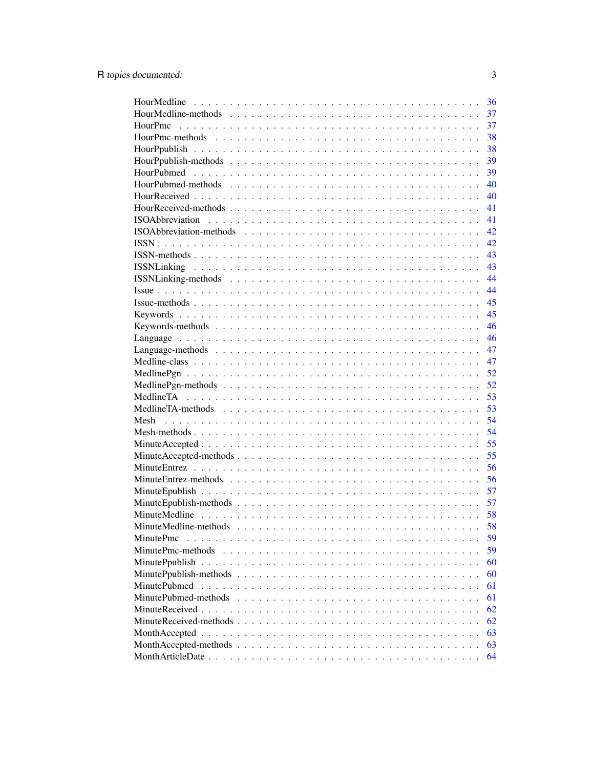HourMedline . . . . . . . . . . . . . . . . . . . . . . . . . . . . . . . . . . . . 36
HourMedline-methods . . . . . . . . . . . . . . . . . . . . . . . . . . . . . . . . 37
HourPmc . . . . . . . . . . . . . . . . . . . . . . . . . . . . . . . . . . . . . . 37
HourPmc-methods . . . . . . . . . . . . . . . . . . . . . . . . . . . . . . . . . . 38
HourPpublish . . . . . . . . . . . . . . . . . . . . . . . . . . . . . . . . . . . 38
HourPpublish-methods . . . . . . . . . . . . . . . . . . . . . . . . . . . . . . . 39
HourPubmed . . . . . . . . . . . . . . . . . . . . . . . . . . . . . . . . . . . . 39
HourPubmed-methods . . . . . . . . . . . . . . . . . . . . . . . . . . . . . . . . 40
HourReceived . . . . . . . . . . . . . . . . . . . . . . . . . . . . . . . . . . . 40
HourReceived-methods . . . . . . . . . . . . . . . . . . . . . . . . . . . . . . . 41
ISOAbbreviation . . . . . . . . . . . . . . . . . . . . . . . . . . . . . . . . . 41
ISOAbbreviation-methods . . . . . . . . . . . . . . . . . . . . . . . . . . . . . 42
ISSN . . . . . . . . . . . . . . . . . . . . . . . . . . . . . . . . . . . . . . . 42
ISSN-methods . . . . . . . . . . . . . . . . . . . . . . . . . . . . . . . . . . . 43
ISSNLinking . . . . . . . . . . . . . . . . . . . . . . . . . . . . . . . . . . . 43
ISSNLinking-methods . . . . . . . . . . . . . . . . . . . . . . . . . . . . . . . 44
Issue . . . . . . . . . . . . . . . . . . . . . . . . . . . . . . . . . . . . . . . 44
Issue-methods . . . . . . . . . . . . . . . . . . . . . . . . . . . . . . . . . . . 45
Keywords . . . . . . . . . . . . . . . . . . . . . . . . . . . . . . . . . . . . . 45
Keywords-methods . . . . . . . . . . . . . . . . . . . . . . . . . . . . . . . . . 46
Language . . . . . . . . . . . . . . . . . . . . . . . . . . . . . . . . . . . . . 46
Language-methods . . . . . . . . . . . . . . . . . . . . . . . . . . . . . . . . . 47
Medline-class . . . . . . . . . . . . . . . . . . . . . . . . . . . . . . . . . . . 47
MedlinePgn . . . . . . . . . . . . . . . . . . . . . . . . . . . . . . . . . . . . 52
MedlinePgn-methods . . . . . . . . . . . . . . . . . . . . . . . . . . . . . . . . 52
MedlineTA . . . . . . . . . . . . . . . . . . . . . . . . . . . . . . . . . . . . . 53
MedlineTA-methods . . . . . . . . . . . . . . . . . . . . . . . . . . . . . . . . . 53
Mesh . . . . . . . . . . . . . . . . . . . . . . . . . . . . . . . . . . . . . . . . 54
Mesh-methods . . . . . . . . . . . . . . . . . . . . . . . . . . . . . . . . . . . 54
MinuteAccepted . . . . . . . . . . . . . . . . . . . . . . . . . . . . . . . . . . 55
MinuteAccepted-methods . . . . . . . . . . . . . . . . . . . . . . . . . . . . . . 55
MinuteEntrez . . . . . . . . . . . . . . . . . . . . . . . . . . . . . . . . . . . 56
MinuteEntrez-methods . . . . . . . . . . . . . . . . . . . . . . . . . . . . . . . 56
MinuteEpublish . . . . . . . . . . . . . . . . . . . . . . . . . . . . . . . . . . 57
MinuteEpublish-methods . . . . . . . . . . . . . . . . . . . . . . . . . . . . . . 57
MinuteMedline . . . . . . . . . . . . . . . . . . . . . . . . . . . . . . . . . . 58
MinuteMedline-methods . . . . . . . . . . . . . . . . . . . . . . . . . . . . . . 58
MinutePmc . . . . . . . . . . . . . . . . . . . . . . . . . . . . . . . . . . . . 59
MinutePmc-methods . . . . . . . . . . . . . . . . . . . . . . . . . . . . . . . . 59
MinutePpublish . . . . . . . . . . . . . . . . . . . . . . . . . . . . . . . . . . 60
MinutePpublish-methods . . . . . . . . . . . . . . . . . . . . . . . . . . . . . . 60
MinutePubmed . . . . . . . . . . . . . . . . . . . . . . . . . . . . . . . . . . . 61
MinutePubmed-methods . . . . . . . . . . . . . . . . . . . . . . . . . . . . . . . 61
MinuteReceived . . . . . . . . . . . . . . . . . . . . . . . . . . . . . . . . . . 62
MinuteReceived-methods . . . . . . . . . . . . . . . . . . . . . . . . . . . . . . 62
MonthAccepted . . . . . . . . . . . . . . . . . . . . . . . . . . . . . . . . . . 63
MonthAccepted-methods . . . . . . . . . . . . . . . . . . . . . . . . . . . . . . 63
MonthArticleDate . . . . . . . . . . . . . . . . . . . . . . . . . . . . . . . . . 64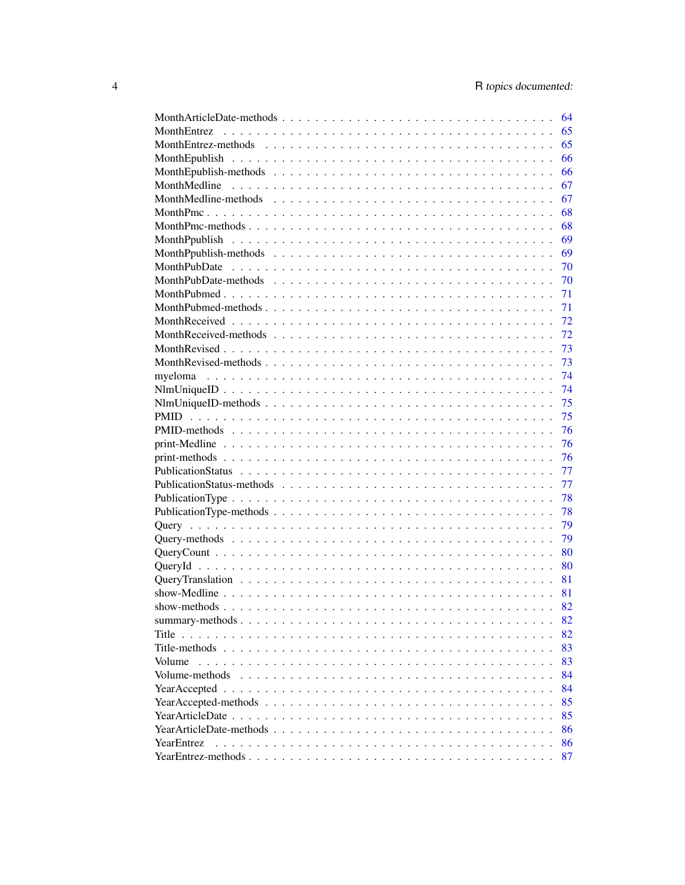| | |
|---|---|
| MonthArticleDate-methods | 64 |
| MonthEntrez | 65 |
| MonthEntrez-methods | 65 |
| MonthEpublish | 66 |
| MonthEpublish-methods | 66 |
| MonthMedline | 67 |
| MonthMedline-methods | 67 |
| MonthPmc | 68 |
| MonthPmc-methods | 68 |
| MonthPpublish | 69 |
| MonthPpublish-methods | 69 |
| MonthPubDate | 70 |
| MonthPubDate-methods | 70 |
| MonthPubmed | 71 |
| MonthPubmed-methods | 71 |
| MonthReceived | 72 |
| MonthReceived-methods | 72 |
| MonthRevised | 73 |
| MonthRevised-methods | 73 |
| myeloma | 74 |
| NlmUniqueID | 74 |
| NlmUniqueID-methods | 75 |
| PMID | 75 |
| PMID-methods | 76 |
| print-Medline | 76 |
| print-methods | 76 |
| PublicationStatus | 77 |
| PublicationStatus-methods | 77 |
| PublicationType | 78 |
| PublicationType-methods | 78 |
| Query | 79 |
| Query-methods | 79 |
| QueryCount | 80 |
| QueryId | 80 |
| QueryTranslation | 81 |
| show-Medline | 81 |
| show-methods | 82 |
| summary-methods | 82 |
| Title | 82 |
| Title-methods | 83 |
| Volume | 83 |
| Volume-methods | 84 |
| YearAccepted | 84 |
| YearAccepted-methods | 85 |
| YearArticleDate | 85 |
| YearArticleDate-methods | 86 |
| YearEntrez | 86 |
| YearEntrez-methods | 87 |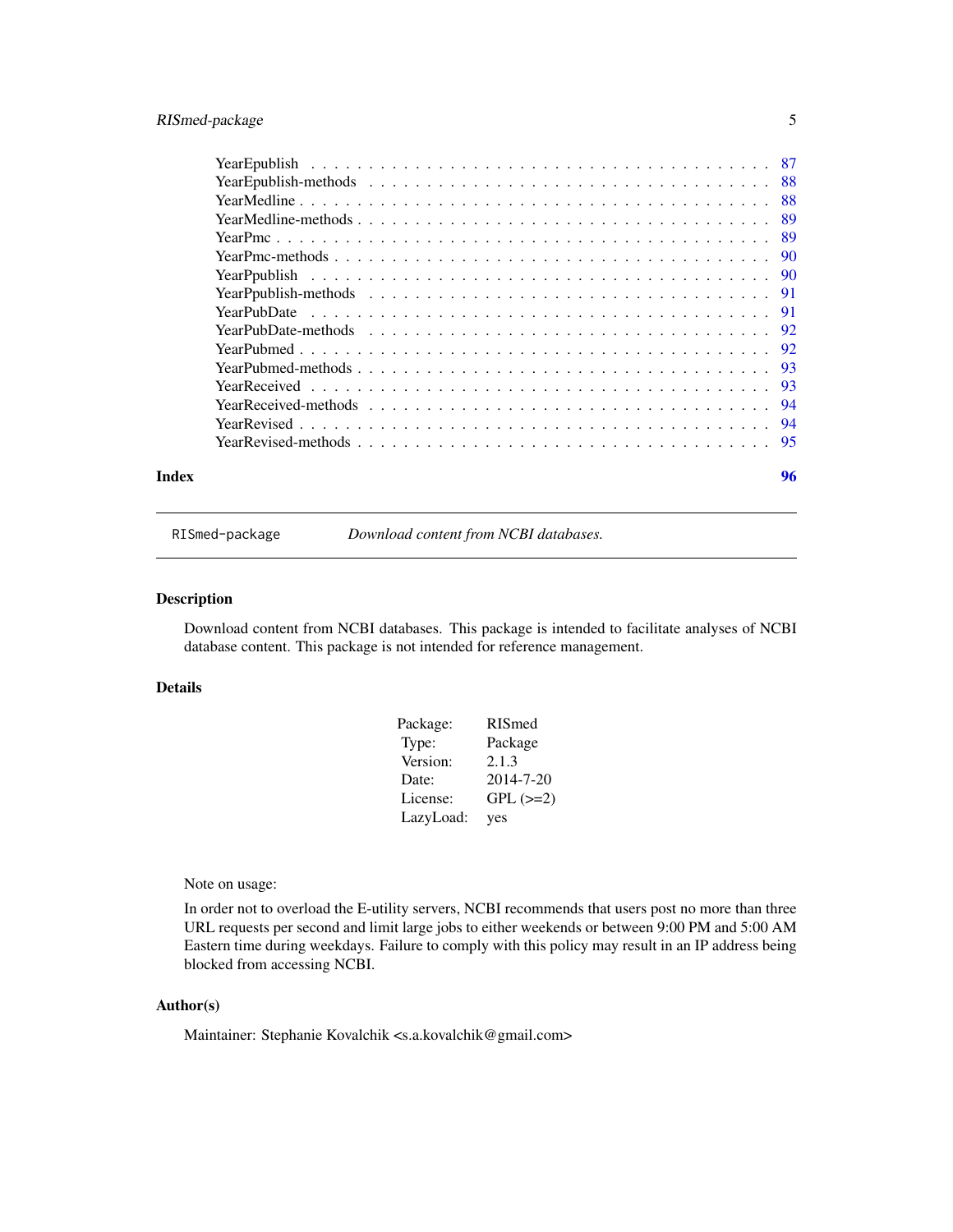YearEpublish . . . . . . . . . . . . . . . . . . . . . . . . . . . . . . . . . . . 87
YearEpublish-methods . . . . . . . . . . . . . . . . . . . . . . . . . . . . . . . 88
YearMedline . . . . . . . . . . . . . . . . . . . . . . . . . . . . . . . . . . . . 88
YearMedline-methods . . . . . . . . . . . . . . . . . . . . . . . . . . . . . . . . 89
YearPmc . . . . . . . . . . . . . . . . . . . . . . . . . . . . . . . . . . . . . . 89
YearPmc-methods . . . . . . . . . . . . . . . . . . . . . . . . . . . . . . . . . . 90
YearPpublish . . . . . . . . . . . . . . . . . . . . . . . . . . . . . . . . . . . 90
YearPpublish-methods . . . . . . . . . . . . . . . . . . . . . . . . . . . . . . . 91
YearPubDate . . . . . . . . . . . . . . . . . . . . . . . . . . . . . . . . . . . . 91
YearPubDate-methods . . . . . . . . . . . . . . . . . . . . . . . . . . . . . . . . 92
YearPubmed . . . . . . . . . . . . . . . . . . . . . . . . . . . . . . . . . . . . 92
YearPubmed-methods . . . . . . . . . . . . . . . . . . . . . . . . . . . . . . . . 93
YearReceived . . . . . . . . . . . . . . . . . . . . . . . . . . . . . . . . . . . 93
YearReceived-methods . . . . . . . . . . . . . . . . . . . . . . . . . . . . . . . 94
YearRevised . . . . . . . . . . . . . . . . . . . . . . . . . . . . . . . . . . . . 94
YearRevised-methods . . . . . . . . . . . . . . . . . . . . . . . . . . . . . . . . 95

**Index** **96**

---

`RISmed-package` *Download content from NCBI databases.*

---

## Description

Download content from NCBI databases. This package is intended to facilitate analyses of NCBI database content. This package is not intended for reference management.

## Details

| | |
|---|---|
| Package: | RISmed |
| Type: | Package |
| Version: | 2.1.3 |
| Date: | 2014-7-20 |
| License: | GPL (>=2) |
| LazyLoad: | yes |

Note on usage:

In order not to overload the E-utility servers, NCBI recommends that users post no more than three URL requests per second and limit large jobs to either weekends or between 9:00 PM and 5:00 AM Eastern time during weekdays. Failure to comply with this policy may result in an IP address being blocked from accessing NCBI.

## Author(s)

Maintainer: Stephanie Kovalchik <s.a.kovalchik@gmail.com>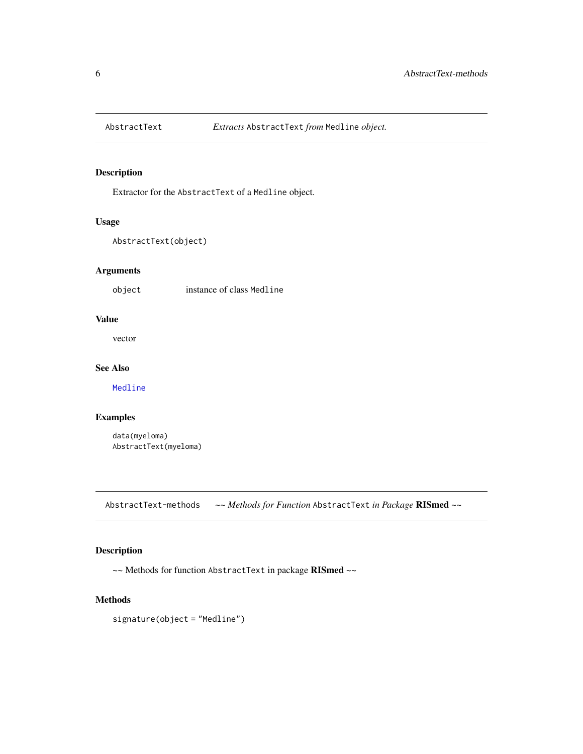## AbstractText — *Extracts* `AbstractText` *from* `Medline` *object.*

### Description

Extractor for the `AbstractText` of a `Medline` object.

### Usage

```
AbstractText(object)
```

### Arguments

| | |
|---|---|
| `object` | instance of class `Medline` |

### Value

vector

### See Also

`Medline`

### Examples

```
data(myeloma)
AbstractText(myeloma)
```

## AbstractText-methods — *~~ Methods for Function* `AbstractText` *in Package* **RISmed** *~~*

### Description

~~ Methods for function `AbstractText` in package **RISmed** ~~

### Methods

```
signature(object = "Medline")
```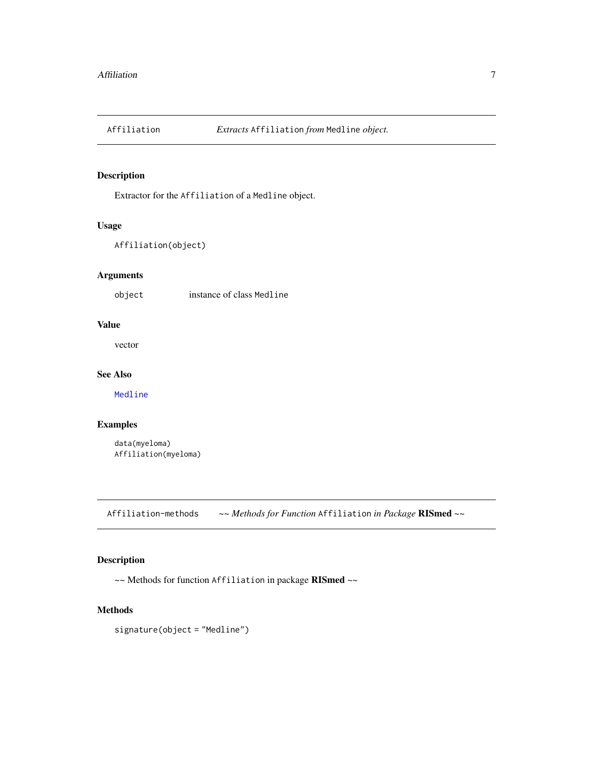## Affiliation — *Extracts* `Affiliation` *from* `Medline` *object.*

### Description

Extractor for the `Affiliation` of a `Medline` object.

### Usage

```
Affiliation(object)
```

### Arguments

| | |
|---|---|
| `object` | instance of class `Medline` |

### Value

vector

### See Also

`Medline`

### Examples

```
data(myeloma)
Affiliation(myeloma)
```

## Affiliation-methods — *~~ Methods for Function* `Affiliation` *in Package* **RISmed** *~~*

### Description

~~ Methods for function `Affiliation` in package **RISmed** ~~

### Methods

`signature(object = "Medline")`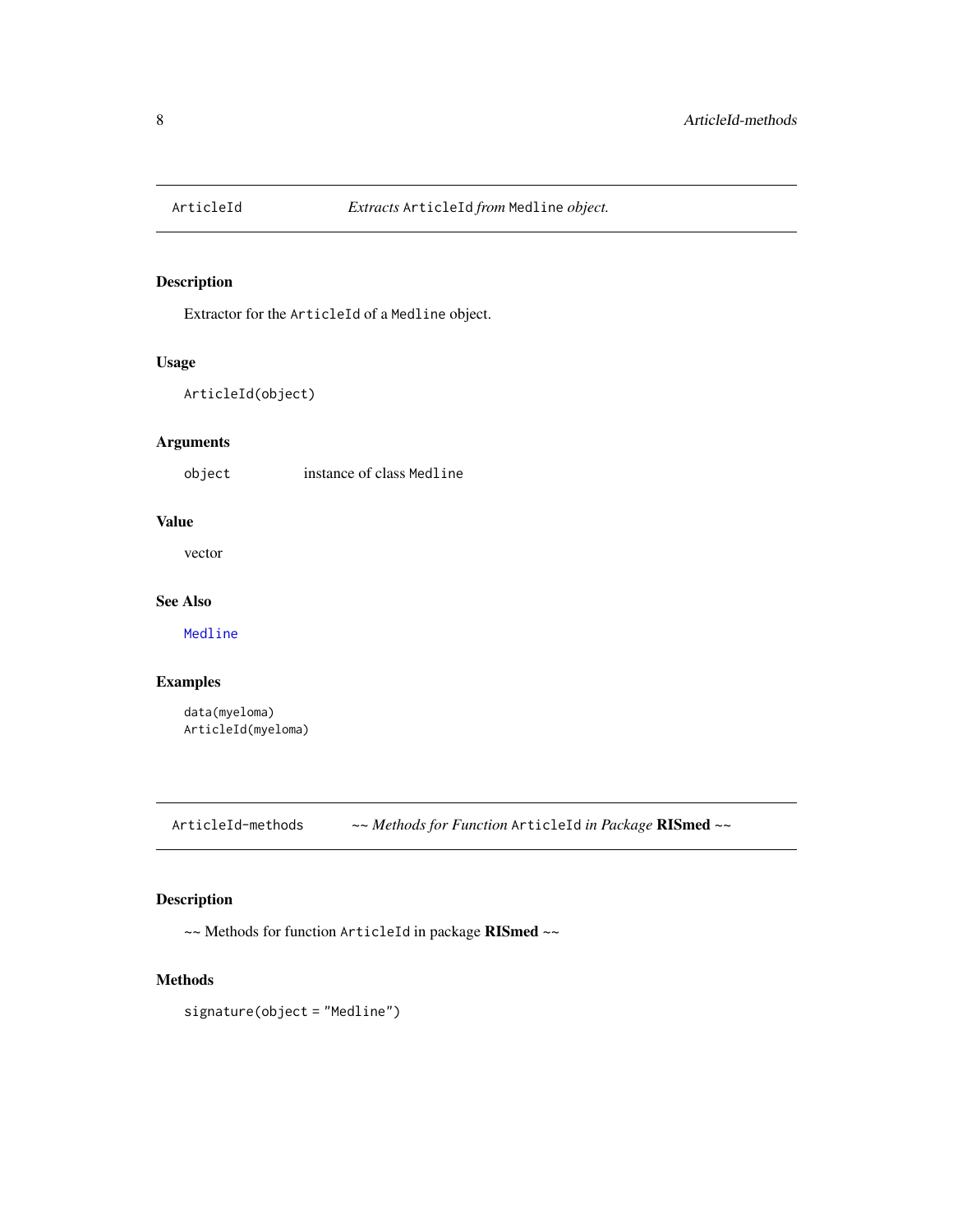## ArticleId — *Extracts* `ArticleId` *from* `Medline` *object.*

### Description

Extractor for the `ArticleId` of a `Medline` object.

### Usage

```
ArticleId(object)
```

### Arguments

| | |
|---|---|
| `object` | instance of class `Medline` |

### Value

vector

### See Also

`Medline`

### Examples

```
data(myeloma)
ArticleId(myeloma)
```

## ArticleId-methods — *~~ Methods for Function* `ArticleId` *in Package* **RISmed** *~~*

### Description

~~ Methods for function `ArticleId` in package **RISmed** ~~

### Methods

```
signature(object = "Medline")
```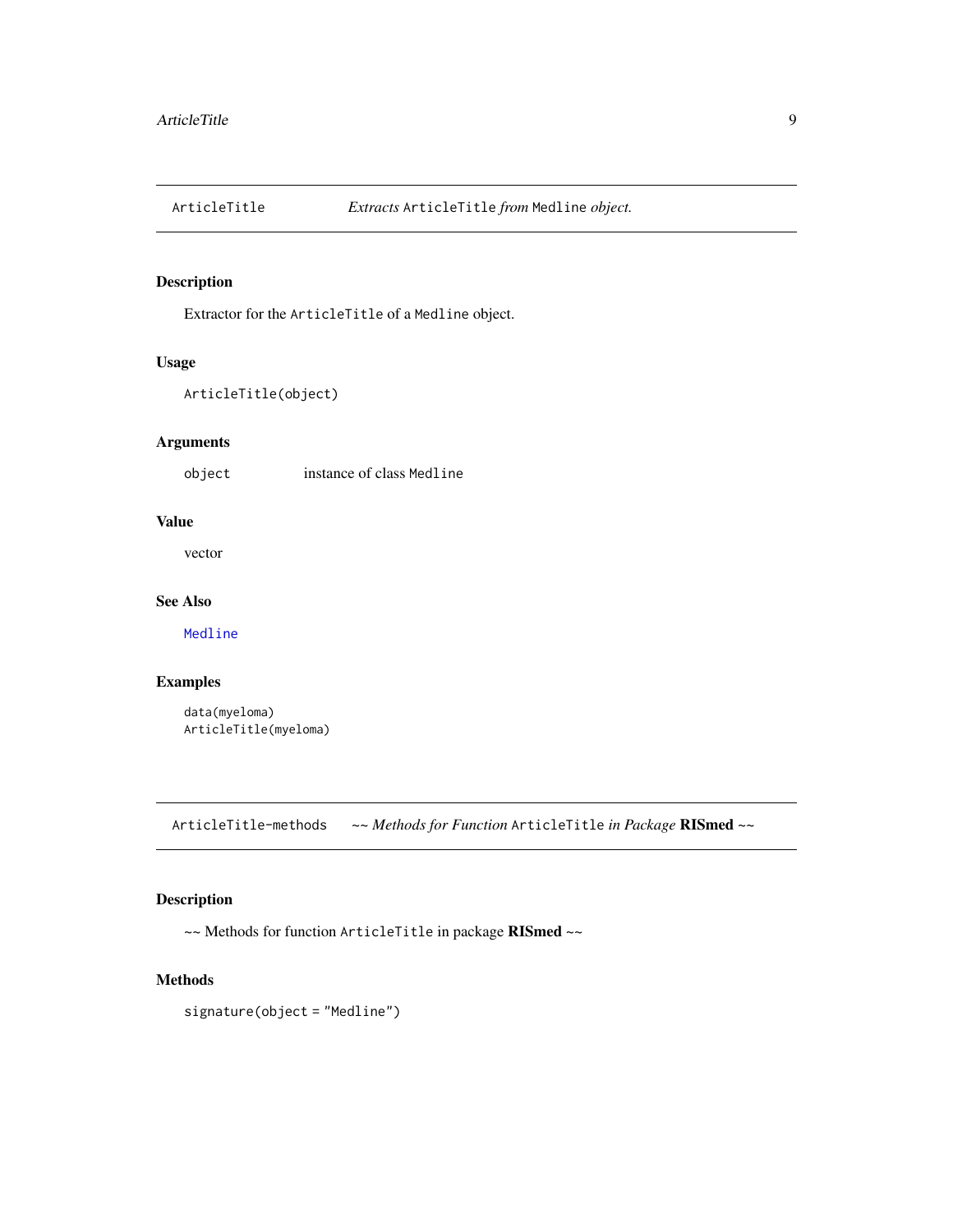## ArticleTitle — *Extracts* `ArticleTitle` *from* `Medline` *object.*

### Description

Extractor for the `ArticleTitle` of a `Medline` object.

### Usage

```
ArticleTitle(object)
```

### Arguments

| | |
|---|---|
| `object` | instance of class `Medline` |

### Value

vector

### See Also

`Medline`

### Examples

```
data(myeloma)
ArticleTitle(myeloma)
```

## ArticleTitle-methods — *~~ Methods for Function* `ArticleTitle` *in Package* **RISmed** *~~*

### Description

~~ Methods for function `ArticleTitle` in package **RISmed** ~~

### Methods

```
signature(object = "Medline")
```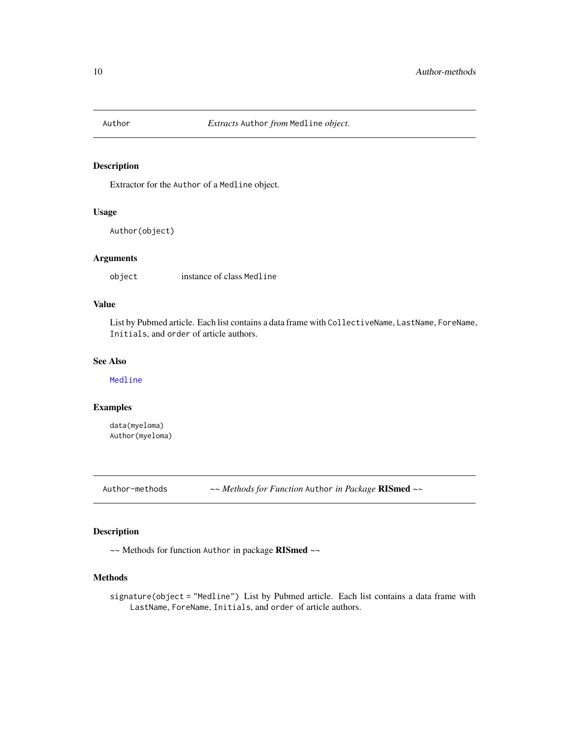## Author — *Extracts* `Author` *from* `Medline` *object.*

### Description

Extractor for the `Author` of a `Medline` object.

### Usage

```
Author(object)
```

### Arguments

| | |
|---|---|
| `object` | instance of class `Medline` |

### Value

List by Pubmed article. Each list contains a data frame with `CollectiveName`, `LastName`, `ForeName`, `Initials`, and `order` of article authors.

### See Also

`Medline`

### Examples

```
data(myeloma)
Author(myeloma)
```

## Author-methods — *~~ Methods for Function* `Author` *in Package* **RISmed** *~~*

### Description

~~ Methods for function `Author` in package **RISmed** ~~

### Methods

`signature(object = "Medline")` List by Pubmed article. Each list contains a data frame with `LastName`, `ForeName`, `Initials`, and `order` of article authors.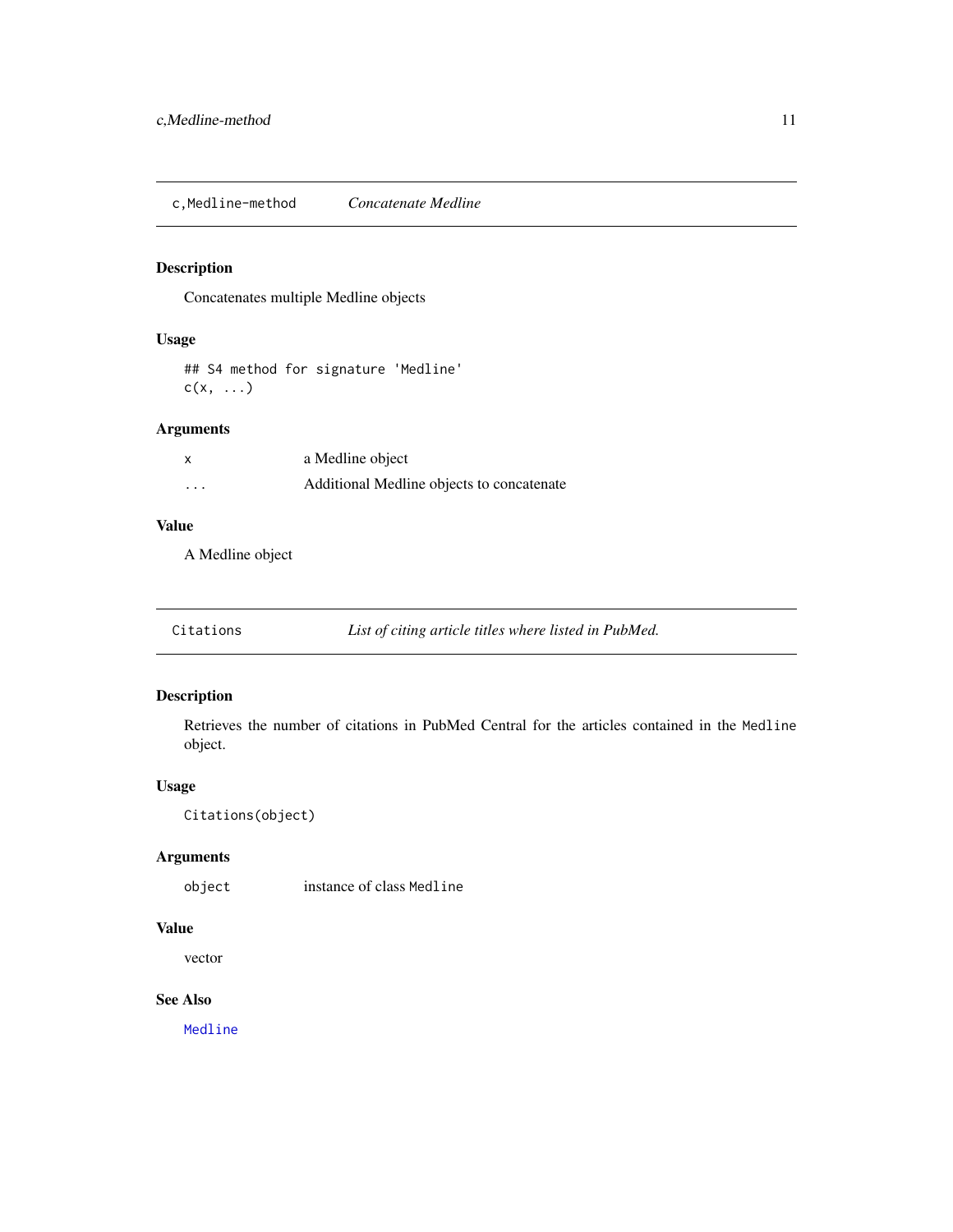## c,Medline-method — *Concatenate Medline*

### Description

Concatenates multiple Medline objects

### Usage

```
## S4 method for signature 'Medline'
c(x, ...)
```

### Arguments

| | |
|---|---|
| `x` | a Medline object |
| `...` | Additional Medline objects to concatenate |

### Value

A Medline object

## Citations — *List of citing article titles where listed in PubMed.*

### Description

Retrieves the number of citations in PubMed Central for the articles contained in the `Medline` object.

### Usage

```
Citations(object)
```

### Arguments

| | |
|---|---|
| `object` | instance of class `Medline` |

### Value

vector

### See Also

`Medline`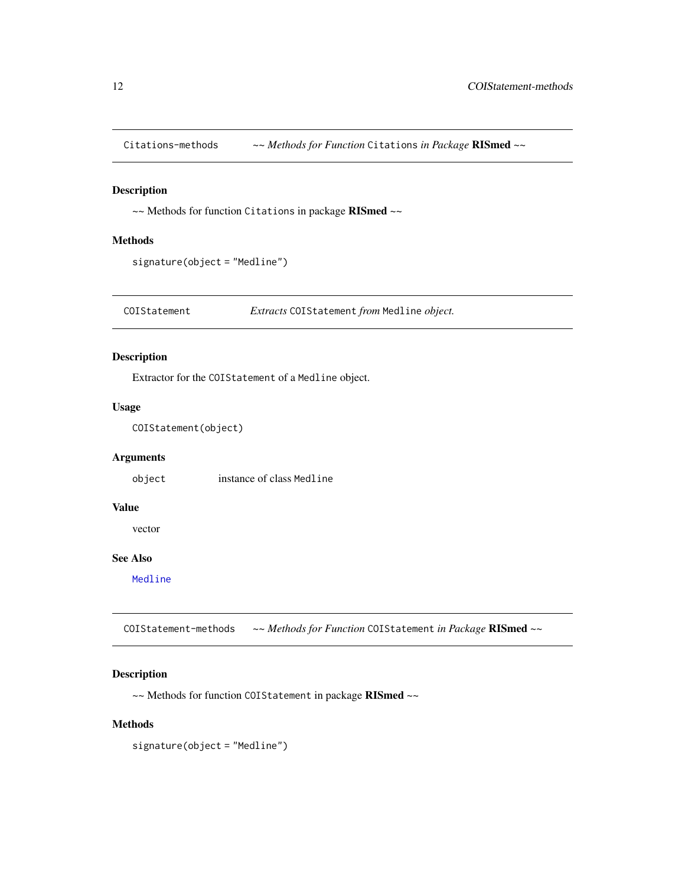## Citations-methods *~~ Methods for Function* `Citations` *in Package* **RISmed** *~~*

### Description

~~ Methods for function `Citations` in package **RISmed** ~~

### Methods

```
signature(object = "Medline")
```

## COIStatement *Extracts* `COIStatement` *from* `Medline` *object.*

### Description

Extractor for the `COIStatement` of a `Medline` object.

### Usage

```
COIStatement(object)
```

### Arguments

| | |
|---|---|
| object | instance of class `Medline` |

### Value

vector

### See Also

`Medline`

## COIStatement-methods *~~ Methods for Function* `COIStatement` *in Package* **RISmed** *~~*

### Description

~~ Methods for function `COIStatement` in package **RISmed** ~~

### Methods

```
signature(object = "Medline")
```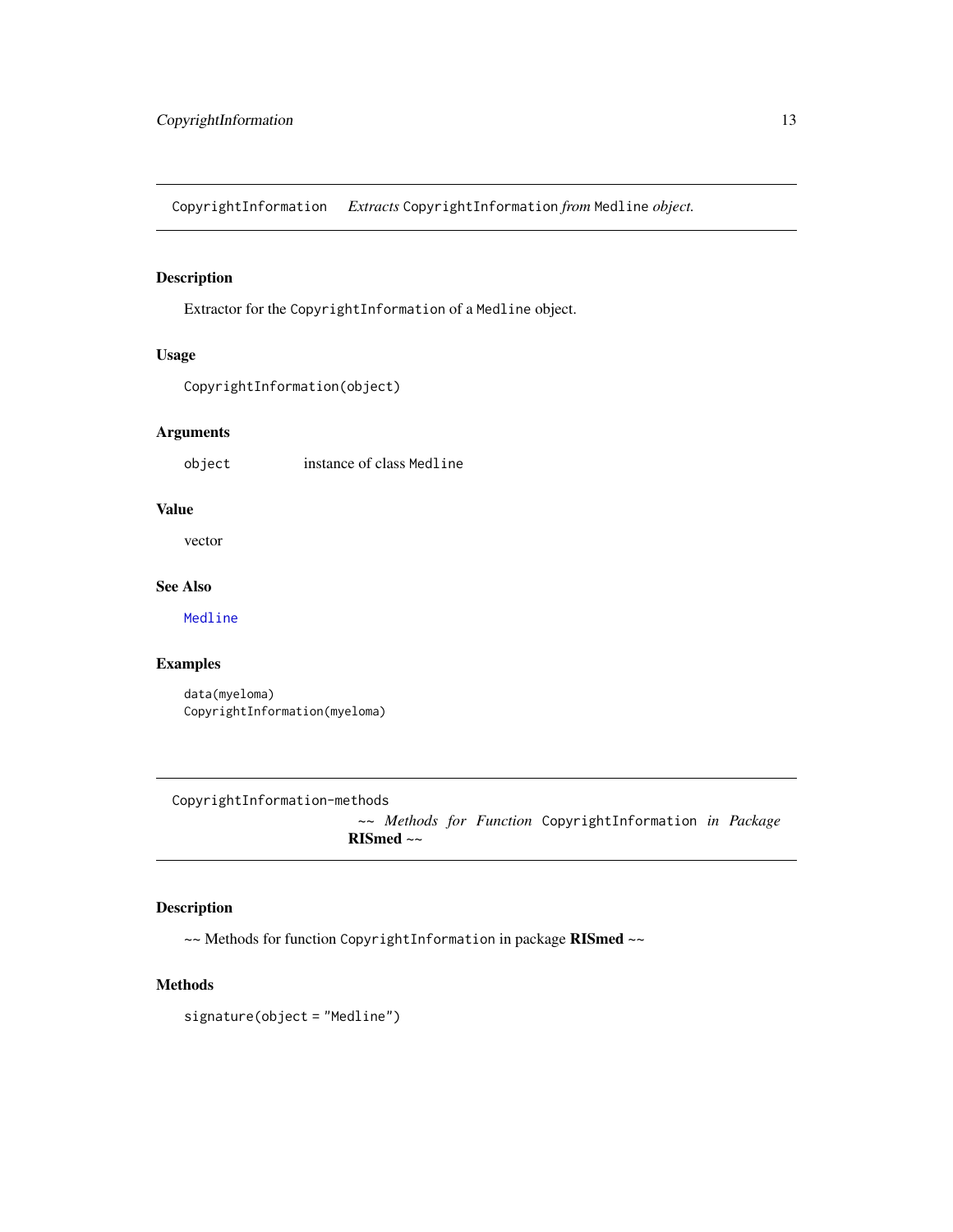## CopyrightInformation *Extracts* CopyrightInformation *from* Medline *object.*

### Description

Extractor for the CopyrightInformation of a Medline object.

### Usage

```
CopyrightInformation(object)
```

### Arguments

| | |
|---|---|
| object | instance of class Medline |

### Value

vector

### See Also

Medline

### Examples

```
data(myeloma)
CopyrightInformation(myeloma)
```

## CopyrightInformation-methods *~~ Methods for Function* CopyrightInformation *in Package* **RISmed** *~~*

### Description

~~ Methods for function CopyrightInformation in package **RISmed** ~~

### Methods

signature(object = "Medline")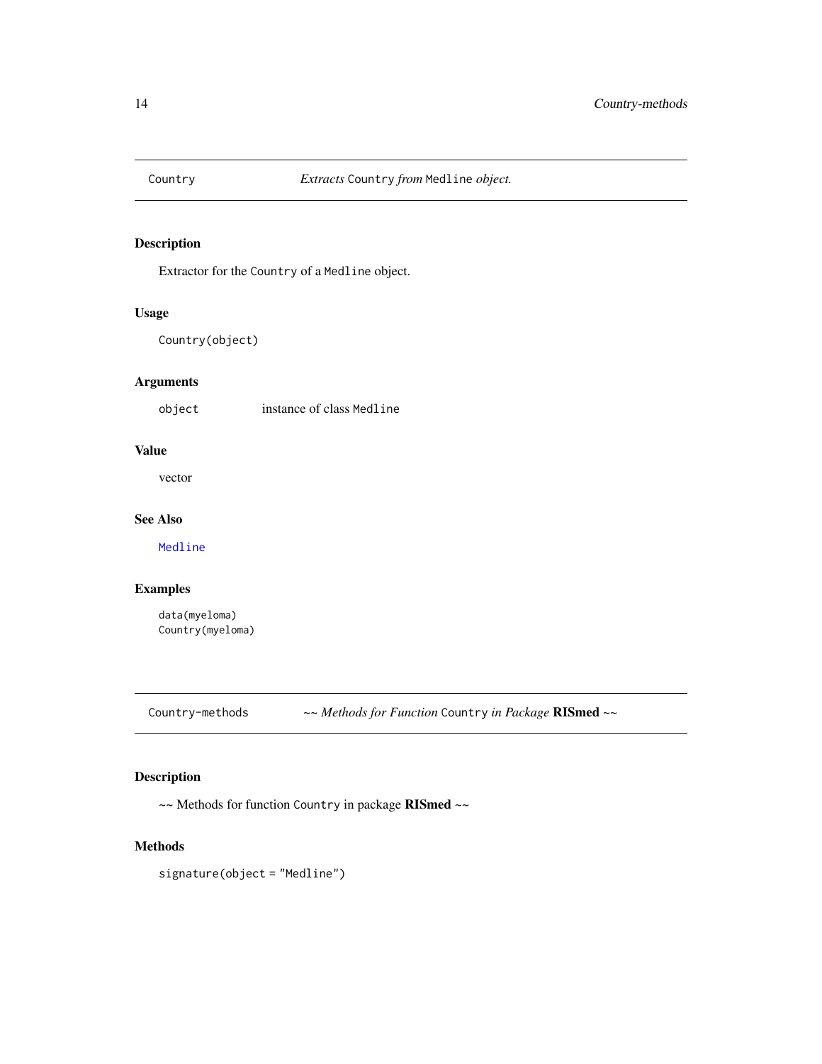## Country — *Extracts Country from Medline object.*

### Description

Extractor for the `Country` of a `Medline` object.

### Usage

```
Country(object)
```

### Arguments

| | |
|---|---|
| `object` | instance of class `Medline` |

### Value

vector

### See Also

`Medline`

### Examples

```
data(myeloma)
Country(myeloma)
```

## Country-methods — *~~ Methods for Function Country in Package **RISmed** ~~*

### Description

~~ Methods for function `Country` in package **RISmed** ~~

### Methods

`signature(object = "Medline")`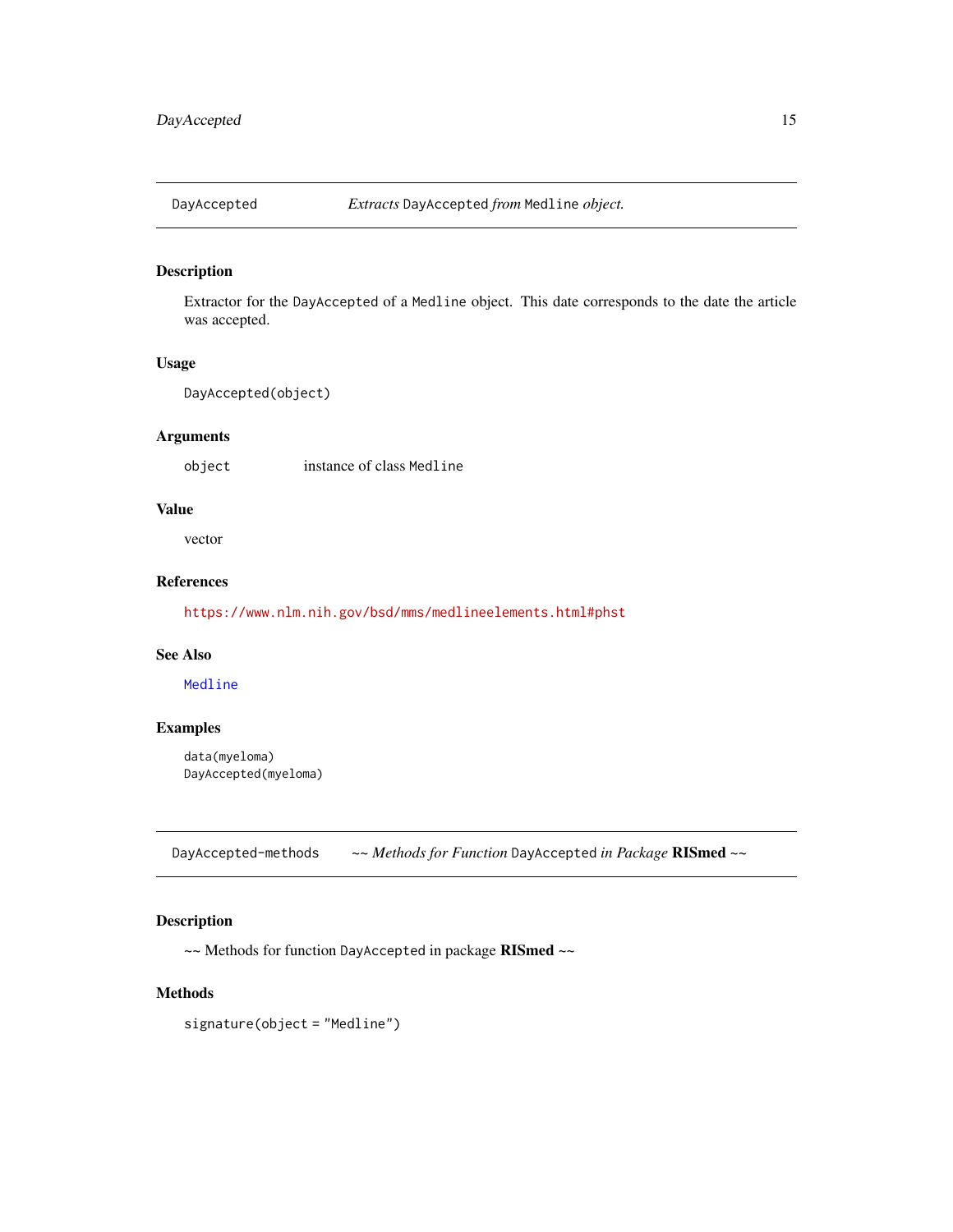## DayAccepted — *Extracts* `DayAccepted` *from* `Medline` *object.*

### Description

Extractor for the `DayAccepted` of a `Medline` object. This date corresponds to the date the article was accepted.

### Usage

```
DayAccepted(object)
```

### Arguments

| | |
|---|---|
| `object` | instance of class `Medline` |

### Value

vector

### References

https://www.nlm.nih.gov/bsd/mms/medlineelements.html#phst

### See Also

`Medline`

### Examples

```
data(myeloma)
DayAccepted(myeloma)
```

## DayAccepted-methods — *~~ Methods for Function* `DayAccepted` *in Package* **RISmed** *~~*

### Description

~~ Methods for function `DayAccepted` in package **RISmed** ~~

### Methods

`signature(object = "Medline")`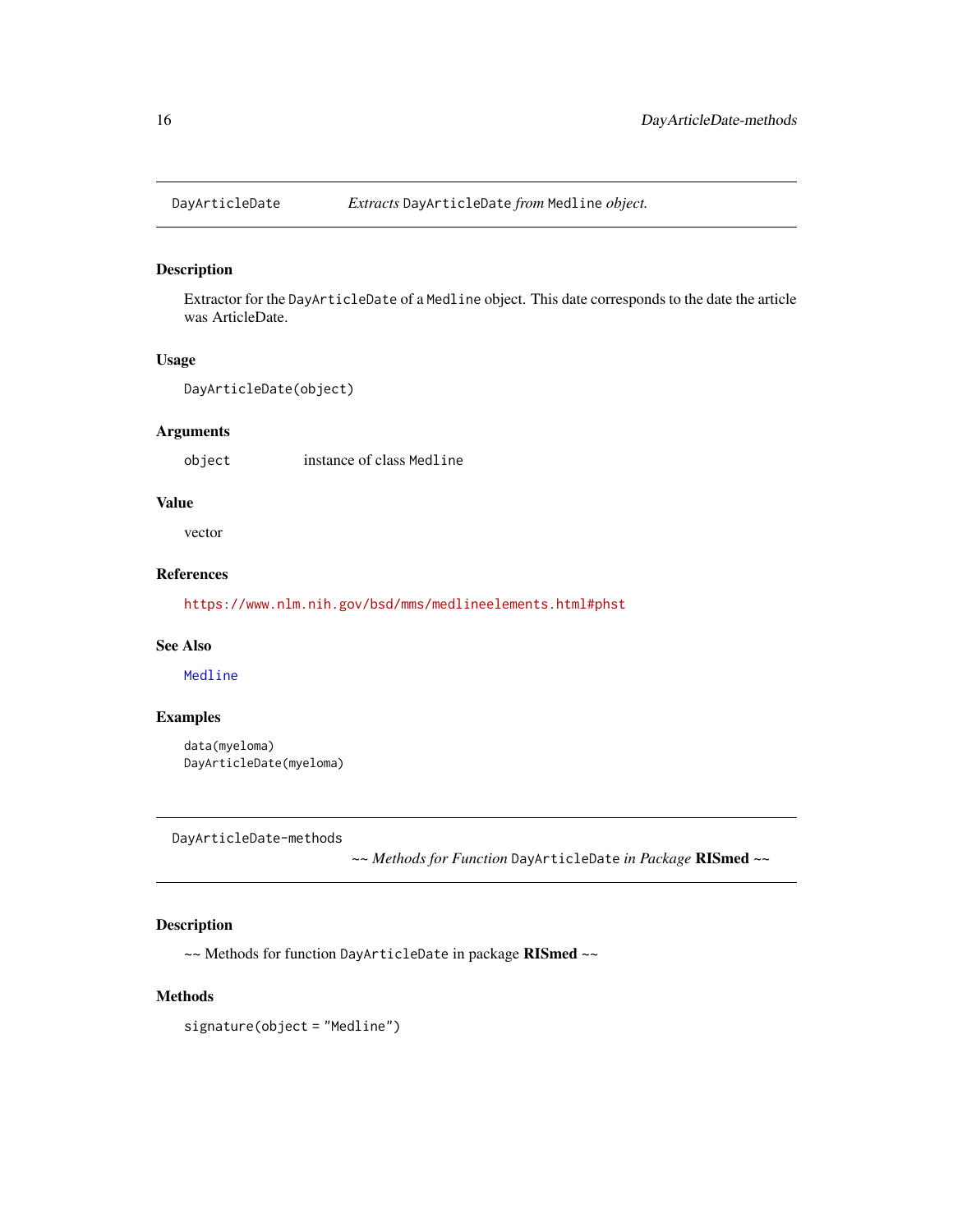## DayArticleDate *Extracts* `DayArticleDate` *from* `Medline` *object.*

### Description

Extractor for the `DayArticleDate` of a `Medline` object. This date corresponds to the date the article was ArticleDate.

### Usage

```
DayArticleDate(object)
```

### Arguments

| | |
|---|---|
| `object` | instance of class `Medline` |

### Value

vector

### References

https://www.nlm.nih.gov/bsd/mms/medlineelements.html#phst

### See Also

`Medline`

### Examples

```
data(myeloma)
DayArticleDate(myeloma)
```

## DayArticleDate-methods *~~ Methods for Function* `DayArticleDate` *in Package* **RISmed** *~~*

### Description

~~ Methods for function `DayArticleDate` in package **RISmed** ~~

### Methods

`signature(object = "Medline")`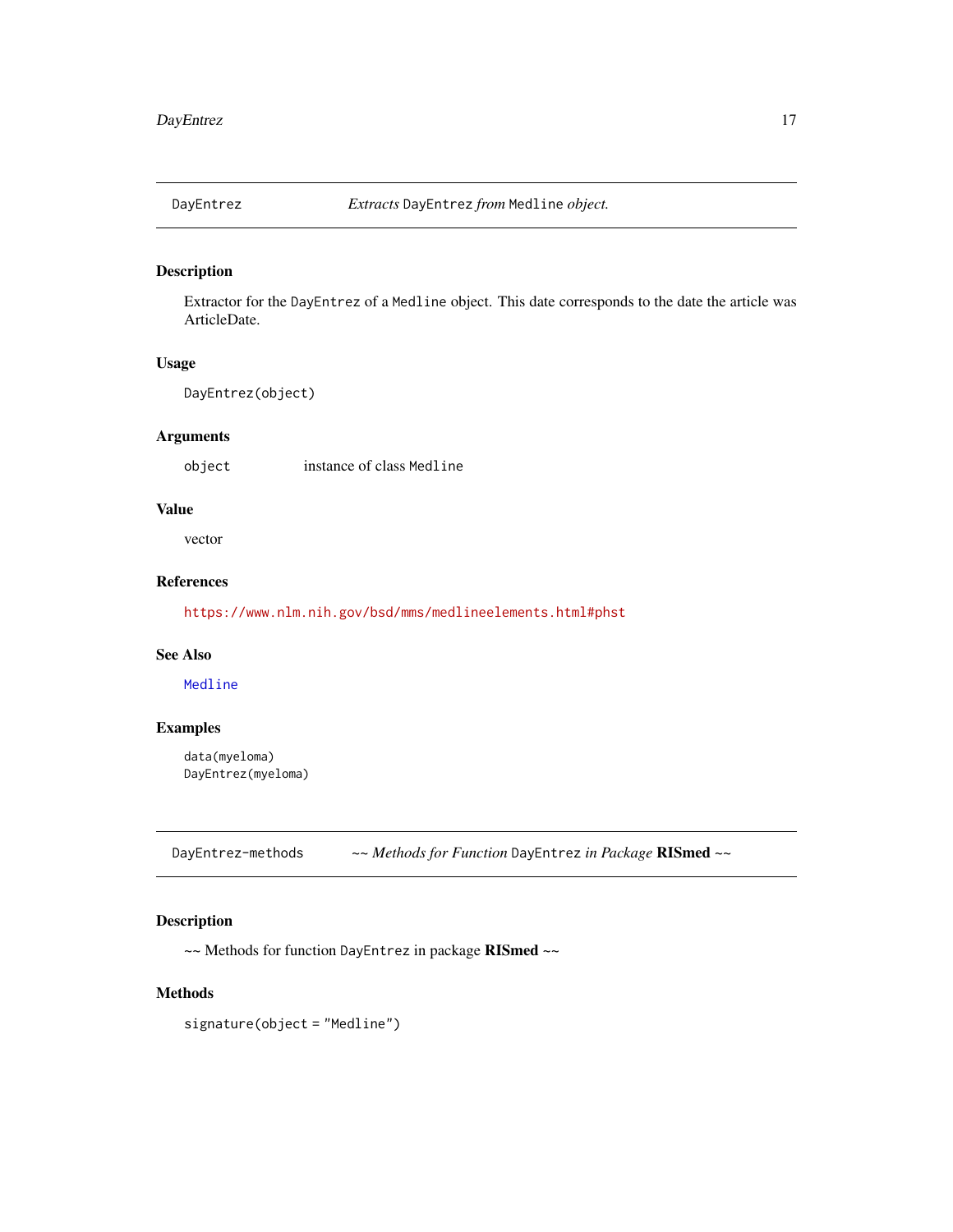## DayEntrez — *Extracts* DayEntrez *from* Medline *object.*

### Description

Extractor for the DayEntrez of a Medline object. This date corresponds to the date the article was ArticleDate.

### Usage

```
DayEntrez(object)
```

### Arguments

| | |
|---|---|
| object | instance of class Medline |

### Value

vector

### References

https://www.nlm.nih.gov/bsd/mms/medlineelements.html#phst

### See Also

Medline

### Examples

```
data(myeloma)
DayEntrez(myeloma)
```

## DayEntrez-methods — *~~ Methods for Function* DayEntrez *in Package* **RISmed** *~~*

### Description

~~ Methods for function DayEntrez in package **RISmed** ~~

### Methods

```
signature(object = "Medline")
```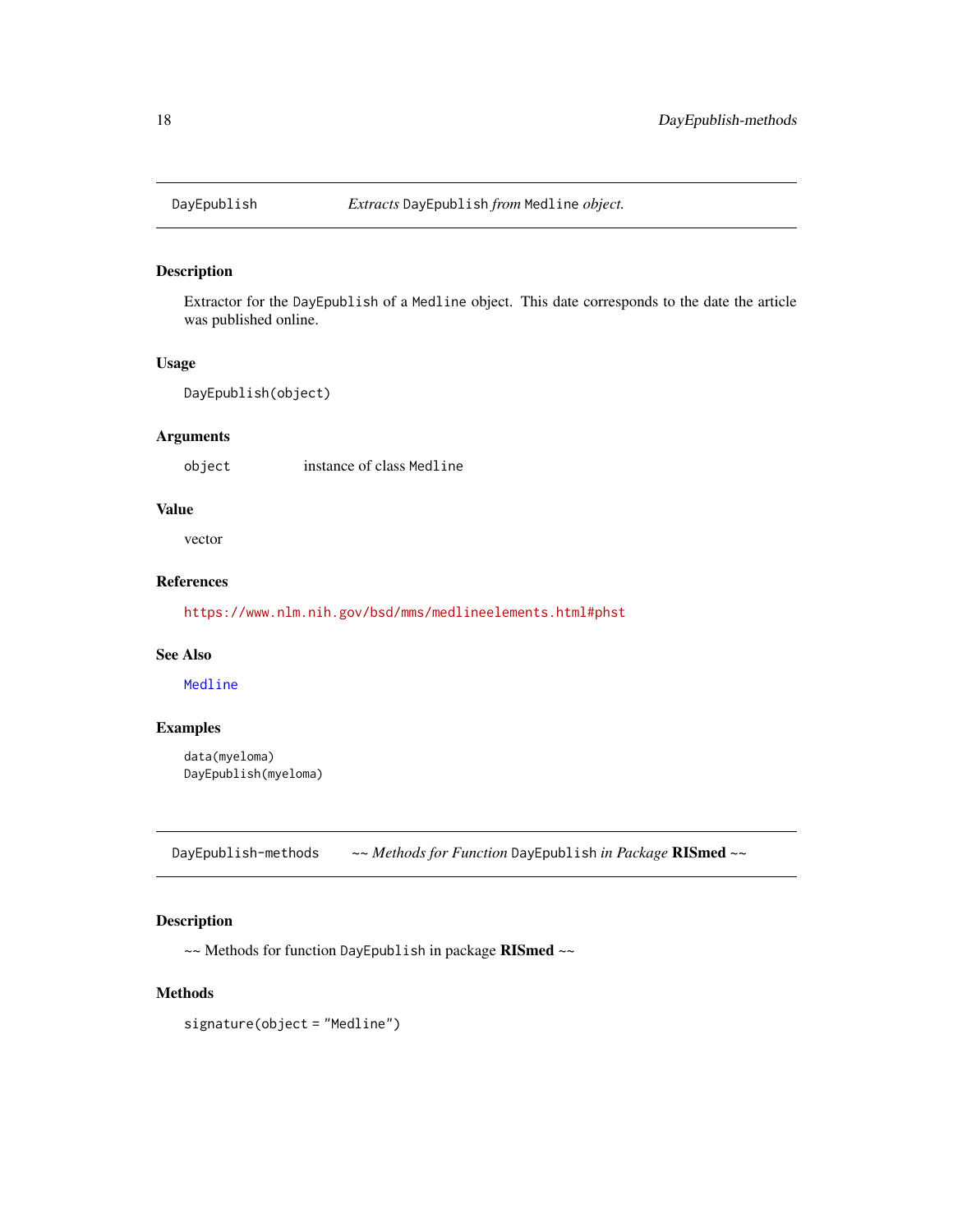## DayEpublish — *Extracts* `DayEpublish` *from* `Medline` *object.*

### Description

Extractor for the `DayEpublish` of a `Medline` object. This date corresponds to the date the article was published online.

### Usage

```
DayEpublish(object)
```

### Arguments

| | |
|---|---|
| `object` | instance of class `Medline` |

### Value

vector

### References

https://www.nlm.nih.gov/bsd/mms/medlineelements.html#phst

### See Also

`Medline`

### Examples

```
data(myeloma)
DayEpublish(myeloma)
```

## DayEpublish-methods — *~~ Methods for Function* `DayEpublish` *in Package* **RISmed** *~~*

### Description

~~ Methods for function `DayEpublish` in package **RISmed** ~~

### Methods

```
signature(object = "Medline")
```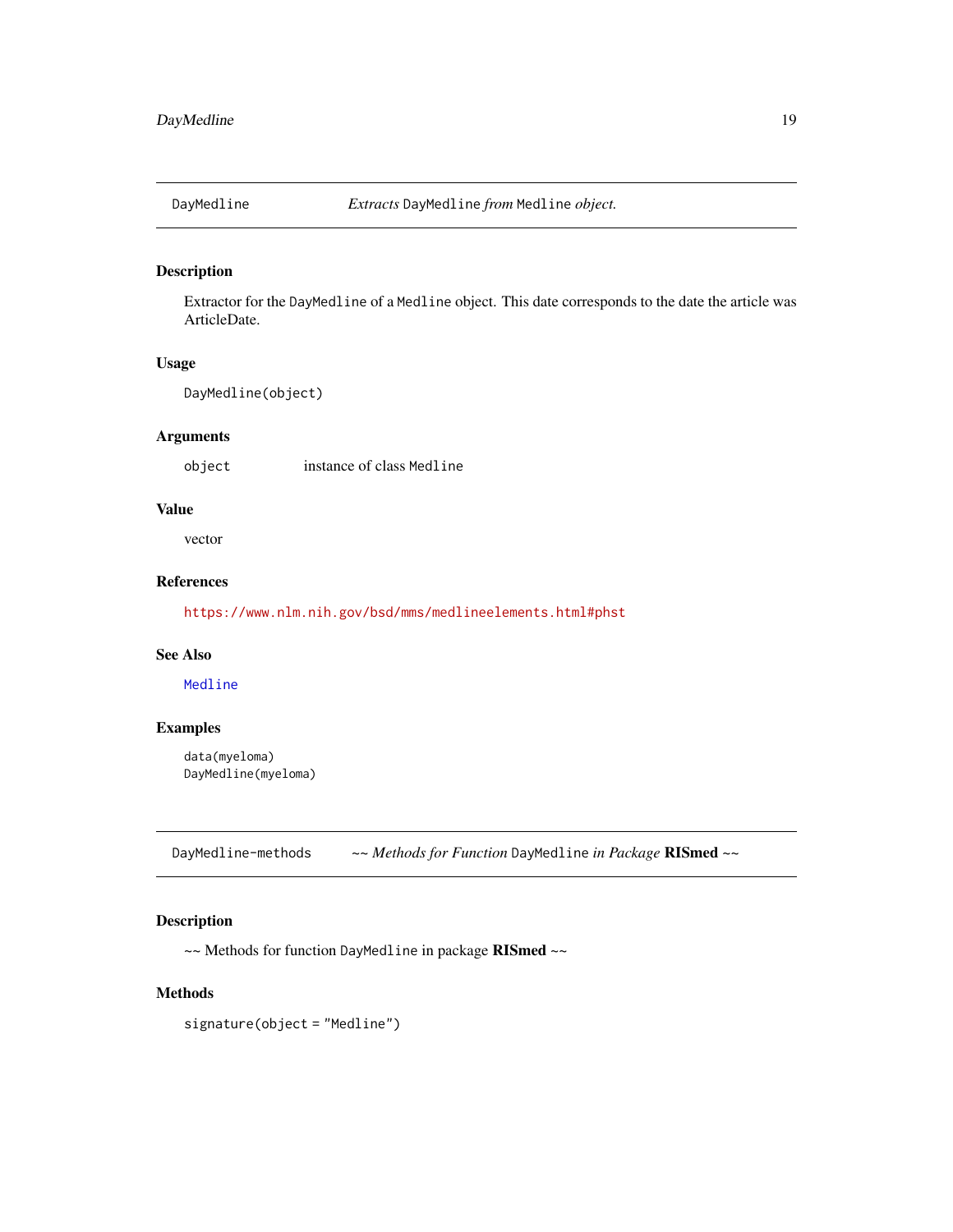## DayMedline — *Extracts* DayMedline *from* Medline *object.*

### Description

Extractor for the DayMedline of a Medline object. This date corresponds to the date the article was ArticleDate.

### Usage

```
DayMedline(object)
```

### Arguments

| | |
|---|---|
| object | instance of class Medline |

### Value

vector

### References

https://www.nlm.nih.gov/bsd/mms/medlineelements.html#phst

### See Also

Medline

### Examples

```
data(myeloma)
DayMedline(myeloma)
```

## DayMedline-methods — ~~ *Methods for Function* DayMedline *in Package* **RISmed** ~~

### Description

~~ Methods for function DayMedline in package **RISmed** ~~

### Methods

signature(object = "Medline")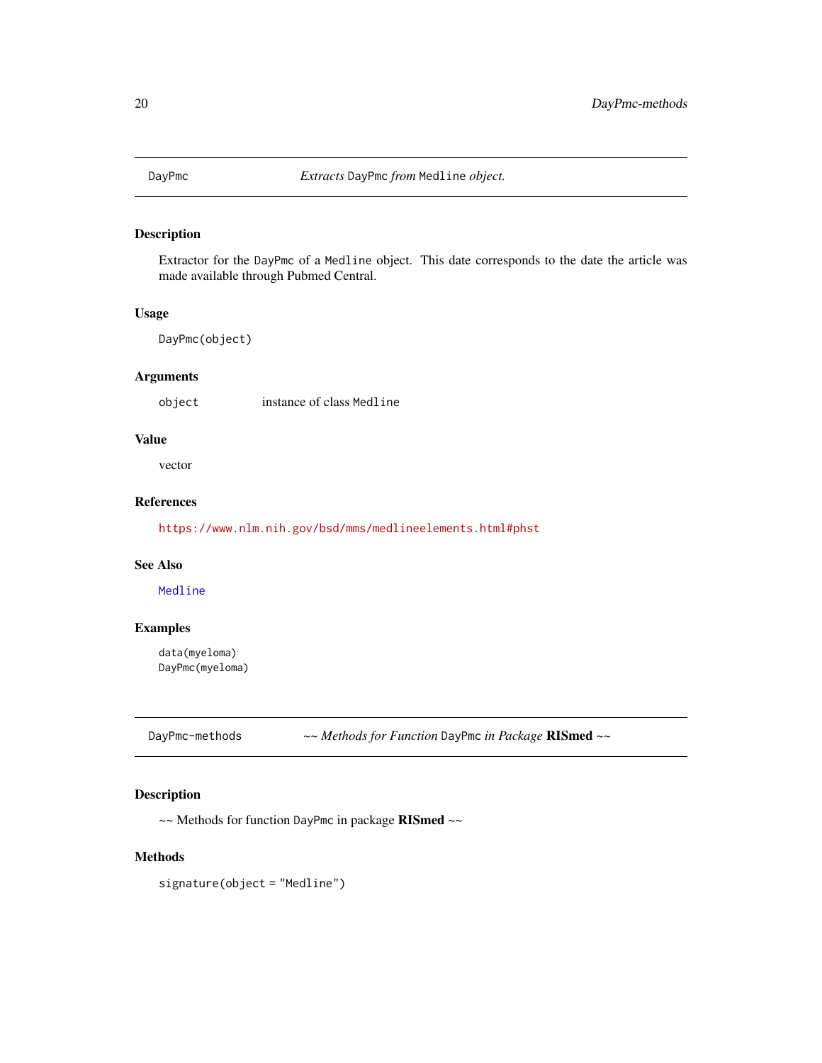## DayPmc — *Extracts* DayPmc *from* Medline *object.*

### Description

Extractor for the DayPmc of a Medline object. This date corresponds to the date the article was made available through Pubmed Central.

### Usage

```
DayPmc(object)
```

### Arguments

object — instance of class Medline

### Value

vector

### References

https://www.nlm.nih.gov/bsd/mms/medlineelements.html#phst

### See Also

Medline

### Examples

```
data(myeloma)
DayPmc(myeloma)
```

## DayPmc-methods — *~~ Methods for Function* DayPmc *in Package* **RISmed** *~~*

### Description

~~ Methods for function DayPmc in package **RISmed** ~~

### Methods

```
signature(object = "Medline")
```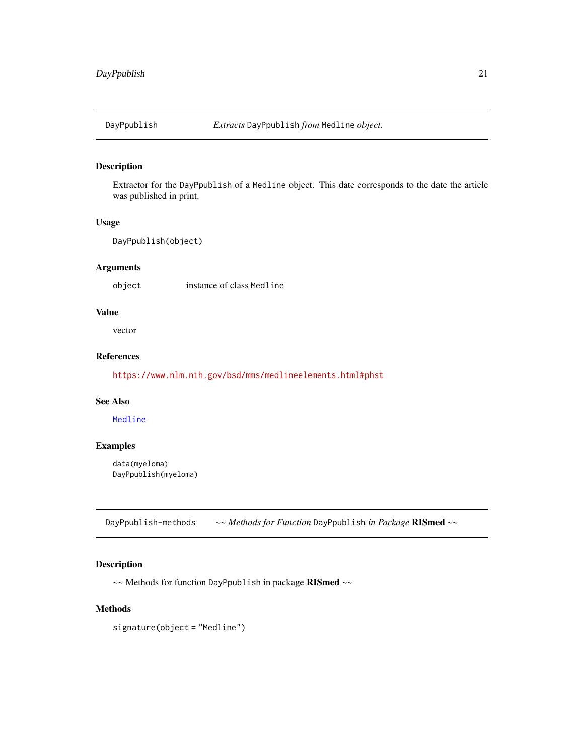## DayPpublish — *Extracts* `DayPpublish` *from* `Medline` *object.*

### Description

Extractor for the `DayPpublish` of a `Medline` object. This date corresponds to the date the article was published in print.

### Usage

```
DayPpublish(object)
```

### Arguments

| | |
|---|---|
| `object` | instance of class `Medline` |

### Value

vector

### References

https://www.nlm.nih.gov/bsd/mms/medlineelements.html#phst

### See Also

`Medline`

### Examples

```
data(myeloma)
DayPpublish(myeloma)
```

## DayPpublish-methods — *~~ Methods for Function* `DayPpublish` *in Package* **RISmed** *~~*

### Description

~~ Methods for function `DayPpublish` in package **RISmed** ~~

### Methods

`signature(object = "Medline")`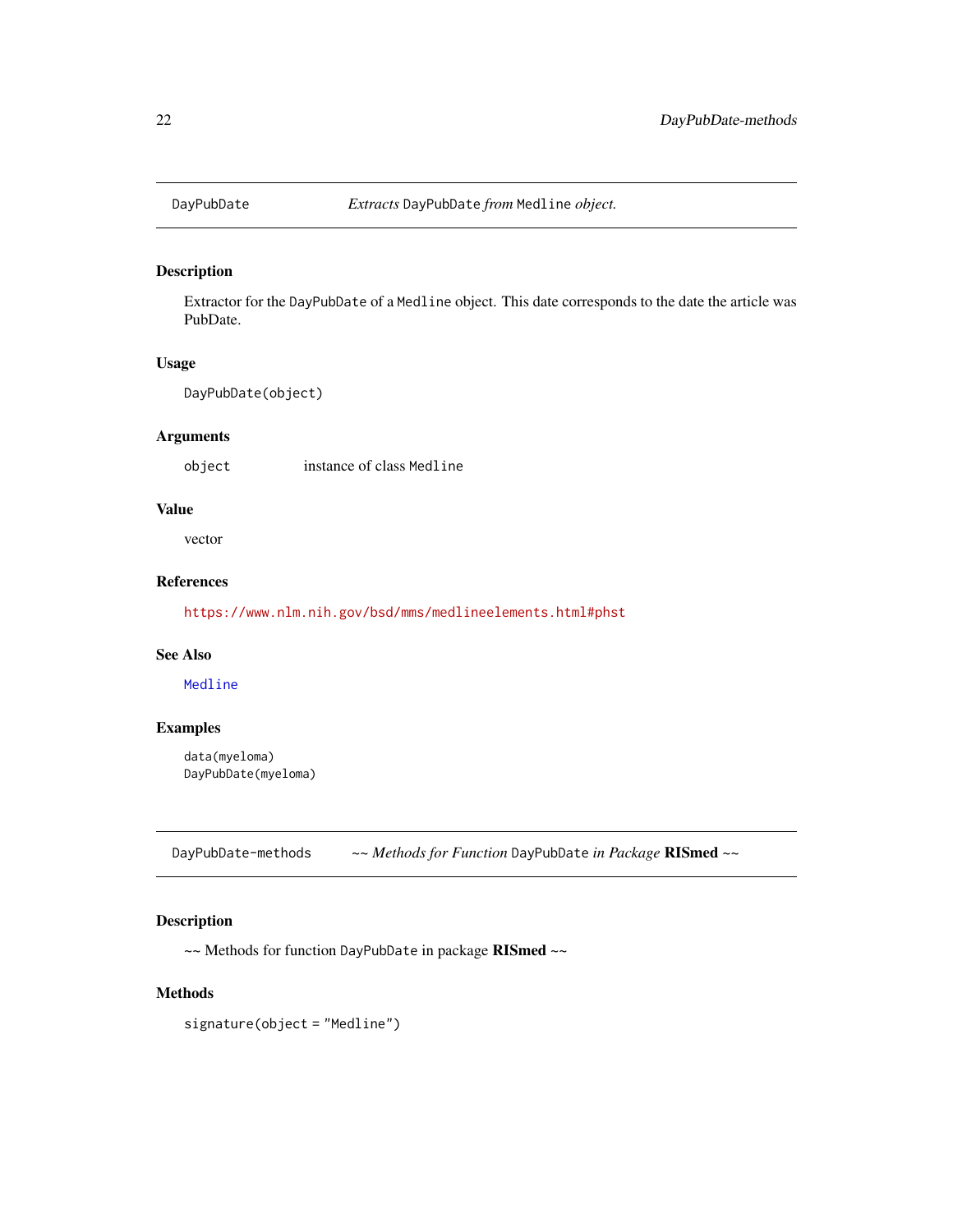## DayPubDate — *Extracts* `DayPubDate` *from* `Medline` *object.*

### Description

Extractor for the `DayPubDate` of a `Medline` object. This date corresponds to the date the article was PubDate.

### Usage

```
DayPubDate(object)
```

### Arguments

| | |
|---|---|
| `object` | instance of class `Medline` |

### Value

vector

### References

https://www.nlm.nih.gov/bsd/mms/medlineelements.html#phst

### See Also

`Medline`

### Examples

```
data(myeloma)
DayPubDate(myeloma)
```

## DayPubDate-methods — *~~ Methods for Function* `DayPubDate` *in Package* **RISmed** *~~*

### Description

~~ Methods for function `DayPubDate` in package **RISmed** ~~

### Methods

```
signature(object = "Medline")
```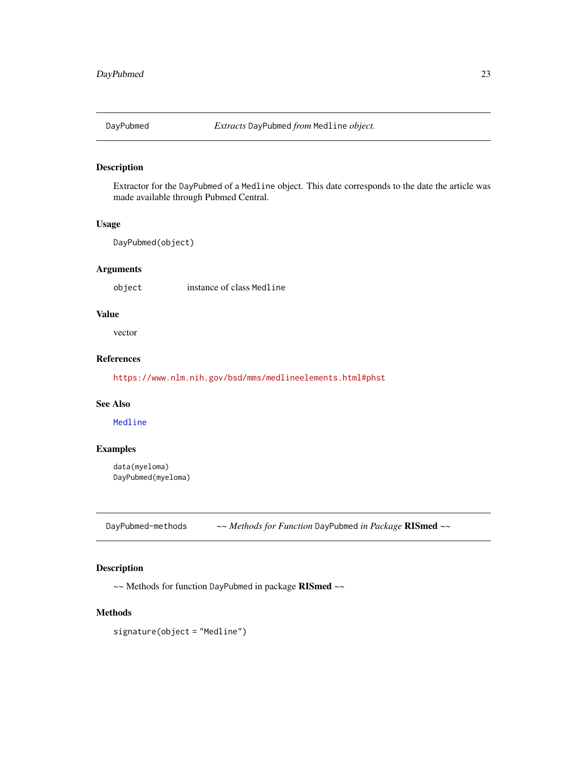## DayPubmed — *Extracts* DayPubmed *from* Medline *object.*

### Description

Extractor for the DayPubmed of a Medline object. This date corresponds to the date the article was made available through Pubmed Central.

### Usage

```
DayPubmed(object)
```

### Arguments

| | |
|---|---|
| object | instance of class Medline |

### Value

vector

### References

https://www.nlm.nih.gov/bsd/mms/medlineelements.html#phst

### See Also

Medline

### Examples

```
data(myeloma)
DayPubmed(myeloma)
```

## DayPubmed-methods — *~~ Methods for Function* DayPubmed *in Package* **RISmed** *~~*

### Description

~~ Methods for function DayPubmed in package **RISmed** ~~

### Methods

signature(object = "Medline")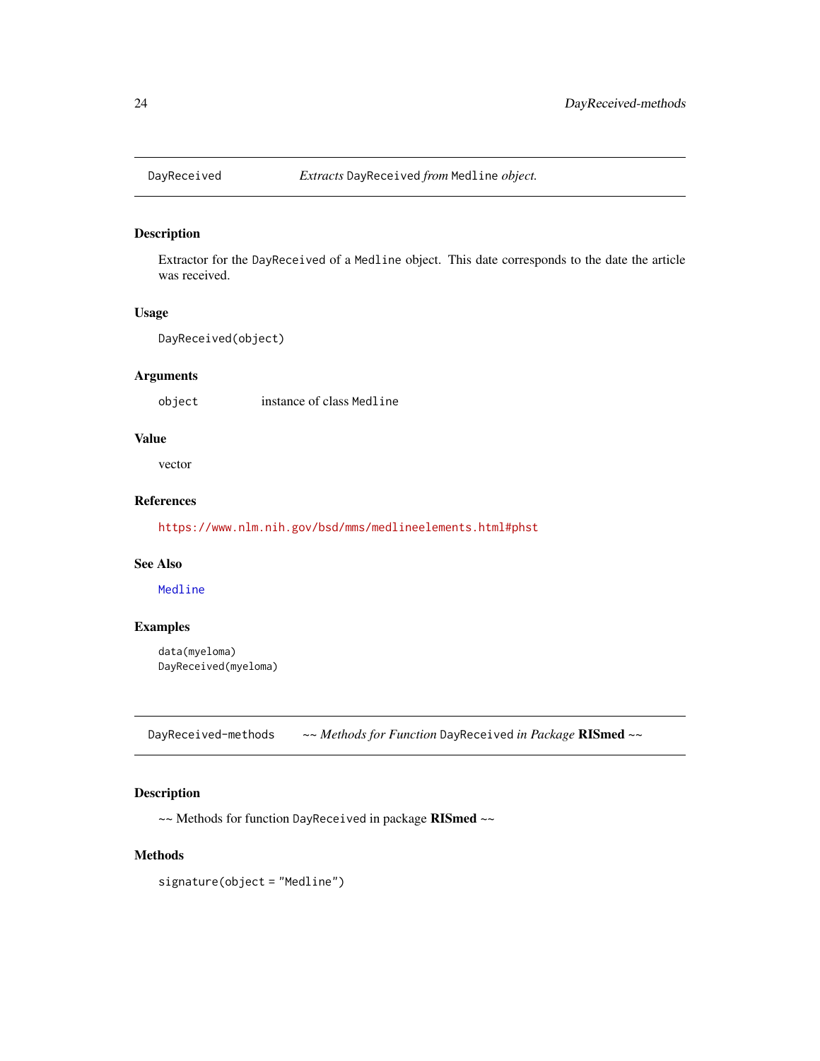## DayReceived — *Extracts* `DayReceived` *from* `Medline` *object.*

### Description

Extractor for the `DayReceived` of a `Medline` object. This date corresponds to the date the article was received.

### Usage

```
DayReceived(object)
```

### Arguments

| | |
|---|---|
| `object` | instance of class `Medline` |

### Value

vector

### References

https://www.nlm.nih.gov/bsd/mms/medlineelements.html#phst

### See Also

`Medline`

### Examples

```
data(myeloma)
DayReceived(myeloma)
```

## DayReceived-methods — ~~ *Methods for Function* `DayReceived` *in Package* **RISmed** ~~

### Description

~~ Methods for function `DayReceived` in package **RISmed** ~~

### Methods

`signature(object = "Medline")`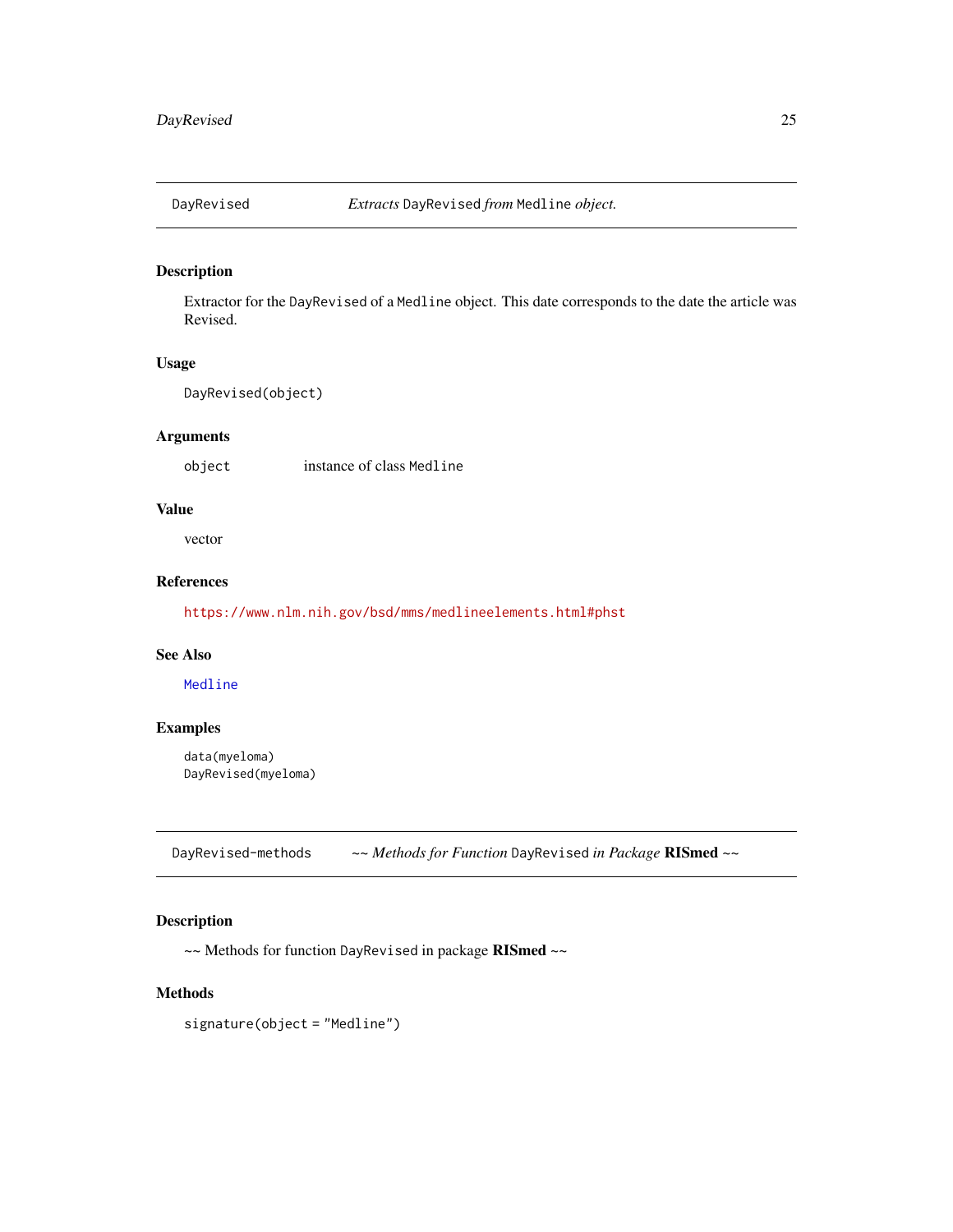## DayRevised — *Extracts* DayRevised *from* Medline *object.*

### Description

Extractor for the DayRevised of a Medline object. This date corresponds to the date the article was Revised.

### Usage

```
DayRevised(object)
```

### Arguments

| | |
|---|---|
| object | instance of class Medline |

### Value

vector

### References

https://www.nlm.nih.gov/bsd/mms/medlineelements.html#phst

### See Also

Medline

### Examples

```
data(myeloma)
DayRevised(myeloma)
```

## DayRevised-methods — ~~ *Methods for Function* DayRevised *in Package* **RISmed** ~~

### Description

~~ Methods for function DayRevised in package **RISmed** ~~

### Methods

signature(object = "Medline")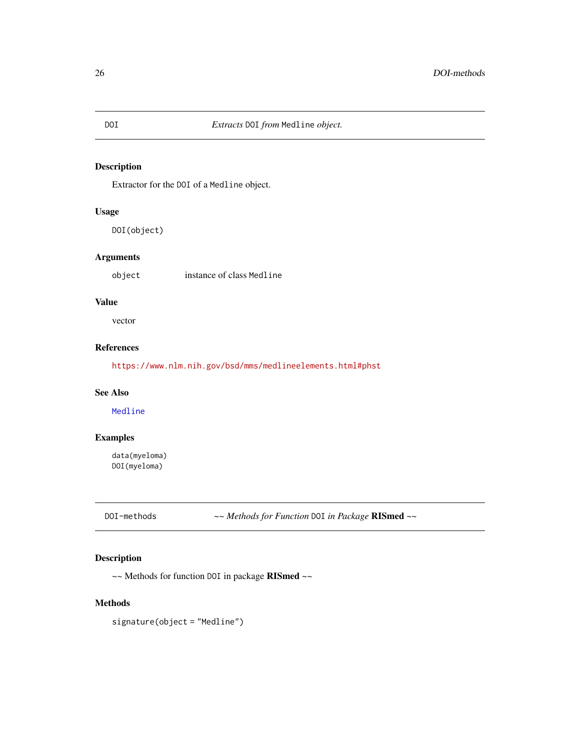## DOI *Extracts DOI from Medline object.*

### Description

Extractor for the DOI of a Medline object.

### Usage

```
DOI(object)
```

### Arguments

object    instance of class Medline

### Value

vector

### References

https://www.nlm.nih.gov/bsd/mms/medlineelements.html#phst

### See Also

Medline

### Examples

```
data(myeloma)
DOI(myeloma)
```

## DOI-methods *~~ Methods for Function DOI in Package* **RISmed** *~~*

### Description

~~ Methods for function DOI in package **RISmed** ~~

### Methods

signature(object = "Medline")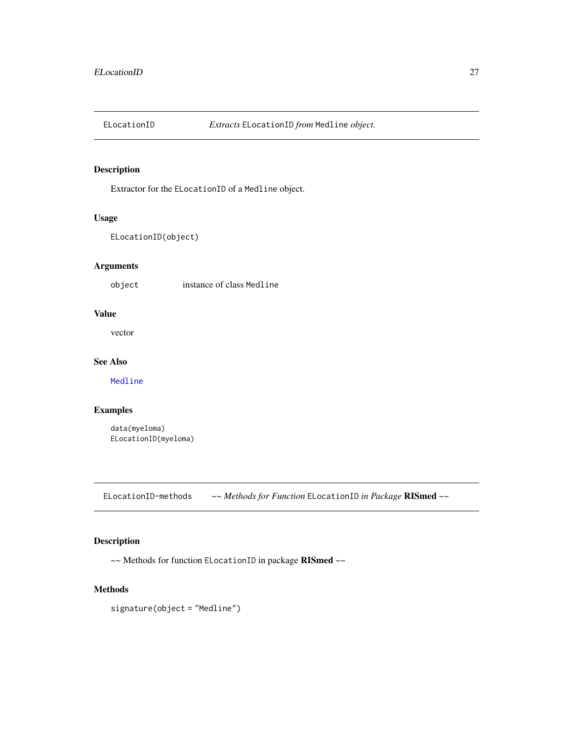## ELocationID — *Extracts* ELocationID *from* Medline *object.*

### Description

Extractor for the ELocationID of a Medline object.

### Usage

```
ELocationID(object)
```

### Arguments

| | |
|---|---|
| object | instance of class Medline |

### Value

vector

### See Also

Medline

### Examples

```
data(myeloma)
ELocationID(myeloma)
```

## ELocationID-methods — *~~ Methods for Function* ELocationID *in Package* **RISmed** *~~*

### Description

~~ Methods for function ELocationID in package **RISmed** ~~

### Methods

signature(object = "Medline")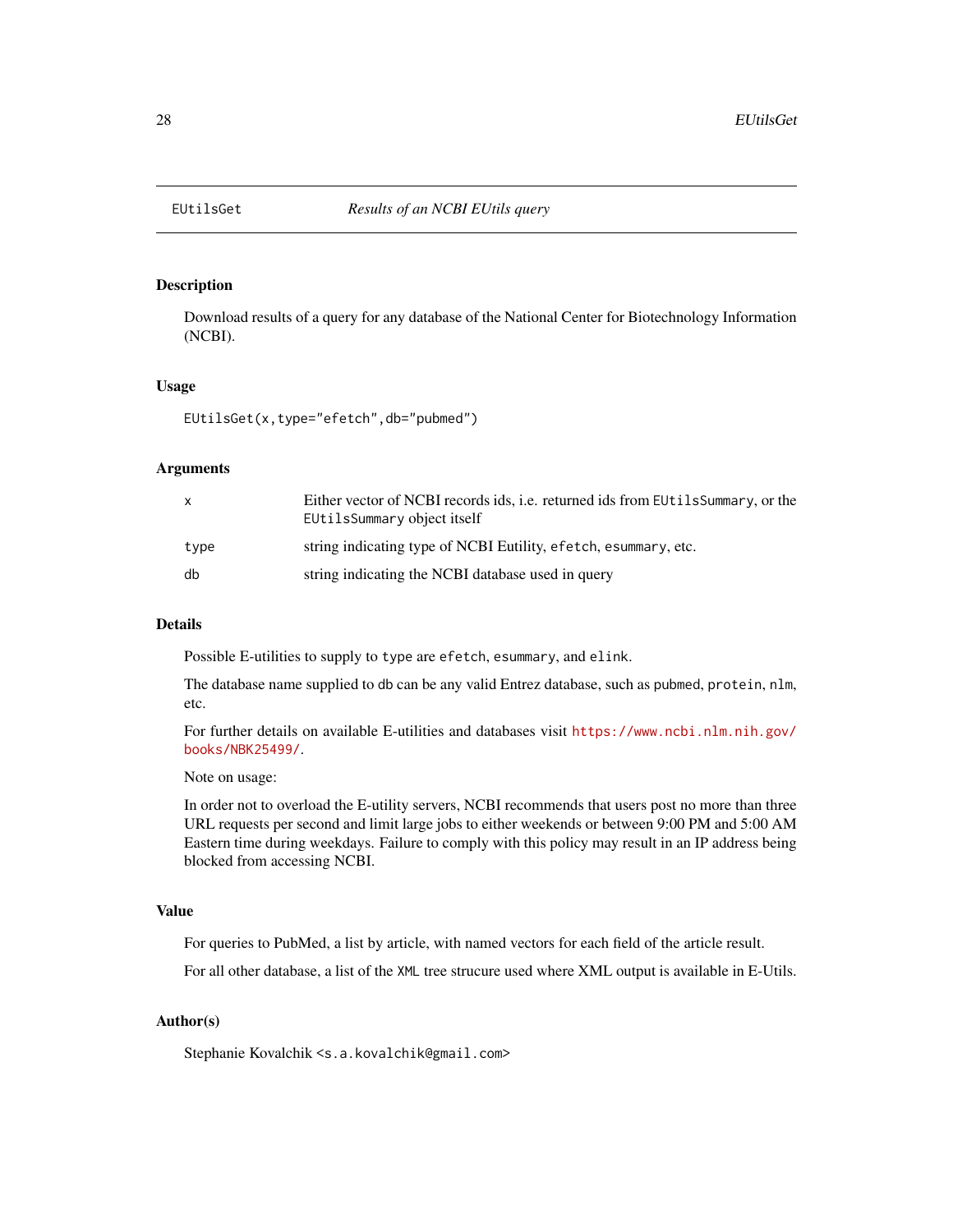EUtilsGet — *Results of an NCBI EUtils query*

## Description

Download results of a query for any database of the National Center for Biotechnology Information (NCBI).

## Usage

```
EUtilsGet(x,type="efetch",db="pubmed")
```

## Arguments

| | |
|---|---|
| x | Either vector of NCBI records ids, i.e. returned ids from `EUtilsSummary`, or the `EUtilsSummary` object itself |
| type | string indicating type of NCBI Eutility, `efetch`, `esummary`, etc. |
| db | string indicating the NCBI database used in query |

## Details

Possible E-utilities to supply to `type` are `efetch`, `esummary`, and `elink`.

The database name supplied to `db` can be any valid Entrez database, such as `pubmed`, `protein`, `nlm`, etc.

For further details on available E-utilities and databases visit https://www.ncbi.nlm.nih.gov/books/NBK25499/.

Note on usage:

In order not to overload the E-utility servers, NCBI recommends that users post no more than three URL requests per second and limit large jobs to either weekends or between 9:00 PM and 5:00 AM Eastern time during weekdays. Failure to comply with this policy may result in an IP address being blocked from accessing NCBI.

## Value

For queries to PubMed, a list by article, with named vectors for each field of the article result.

For all other database, a list of the `XML` tree strucure used where XML output is available in E-Utils.

## Author(s)

Stephanie Kovalchik <`s.a.kovalchik@gmail.com`>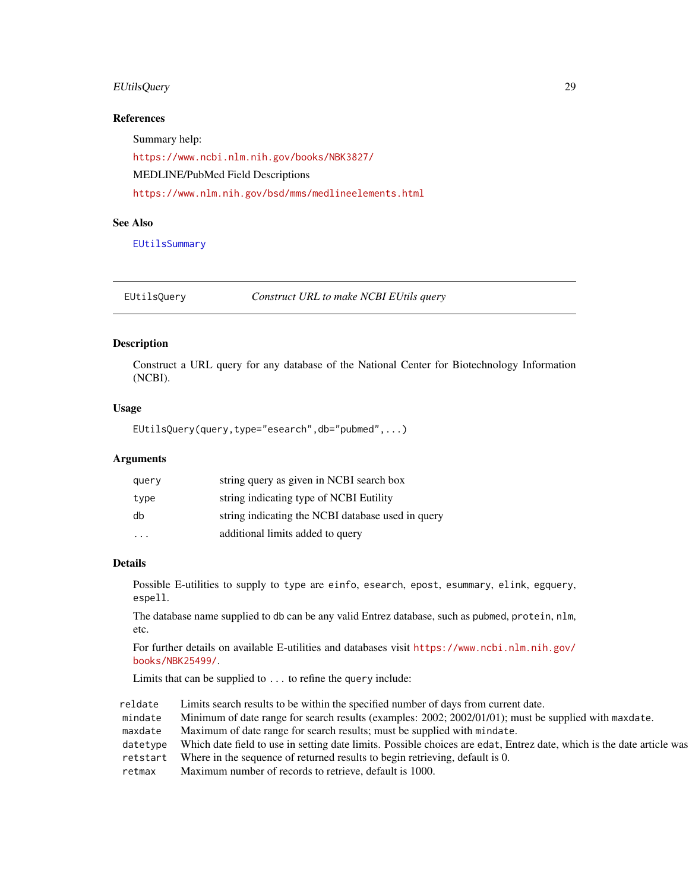## References

Summary help:

https://www.ncbi.nlm.nih.gov/books/NBK3827/

MEDLINE/PubMed Field Descriptions

https://www.nlm.nih.gov/bsd/mms/medlineelements.html

## See Also

EUtilsSummary

---

# EUtilsQuery — *Construct URL to make NCBI EUtils query*

## Description

Construct a URL query for any database of the National Center for Biotechnology Information (NCBI).

## Usage

```
EUtilsQuery(query,type="esearch",db="pubmed",...)
```

## Arguments

| | |
|---|---|
| `query` | string query as given in NCBI search box |
| `type` | string indicating type of NCBI Eutility |
| `db` | string indicating the NCBI database used in query |
| `...` | additional limits added to query |

## Details

Possible E-utilities to supply to `type` are `einfo`, `esearch`, `epost`, `esummary`, `elink`, `egquery`, `espell`.

The database name supplied to `db` can be any valid Entrez database, such as `pubmed`, `protein`, `nlm`, etc.

For further details on available E-utilities and databases visit https://www.ncbi.nlm.nih.gov/books/NBK25499/.

Limits that can be supplied to `...` to refine the `query` include:

| | |
|---|---|
| `reldate` | Limits search results to be within the specified number of days from current date. |
| `mindate` | Minimum of date range for search results (examples: 2002; 2002/01/01); must be supplied with `maxdate`. |
| `maxdate` | Maximum of date range for search results; must be supplied with `mindate`. |
| `datetype` | Which date field to use in setting date limits. Possible choices are `edat`, Entrez date, which is the date article was |
| `retstart` | Where in the sequence of returned results to begin retrieving, default is 0. |
| `retmax` | Maximum number of records to retrieve, default is 1000. |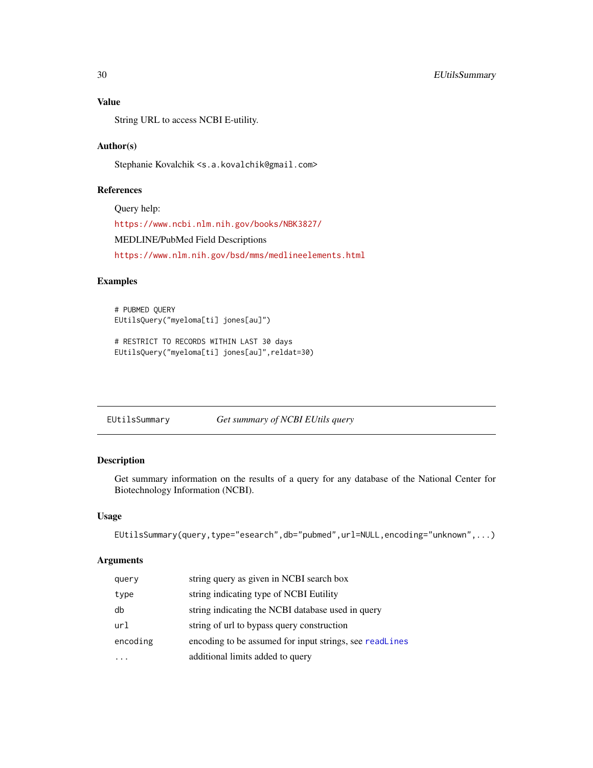### Value

String URL to access NCBI E-utility.

### Author(s)

Stephanie Kovalchik <s.a.kovalchik@gmail.com>

### References

Query help:

https://www.ncbi.nlm.nih.gov/books/NBK3827/

MEDLINE/PubMed Field Descriptions

https://www.nlm.nih.gov/bsd/mms/medlineelements.html

### Examples

```
# PUBMED QUERY
EUtilsQuery("myeloma[ti] jones[au]")

# RESTRICT TO RECORDS WITHIN LAST 30 days
EUtilsQuery("myeloma[ti] jones[au]",reldat=30)
```

---

## EUtilsSummary — *Get summary of NCBI EUtils query*

---

### Description

Get summary information on the results of a query for any database of the National Center for Biotechnology Information (NCBI).

### Usage

```
EUtilsSummary(query,type="esearch",db="pubmed",url=NULL,encoding="unknown",...)
```

### Arguments

| | |
|---|---|
| query | string query as given in NCBI search box |
| type | string indicating type of NCBI Eutility |
| db | string indicating the NCBI database used in query |
| url | string of url to bypass query construction |
| encoding | encoding to be assumed for input strings, see readLines |
| ... | additional limits added to query |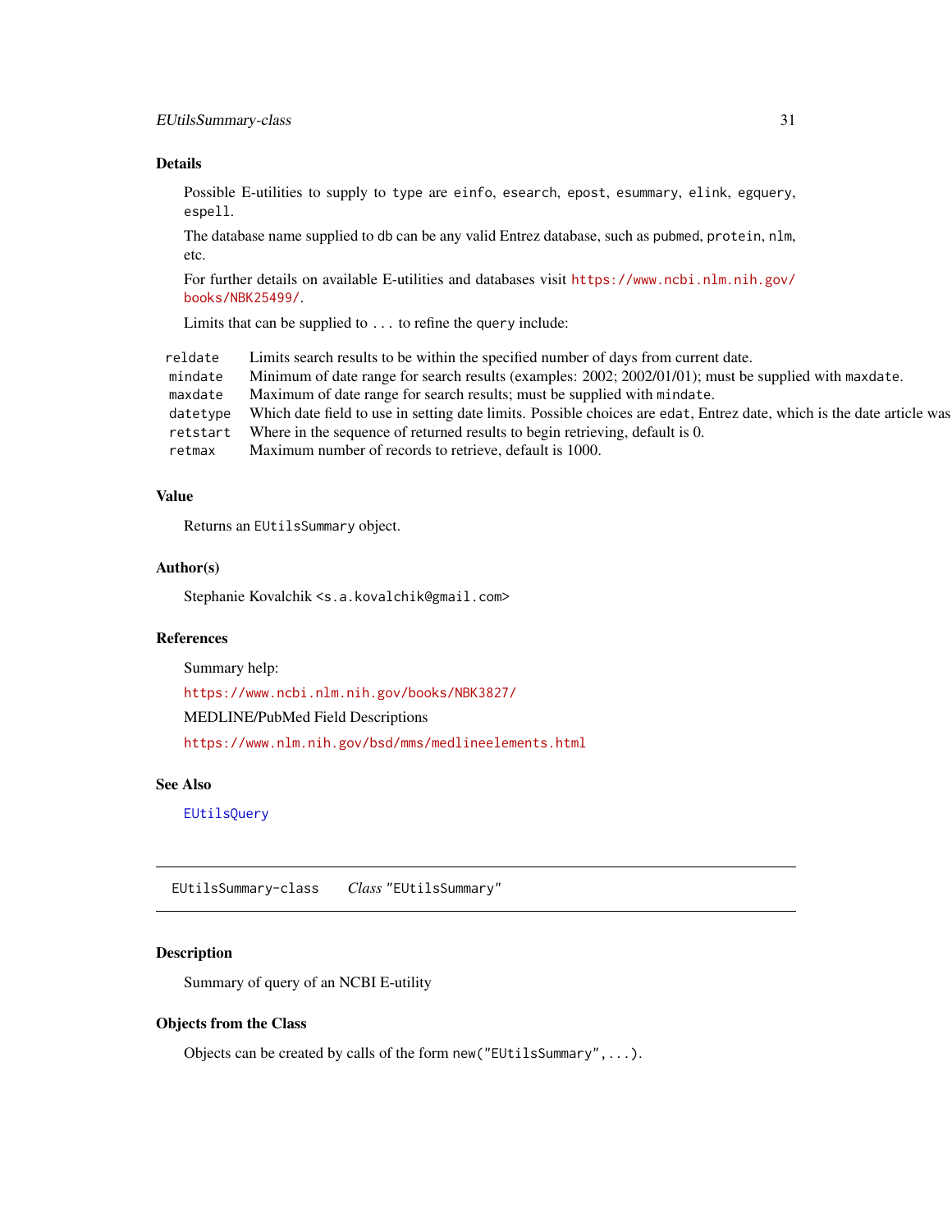### Details

Possible E-utilities to supply to `type` are `einfo`, `esearch`, `epost`, `esummary`, `elink`, `egquery`, `espell`.

The database name supplied to `db` can be any valid Entrez database, such as `pubmed`, `protein`, `nlm`, etc.

For further details on available E-utilities and databases visit https://www.ncbi.nlm.nih.gov/books/NBK25499/.

Limits that can be supplied to `...` to refine the `query` include:

| | |
|---|---|
| `reldate` | Limits search results to be within the specified number of days from current date. |
| `mindate` | Minimum of date range for search results (examples: 2002; 2002/01/01); must be supplied with `maxdate`. |
| `maxdate` | Maximum of date range for search results; must be supplied with `mindate`. |
| `datetype` | Which date field to use in setting date limits. Possible choices are `edat`, Entrez date, which is the date article was |
| `retstart` | Where in the sequence of returned results to begin retrieving, default is 0. |
| `retmax` | Maximum number of records to retrieve, default is 1000. |

### Value

Returns an `EUtilsSummary` object.

### Author(s)

Stephanie Kovalchik <`s.a.kovalchik@gmail.com`>

### References

Summary help:

https://www.ncbi.nlm.nih.gov/books/NBK3827/

MEDLINE/PubMed Field Descriptions

https://www.nlm.nih.gov/bsd/mms/medlineelements.html

### See Also

`EUtilsQuery`

---

## `EUtilsSummary-class` *Class* `"EUtilsSummary"`

---

### Description

Summary of query of an NCBI E-utility

### Objects from the Class

Objects can be created by calls of the form `new("EUtilsSummary",...)`.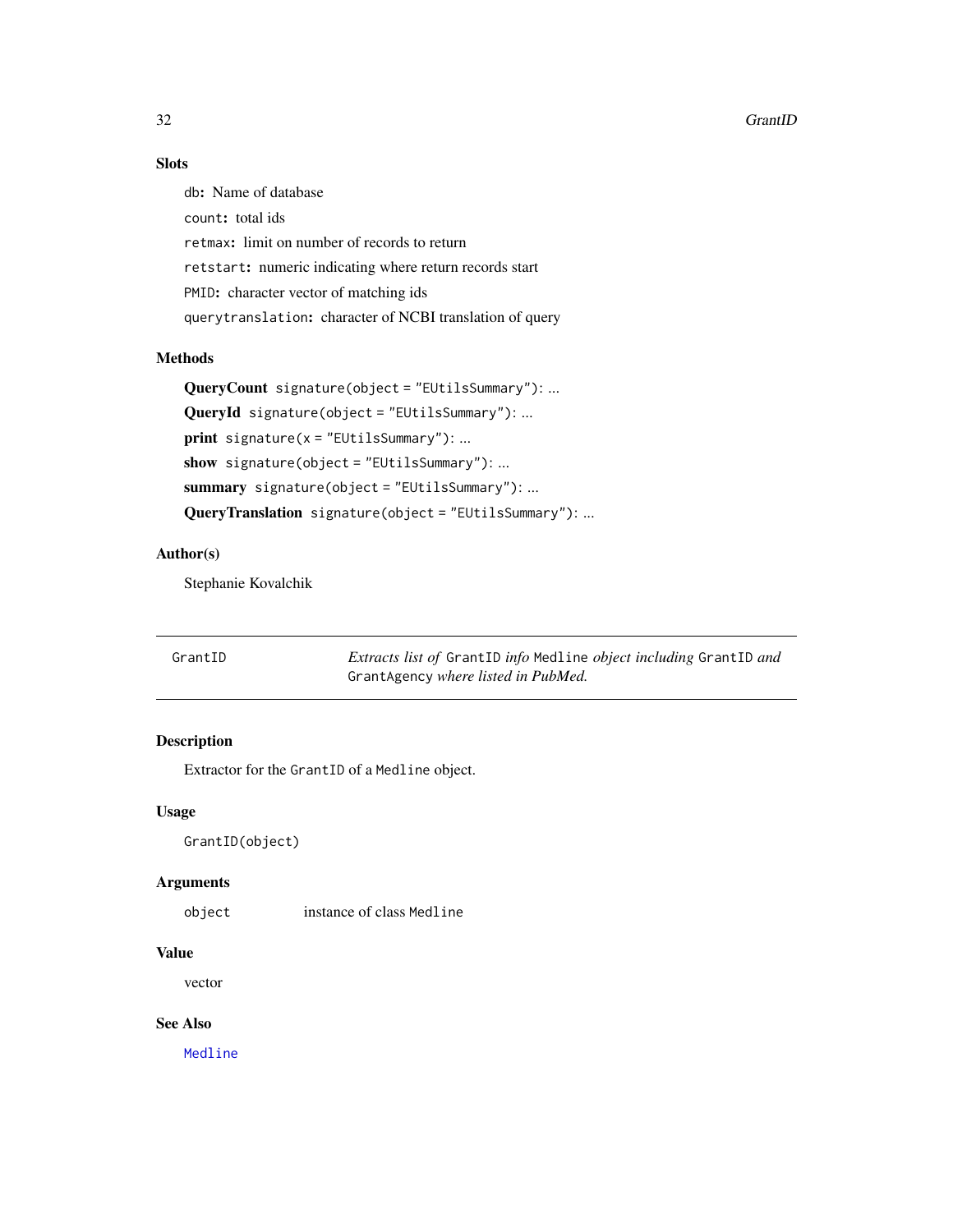### Slots

`db`: Name of database

`count`: total ids

`retmax`: limit on number of records to return

`retstart`: numeric indicating where return records start

`PMID`: character vector of matching ids

`querytranslation`: character of NCBI translation of query

### Methods

**QueryCount** `signature(object = "EUtilsSummary")`: ...

**QueryId** `signature(object = "EUtilsSummary")`: ...

**print** `signature(x = "EUtilsSummary")`: ...

**show** `signature(object = "EUtilsSummary")`: ...

**summary** `signature(object = "EUtilsSummary")`: ...

**QueryTranslation** `signature(object = "EUtilsSummary")`: ...

### Author(s)

Stephanie Kovalchik

---

## GrantID — *Extracts list of* `GrantID` *info* `Medline` *object including* `GrantID` *and* `GrantAgency` *where listed in PubMed.*

### Description

Extractor for the `GrantID` of a `Medline` object.

### Usage

```
GrantID(object)
```

### Arguments

| | |
|---|---|
| `object` | instance of class `Medline` |

### Value

vector

### See Also

`Medline`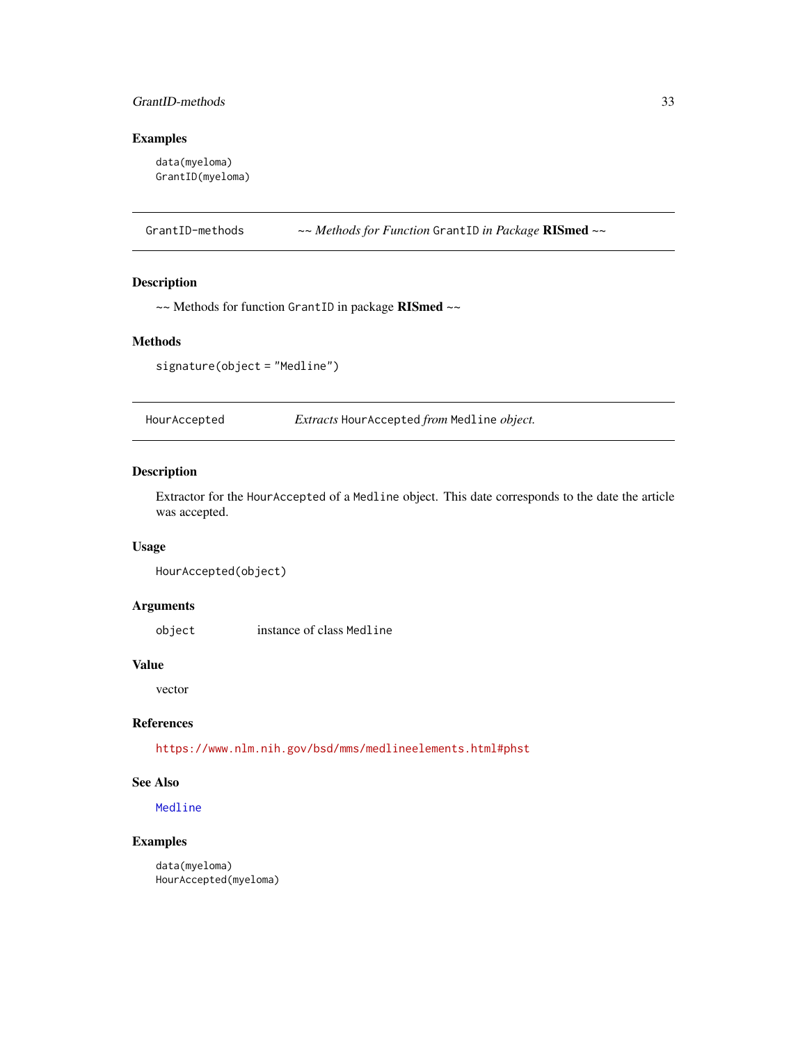### Examples

```
data(myeloma)
GrantID(myeloma)
```

---

## GrantID-methods — *~~ Methods for Function* `GrantID` *in Package* **RISmed** *~~*

### Description

~~ Methods for function `GrantID` in package **RISmed** ~~

### Methods

`signature(object = "Medline")`

---

## HourAccepted — *Extracts* `HourAccepted` *from* `Medline` *object.*

### Description

Extractor for the `HourAccepted` of a `Medline` object. This date corresponds to the date the article was accepted.

### Usage

```
HourAccepted(object)
```

### Arguments

| | |
|---|---|
| `object` | instance of class `Medline` |

### Value

vector

### References

https://www.nlm.nih.gov/bsd/mms/medlineelements.html#phst

### See Also

`Medline`

### Examples

```
data(myeloma)
HourAccepted(myeloma)
```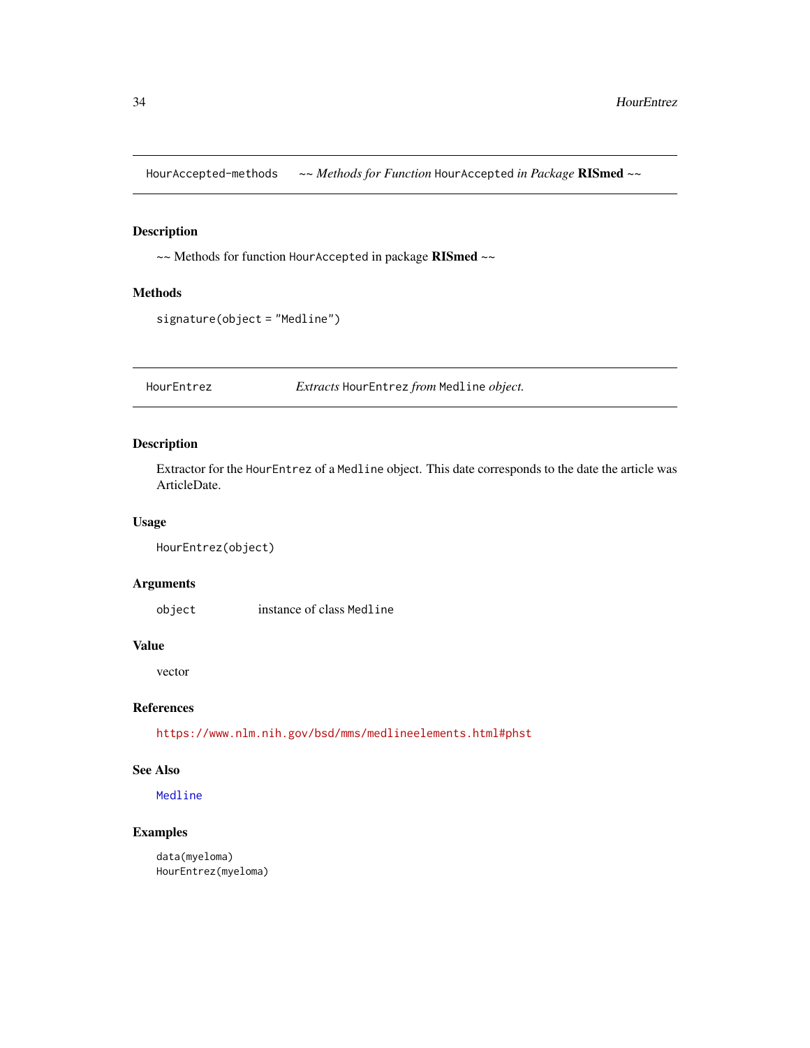## HourAccepted-methods    *~~ Methods for Function* `HourAccepted` *in Package* **RISmed** *~~*

### Description

~~ Methods for function `HourAccepted` in package **RISmed** ~~

### Methods

```
signature(object = "Medline")
```

## HourEntrez    *Extracts* `HourEntrez` *from* `Medline` *object.*

### Description

Extractor for the `HourEntrez` of a `Medline` object. This date corresponds to the date the article was ArticleDate.

### Usage

```
HourEntrez(object)
```

### Arguments

| | |
|---|---|
| `object` | instance of class `Medline` |

### Value

vector

### References

https://www.nlm.nih.gov/bsd/mms/medlineelements.html#phst

### See Also

`Medline`

### Examples

```
data(myeloma)
HourEntrez(myeloma)
```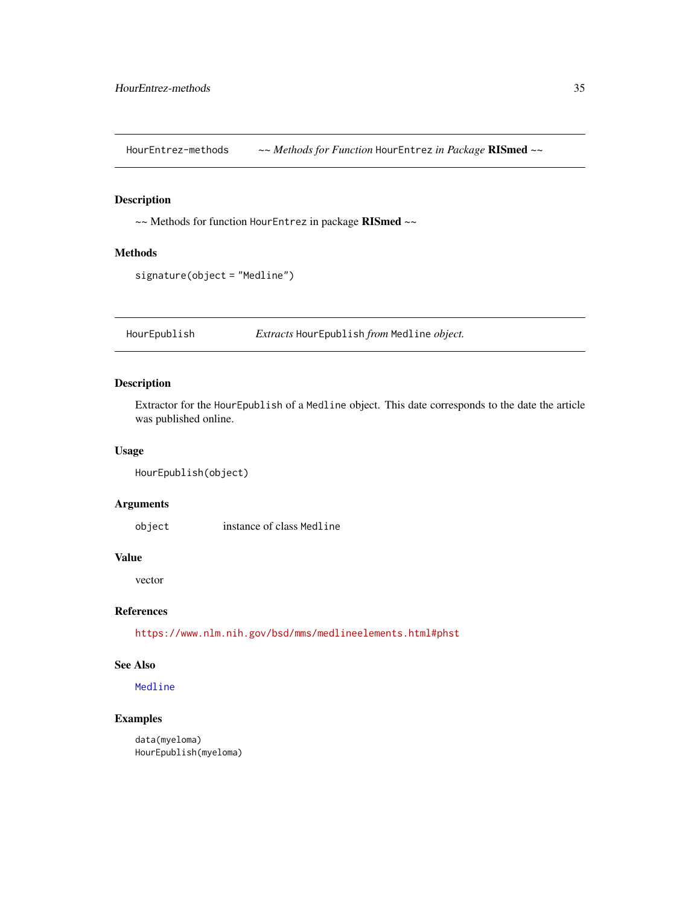## HourEntrez-methods — *~~ Methods for Function* `HourEntrez` *in Package* **RISmed** *~~*

### Description

~~ Methods for function `HourEntrez` in package **RISmed** ~~

### Methods

`signature(object = "Medline")`

## HourEpublish — *Extracts* `HourEpublish` *from* `Medline` *object.*

### Description

Extractor for the `HourEpublish` of a `Medline` object. This date corresponds to the date the article was published online.

### Usage

```
HourEpublish(object)
```

### Arguments

| | |
|---|---|
| `object` | instance of class `Medline` |

### Value

vector

### References

https://www.nlm.nih.gov/bsd/mms/medlineelements.html#phst

### See Also

`Medline`

### Examples

```
data(myeloma)
HourEpublish(myeloma)
```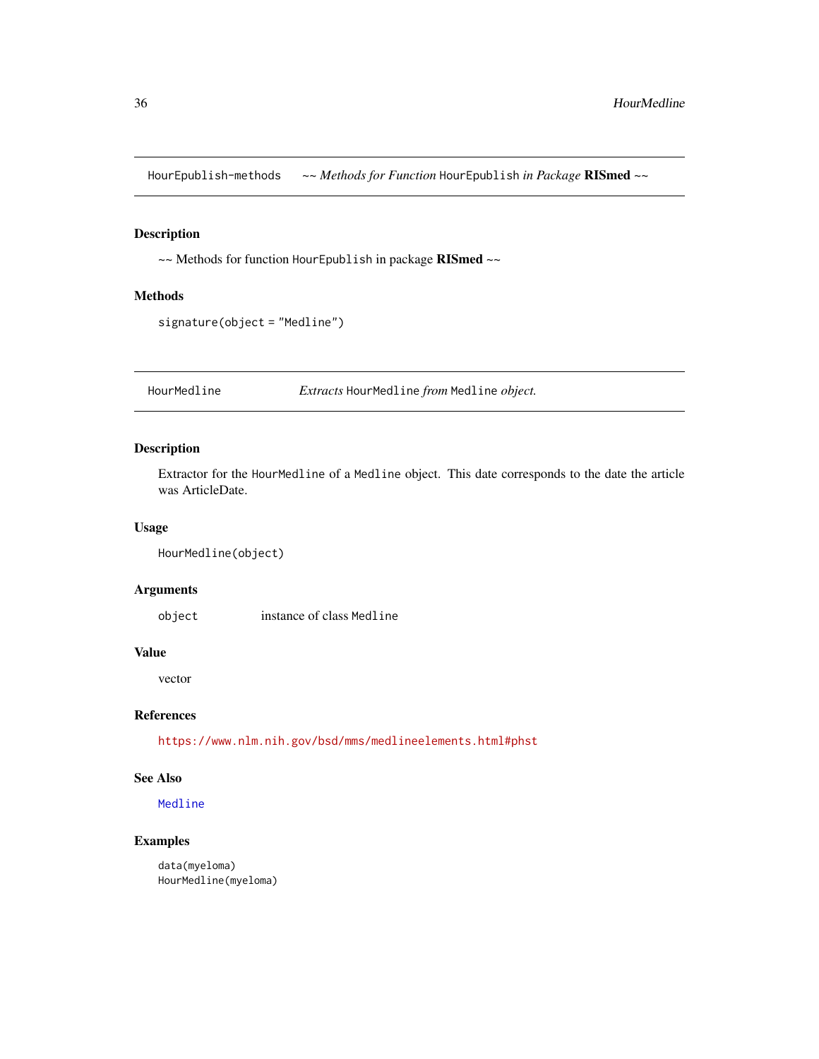## HourEpublish-methods ~~ *Methods for Function* `HourEpublish` *in Package* **RISmed** ~~

### Description

~~ Methods for function `HourEpublish` in package **RISmed** ~~

### Methods

`signature(object = "Medline")`

## HourMedline *Extracts* `HourMedline` *from* `Medline` *object.*

### Description

Extractor for the `HourMedline` of a `Medline` object. This date corresponds to the date the article was ArticleDate.

### Usage

```
HourMedline(object)
```

### Arguments

| | |
|---|---|
| `object` | instance of class `Medline` |

### Value

vector

### References

https://www.nlm.nih.gov/bsd/mms/medlineelements.html#phst

### See Also

`Medline`

### Examples

```
data(myeloma)
HourMedline(myeloma)
```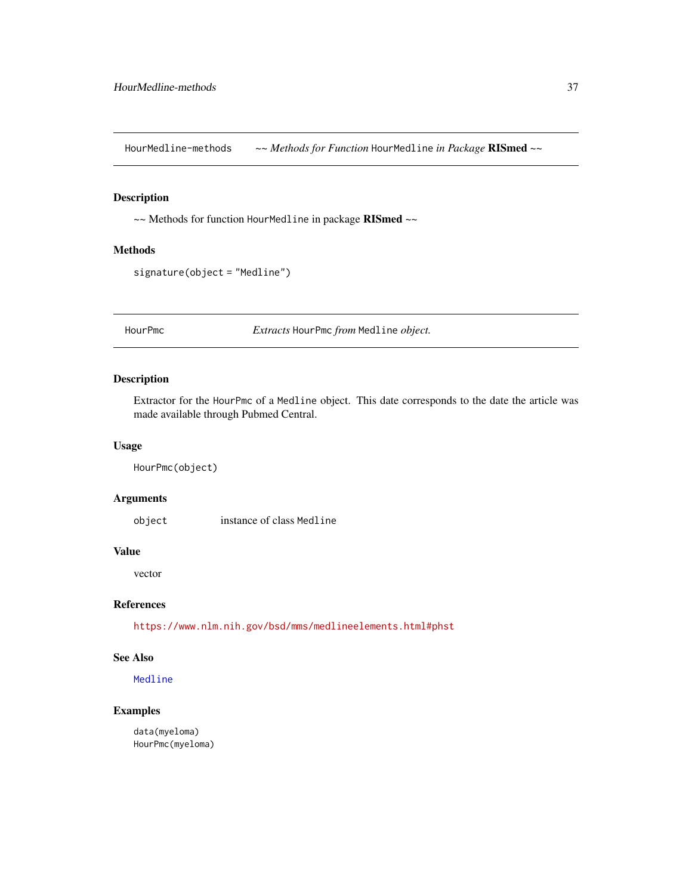## HourMedline-methods    *~~ Methods for Function* `HourMedline` *in Package* **RISmed** *~~*

### Description

~~ Methods for function `HourMedline` in package **RISmed** ~~

### Methods

`signature(object = "Medline")`

## HourPmc    *Extracts* `HourPmc` *from* `Medline` *object.*

### Description

Extractor for the `HourPmc` of a `Medline` object. This date corresponds to the date the article was made available through Pubmed Central.

### Usage

```
HourPmc(object)
```

### Arguments

| | |
|---|---|
| `object` | instance of class `Medline` |

### Value

vector

### References

https://www.nlm.nih.gov/bsd/mms/medlineelements.html#phst

### See Also

`Medline`

### Examples

```
data(myeloma)
HourPmc(myeloma)
```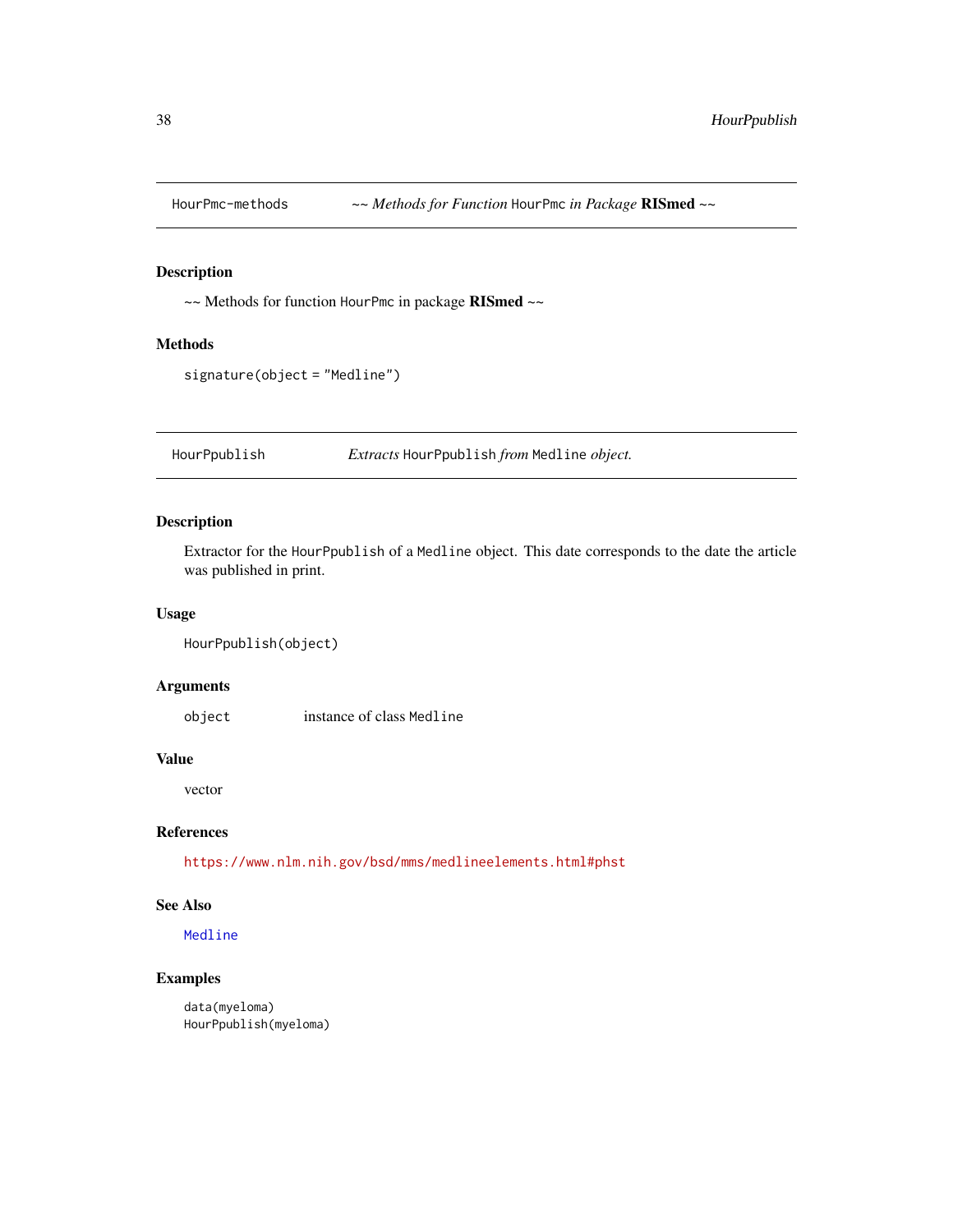## HourPmc-methods *~~ Methods for Function* `HourPmc` *in Package* **RISmed** *~~*

### Description

~~ Methods for function `HourPmc` in package **RISmed** ~~

### Methods

```
signature(object = "Medline")
```

## HourPpublish *Extracts* `HourPpublish` *from* `Medline` *object.*

### Description

Extractor for the `HourPpublish` of a `Medline` object. This date corresponds to the date the article was published in print.

### Usage

```
HourPpublish(object)
```

### Arguments

| | |
|---|---|
| `object` | instance of class `Medline` |

### Value

vector

### References

https://www.nlm.nih.gov/bsd/mms/medlineelements.html#phst

### See Also

`Medline`

### Examples

```
data(myeloma)
HourPpublish(myeloma)
```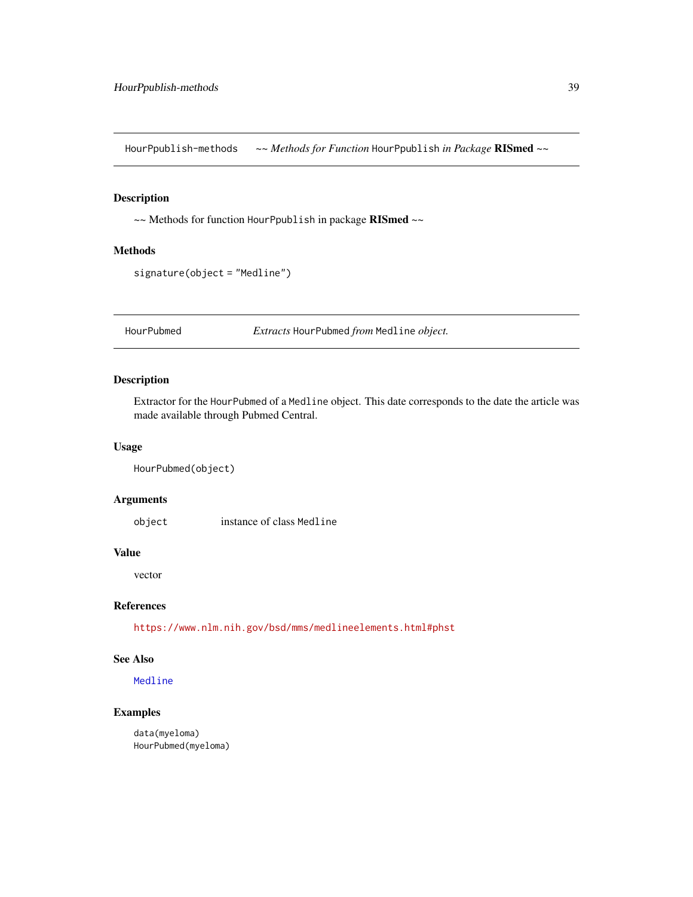## HourPpublish-methods    *~~ Methods for Function* `HourPpublish` *in Package* **RISmed** *~~*

### Description

~~ Methods for function `HourPpublish` in package **RISmed** ~~

### Methods

`signature(object = "Medline")`

## HourPubmed    *Extracts* `HourPubmed` *from* `Medline` *object.*

### Description

Extractor for the `HourPubmed` of a `Medline` object. This date corresponds to the date the article was made available through Pubmed Central.

### Usage

```
HourPubmed(object)
```

### Arguments

| | |
|---|---|
| `object` | instance of class `Medline` |

### Value

vector

### References

https://www.nlm.nih.gov/bsd/mms/medlineelements.html#phst

### See Also

`Medline`

### Examples

```
data(myeloma)
HourPubmed(myeloma)
```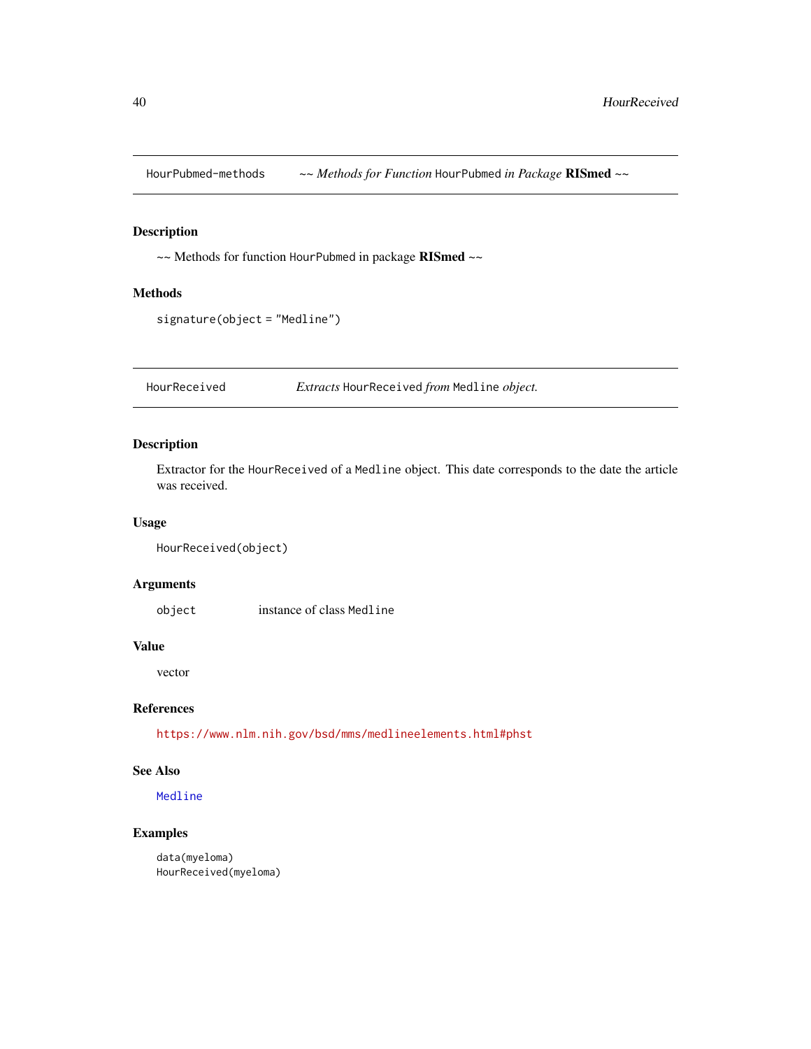## HourPubmed-methods ~~ *Methods for Function* HourPubmed *in Package* **RISmed** ~~

### Description

~~ Methods for function HourPubmed in package **RISmed** ~~

### Methods

signature(object = "Medline")

## HourReceived *Extracts* HourReceived *from* Medline *object.*

### Description

Extractor for the HourReceived of a Medline object. This date corresponds to the date the article was received.

### Usage

```
HourReceived(object)
```

### Arguments

| | |
|---|---|
| object | instance of class Medline |

### Value

vector

### References

https://www.nlm.nih.gov/bsd/mms/medlineelements.html#phst

### See Also

Medline

### Examples

```
data(myeloma)
HourReceived(myeloma)
```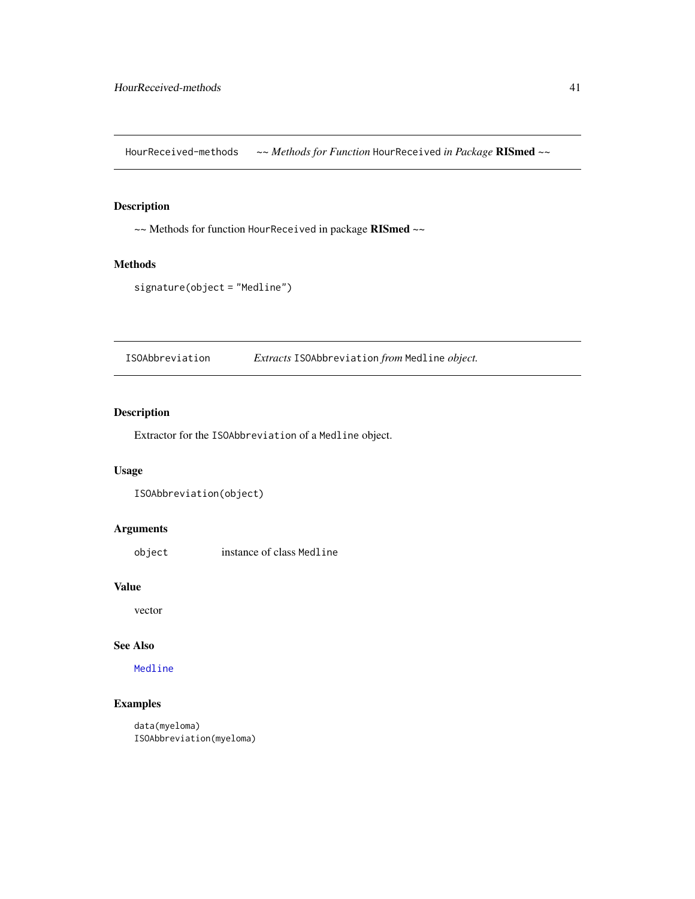## HourReceived-methods ~~ *Methods for Function* `HourReceived` *in Package* **RISmed** ~~

### Description

~~ Methods for function `HourReceived` in package **RISmed** ~~

### Methods

`signature(object = "Medline")`

## ISOAbbreviation *Extracts* `ISOAbbreviation` *from* `Medline` *object.*

### Description

Extractor for the `ISOAbbreviation` of a `Medline` object.

### Usage

```
ISOAbbreviation(object)
```

### Arguments

| | |
|---|---|
| object | instance of class `Medline` |

### Value

vector

### See Also

`Medline`

### Examples

```
data(myeloma)
ISOAbbreviation(myeloma)
```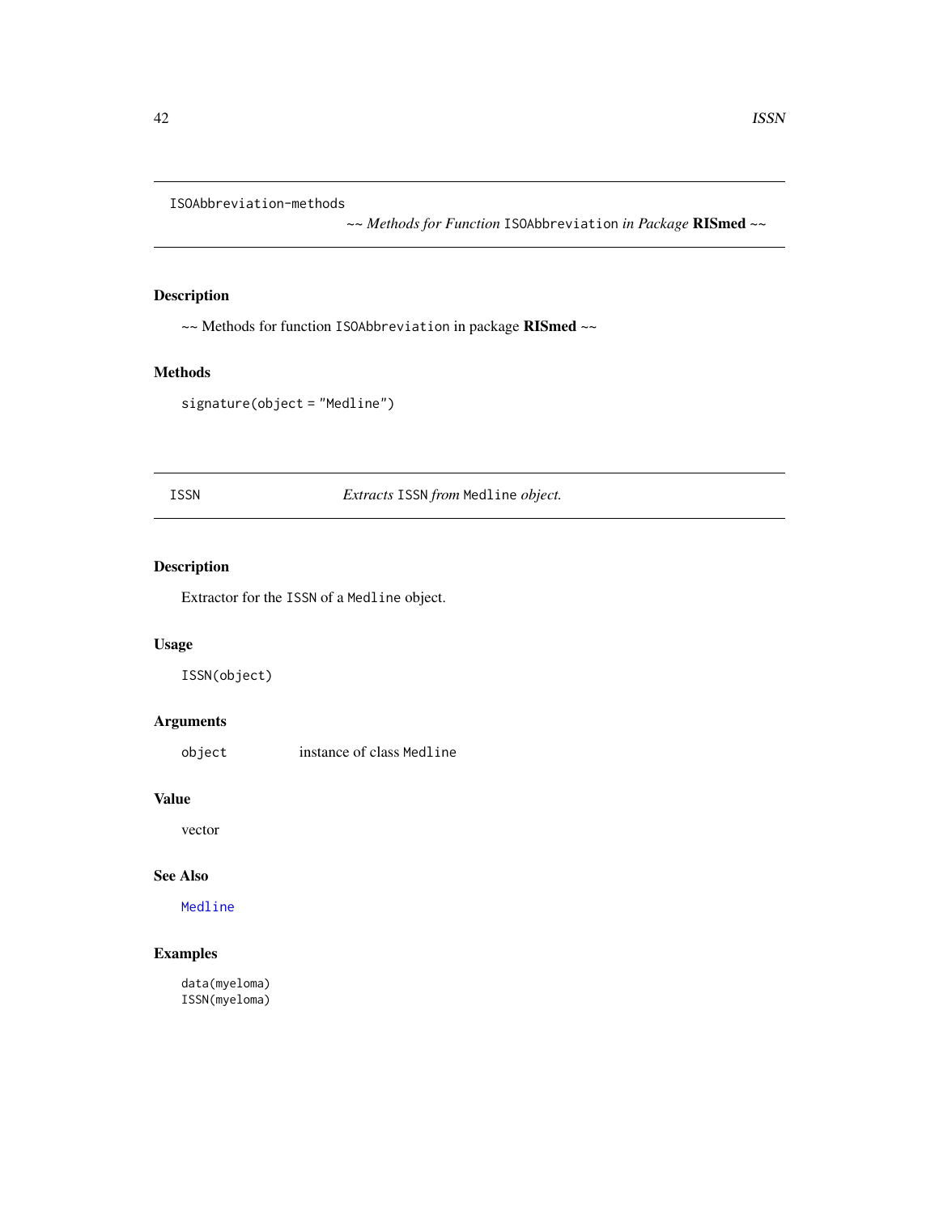ISOAbbreviation-methods

*~~ Methods for Function* `ISOAbbreviation` *in Package* **RISmed** *~~*

## Description

~~ Methods for function `ISOAbbreviation` in package **RISmed** ~~

## Methods

`signature(object = "Medline")`

---

ISSN

*Extracts* `ISSN` *from* `Medline` *object.*

## Description

Extractor for the `ISSN` of a `Medline` object.

## Usage

```
ISSN(object)
```

## Arguments

| | |
|---|---|
| `object` | instance of class `Medline` |

## Value

vector

## See Also

`Medline`

## Examples

```
data(myeloma)
ISSN(myeloma)
```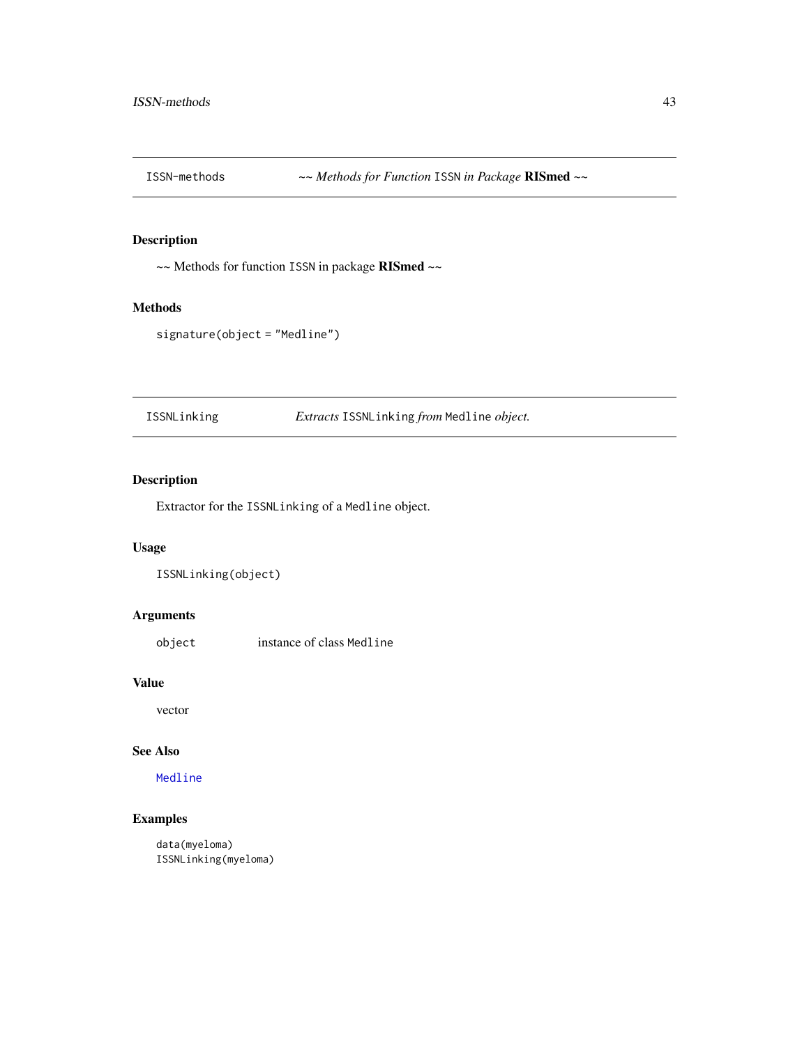## ISSN-methods    *~~ Methods for Function* `ISSN` *in Package* **RISmed** *~~*

### Description

~~ Methods for function `ISSN` in package **RISmed** ~~

### Methods

`signature(object = "Medline")`

## ISSNLinking    *Extracts* `ISSNLinking` *from* `Medline` *object.*

### Description

Extractor for the `ISSNLinking` of a `Medline` object.

### Usage

```
ISSNLinking(object)
```

### Arguments

| | |
|---|---|
| `object` | instance of class `Medline` |

### Value

vector

### See Also

`Medline`

### Examples

```
data(myeloma)
ISSNLinking(myeloma)
```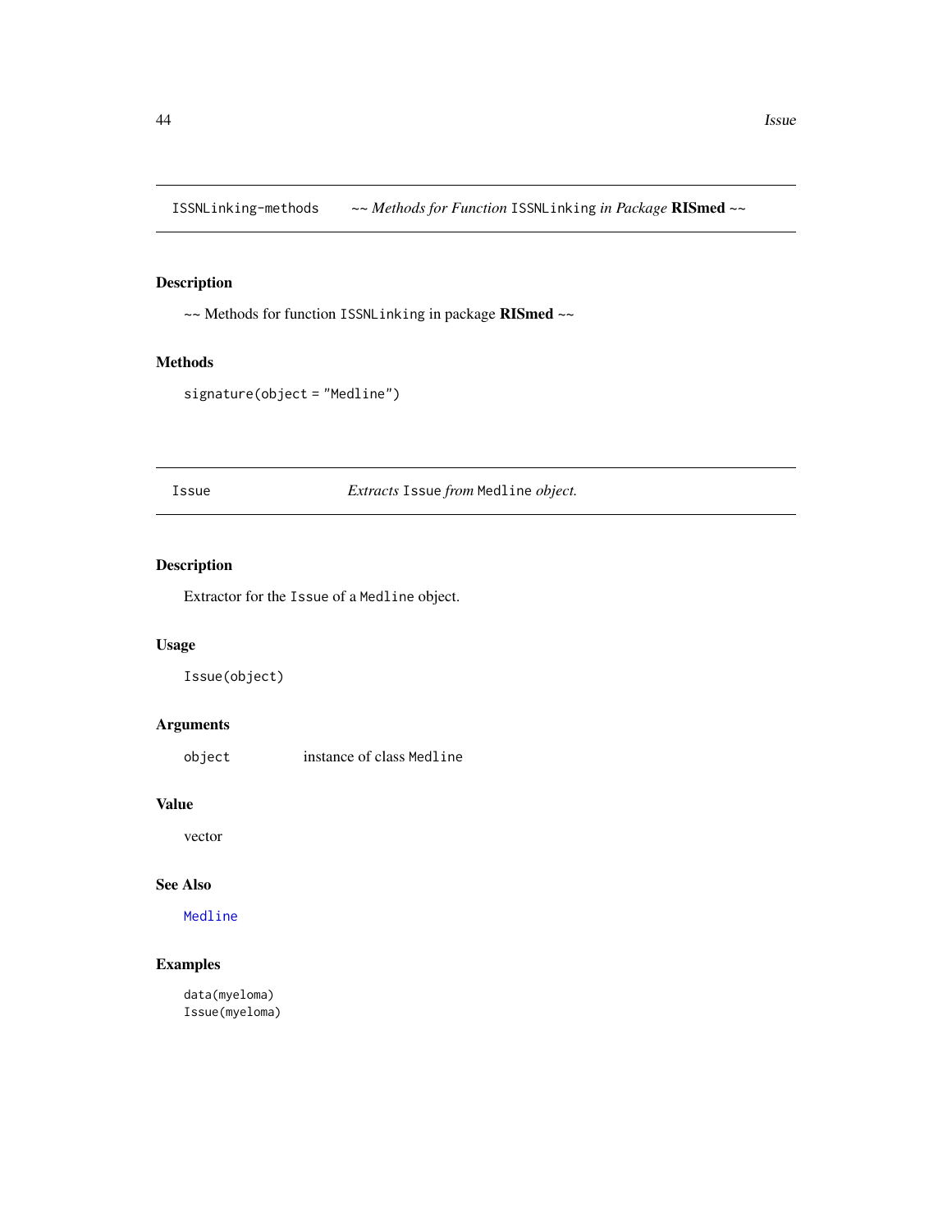ISSNLinking-methods ~~ *Methods for Function* `ISSNLinking` *in Package* **RISmed** ~~

## Description

~~ Methods for function `ISSNLinking` in package **RISmed** ~~

## Methods

`signature(object = "Medline")`

---

Issue *Extracts* `Issue` *from* `Medline` *object.*

## Description

Extractor for the `Issue` of a `Medline` object.

## Usage

```
Issue(object)
```

## Arguments

`object` instance of class `Medline`

## Value

vector

## See Also

`Medline`

## Examples

```
data(myeloma)
Issue(myeloma)
```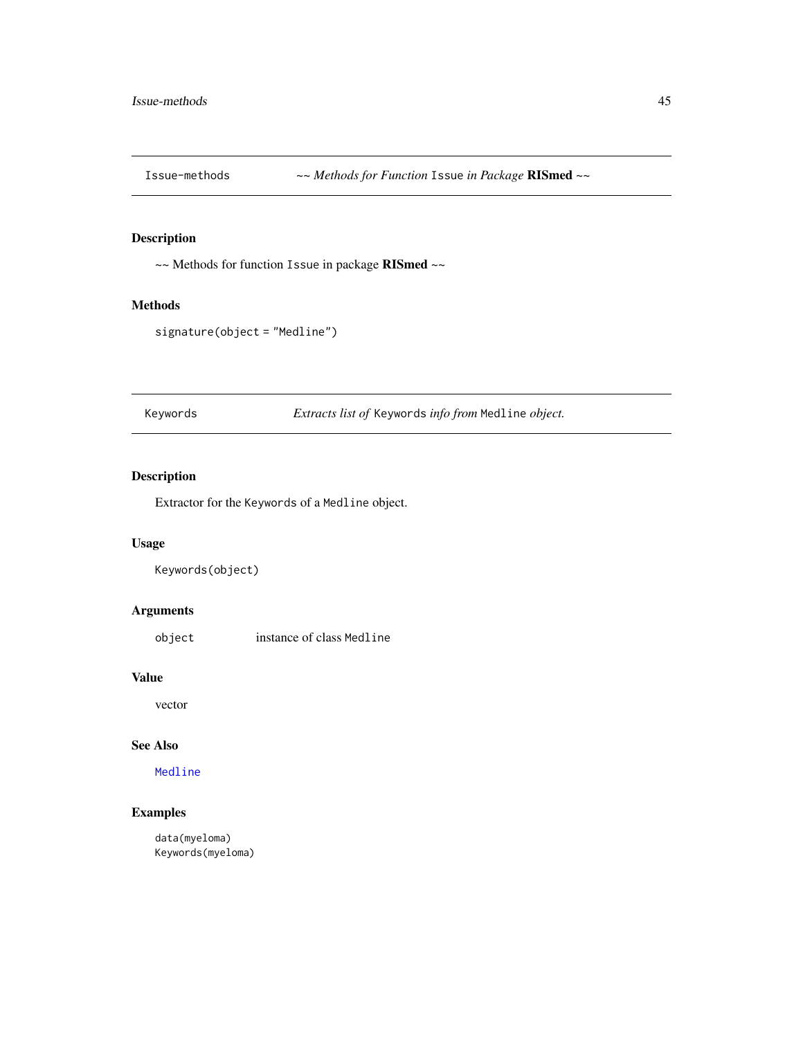## Issue-methods — *~~ Methods for Function* `Issue` *in Package* **RISmed** *~~*

### Description

~~ Methods for function `Issue` in package **RISmed** ~~

### Methods

`signature(object = "Medline")`

## Keywords — *Extracts list of* `Keywords` *info from* `Medline` *object.*

### Description

Extractor for the `Keywords` of a `Medline` object.

### Usage

```
Keywords(object)
```

### Arguments

| | |
|---|---|
| `object` | instance of class `Medline` |

### Value

vector

### See Also

`Medline`

### Examples

```
data(myeloma)
Keywords(myeloma)
```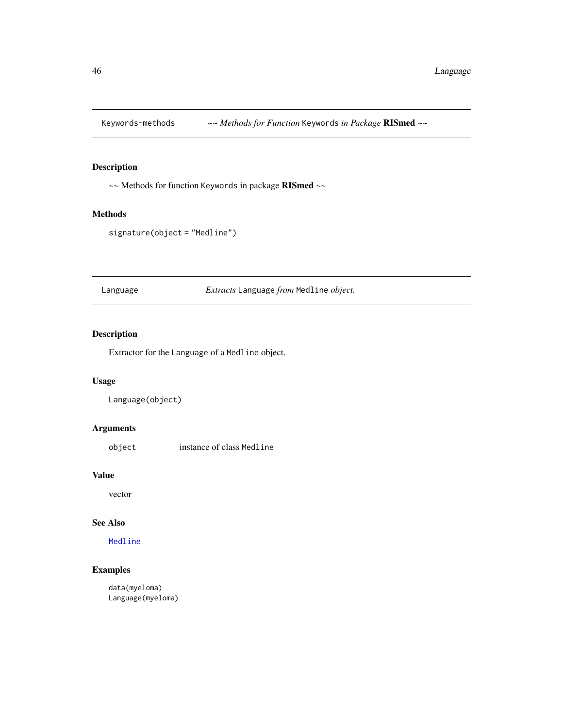## Keywords-methods — *~~ Methods for Function* `Keywords` *in Package* **RISmed** *~~*

### Description

~~ Methods for function `Keywords` in package **RISmed** ~~

### Methods

`signature(object = "Medline")`

## Language — *Extracts* `Language` *from* `Medline` *object.*

### Description

Extractor for the `Language` of a `Medline` object.

### Usage

```
Language(object)
```

### Arguments

| | |
|---|---|
| `object` | instance of class `Medline` |

### Value

vector

### See Also

`Medline`

### Examples

```
data(myeloma)
Language(myeloma)
```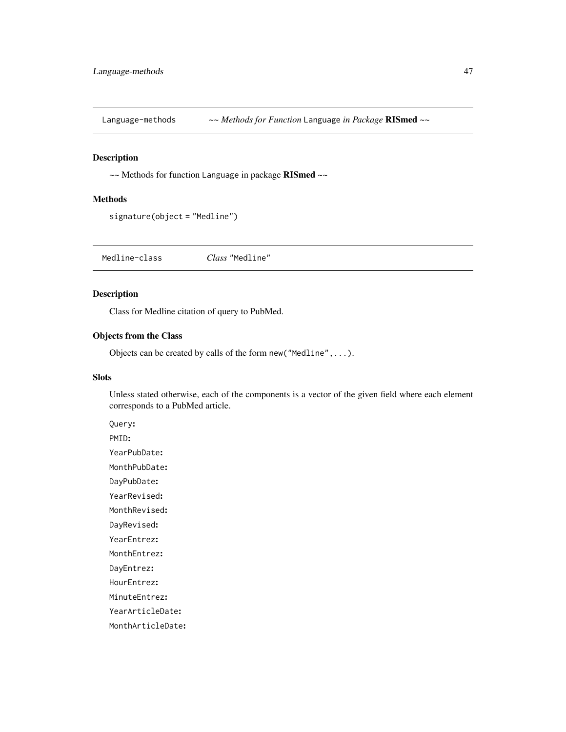## Language-methods — *~~ Methods for Function* Language *in Package* **RISmed** *~~*

### Description

~~ Methods for function Language in package **RISmed** ~~

### Methods

signature(object = "Medline")

## Medline-class — *Class* "Medline"

### Description

Class for Medline citation of query to PubMed.

### Objects from the Class

Objects can be created by calls of the form new("Medline",...).

### Slots

Unless stated otherwise, each of the components is a vector of the given field where each element corresponds to a PubMed article.

Query:

PMID:

YearPubDate:

MonthPubDate:

DayPubDate:

YearRevised:

MonthRevised:

DayRevised:

YearEntrez:

MonthEntrez:

DayEntrez:

HourEntrez:

MinuteEntrez:

YearArticleDate:

MonthArticleDate: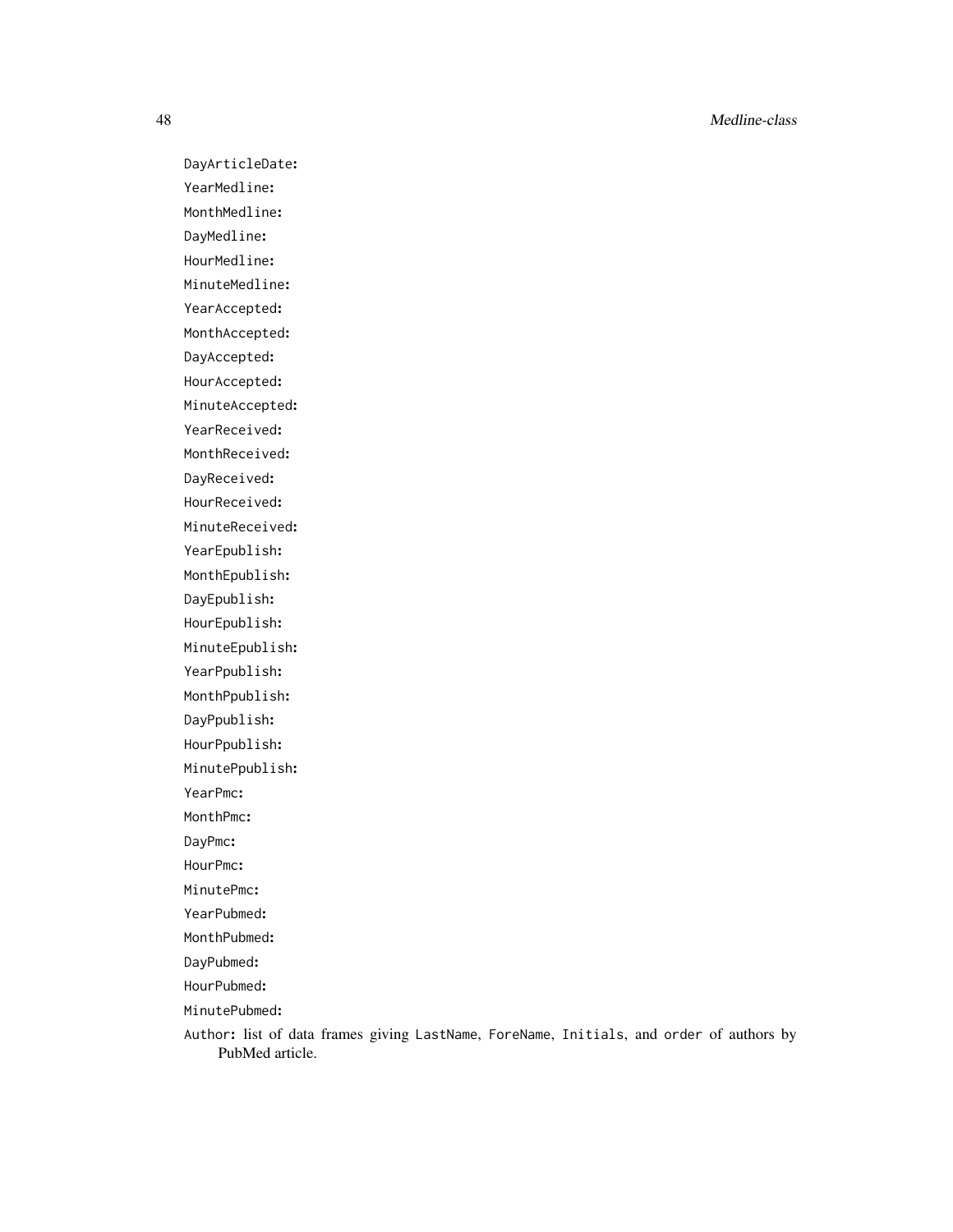DayArticleDate:

YearMedline:

MonthMedline:

DayMedline:

HourMedline:

MinuteMedline:

YearAccepted:

MonthAccepted:

DayAccepted:

HourAccepted:

MinuteAccepted:

YearReceived:

MonthReceived:

DayReceived:

HourReceived:

MinuteReceived:

YearEpublish:

MonthEpublish:

DayEpublish:

HourEpublish:

MinuteEpublish:

YearPpublish:

MonthPpublish:

DayPpublish:

HourPpublish:

MinutePpublish:

YearPmc:

MonthPmc:

DayPmc:

HourPmc:

MinutePmc:

YearPubmed:

MonthPubmed:

DayPubmed:

HourPubmed:

MinutePubmed:

Author: list of data frames giving LastName, ForeName, Initials, and order of authors by PubMed article.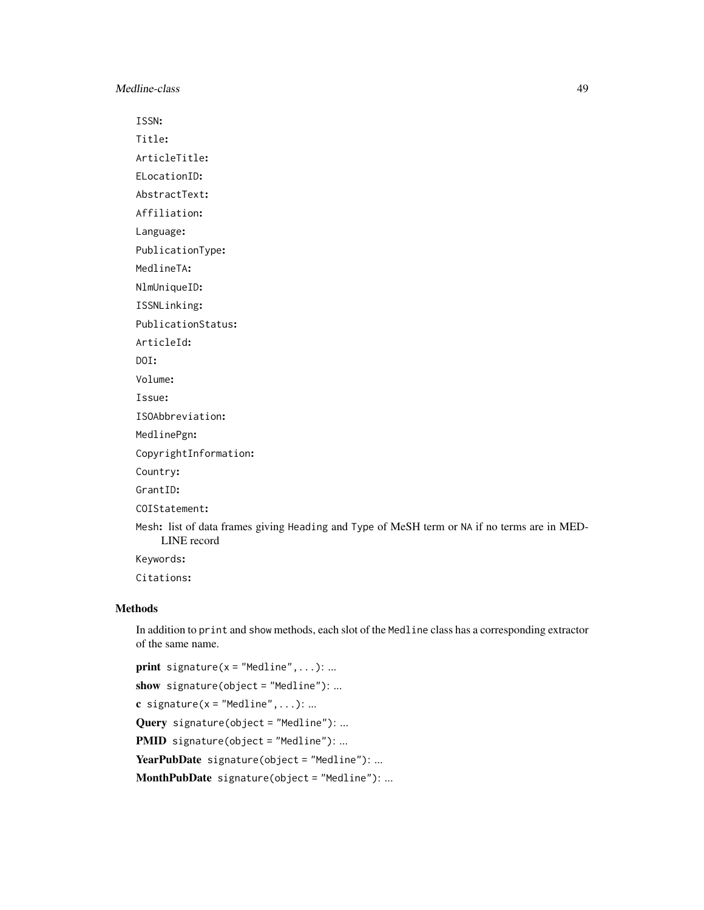`ISSN`:

`Title`:

`ArticleTitle`:

`ELocationID`:

`AbstractText`:

`Affiliation`:

`Language`:

`PublicationType`:

`MedlineTA`:

`NlmUniqueID`:

`ISSNLinking`:

`PublicationStatus`:

`ArticleId`:

`DOI`:

`Volume`:

`Issue`:

`ISOAbbreviation`:

`MedlinePgn`:

`CopyrightInformation`:

`Country`:

`GrantID`:

`COIStatement`:

`Mesh`: list of data frames giving `Heading` and `Type` of MeSH term or `NA` if no terms are in MEDLINE record

`Keywords`:

`Citations`:

### Methods

In addition to `print` and `show` methods, each slot of the `Medline` class has a corresponding extractor of the same name.

**print** `signature(x = "Medline",...)`: ...

**show** `signature(object = "Medline")`: ...

**c** `signature(x = "Medline",...)`: ...

**Query** `signature(object = "Medline")`: ...

**PMID** `signature(object = "Medline")`: ...

**YearPubDate** `signature(object = "Medline")`: ...

**MonthPubDate** `signature(object = "Medline")`: ...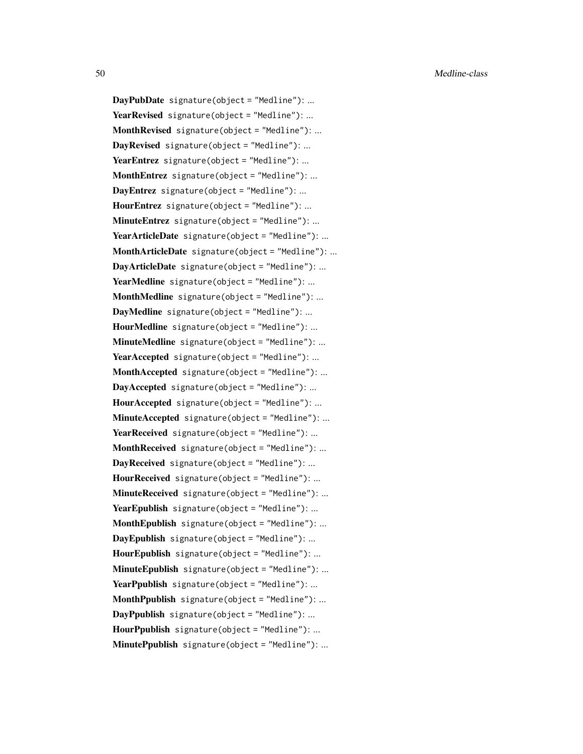**DayPubDate** `signature(object = "Medline")`: ...

**YearRevised** `signature(object = "Medline")`: ...

**MonthRevised** `signature(object = "Medline")`: ...

**DayRevised** `signature(object = "Medline")`: ...

**YearEntrez** `signature(object = "Medline")`: ...

**MonthEntrez** `signature(object = "Medline")`: ...

**DayEntrez** `signature(object = "Medline")`: ...

**HourEntrez** `signature(object = "Medline")`: ...

**MinuteEntrez** `signature(object = "Medline")`: ...

**YearArticleDate** `signature(object = "Medline")`: ...

**MonthArticleDate** `signature(object = "Medline")`: ...

**DayArticleDate** `signature(object = "Medline")`: ...

**YearMedline** `signature(object = "Medline")`: ...

**MonthMedline** `signature(object = "Medline")`: ...

**DayMedline** `signature(object = "Medline")`: ...

**HourMedline** `signature(object = "Medline")`: ...

**MinuteMedline** `signature(object = "Medline")`: ...

**YearAccepted** `signature(object = "Medline")`: ...

**MonthAccepted** `signature(object = "Medline")`: ...

**DayAccepted** `signature(object = "Medline")`: ...

**HourAccepted** `signature(object = "Medline")`: ...

**MinuteAccepted** `signature(object = "Medline")`: ...

**YearReceived** `signature(object = "Medline")`: ...

**MonthReceived** `signature(object = "Medline")`: ...

**DayReceived** `signature(object = "Medline")`: ...

**HourReceived** `signature(object = "Medline")`: ...

**MinuteReceived** `signature(object = "Medline")`: ...

**YearEpublish** `signature(object = "Medline")`: ...

**MonthEpublish** `signature(object = "Medline")`: ...

**DayEpublish** `signature(object = "Medline")`: ...

**HourEpublish** `signature(object = "Medline")`: ...

**MinuteEpublish** `signature(object = "Medline")`: ...

**YearPpublish** `signature(object = "Medline")`: ...

**MonthPpublish** `signature(object = "Medline")`: ...

**DayPpublish** `signature(object = "Medline")`: ...

**HourPpublish** `signature(object = "Medline")`: ...

**MinutePpublish** `signature(object = "Medline")`: ...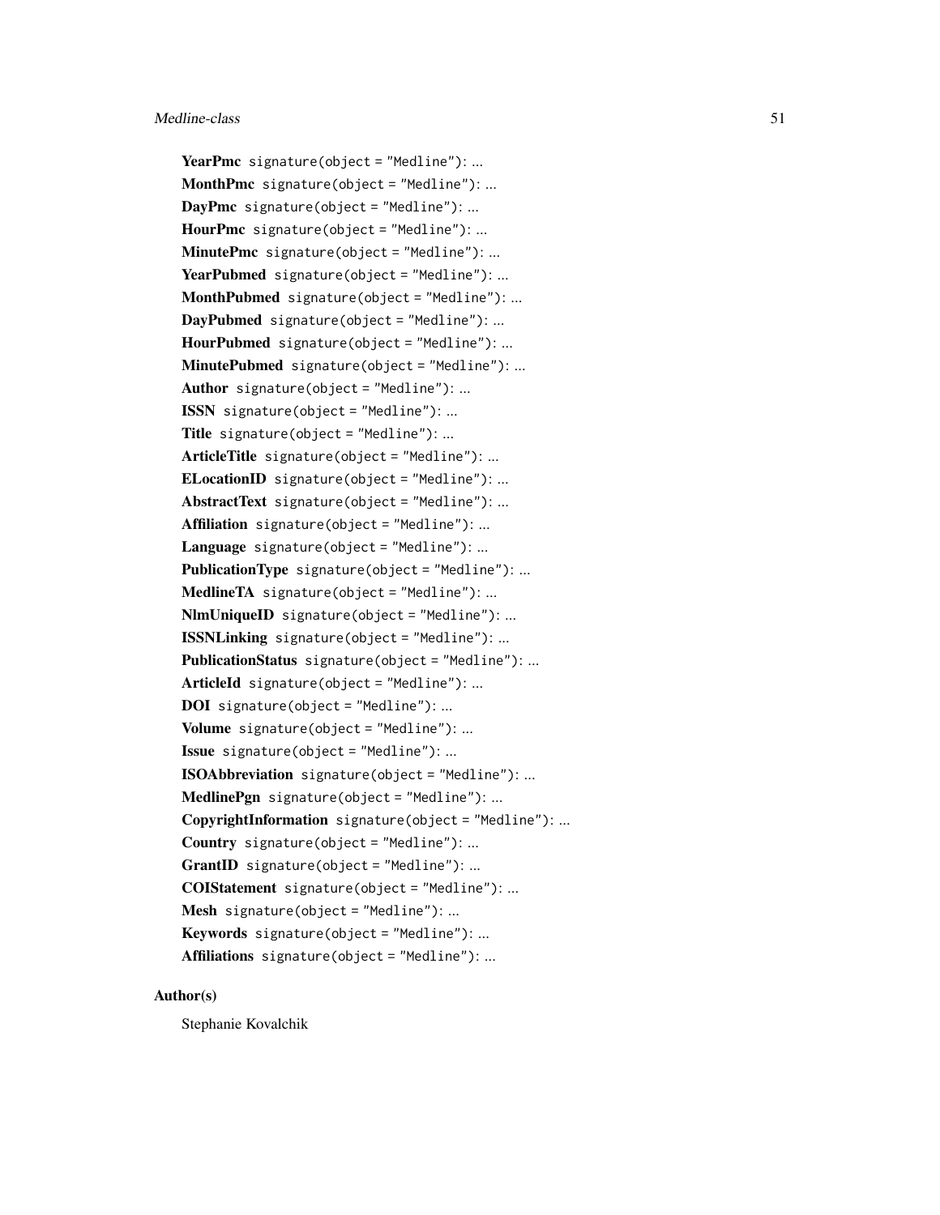**YearPmc** `signature(object = "Medline")`: ...

**MonthPmc** `signature(object = "Medline")`: ...

**DayPmc** `signature(object = "Medline")`: ...

**HourPmc** `signature(object = "Medline")`: ...

**MinutePmc** `signature(object = "Medline")`: ...

**YearPubmed** `signature(object = "Medline")`: ...

**MonthPubmed** `signature(object = "Medline")`: ...

**DayPubmed** `signature(object = "Medline")`: ...

**HourPubmed** `signature(object = "Medline")`: ...

**MinutePubmed** `signature(object = "Medline")`: ...

**Author** `signature(object = "Medline")`: ...

**ISSN** `signature(object = "Medline")`: ...

**Title** `signature(object = "Medline")`: ...

**ArticleTitle** `signature(object = "Medline")`: ...

**ELocationID** `signature(object = "Medline")`: ...

**AbstractText** `signature(object = "Medline")`: ...

**Affiliation** `signature(object = "Medline")`: ...

**Language** `signature(object = "Medline")`: ...

**PublicationType** `signature(object = "Medline")`: ...

**MedlineTA** `signature(object = "Medline")`: ...

**NlmUniqueID** `signature(object = "Medline")`: ...

**ISSNLinking** `signature(object = "Medline")`: ...

**PublicationStatus** `signature(object = "Medline")`: ...

**ArticleId** `signature(object = "Medline")`: ...

**DOI** `signature(object = "Medline")`: ...

**Volume** `signature(object = "Medline")`: ...

**Issue** `signature(object = "Medline")`: ...

**ISOAbbreviation** `signature(object = "Medline")`: ...

**MedlinePgn** `signature(object = "Medline")`: ...

**CopyrightInformation** `signature(object = "Medline")`: ...

**Country** `signature(object = "Medline")`: ...

**GrantID** `signature(object = "Medline")`: ...

**COIStatement** `signature(object = "Medline")`: ...

**Mesh** `signature(object = "Medline")`: ...

**Keywords** `signature(object = "Medline")`: ...

**Affiliations** `signature(object = "Medline")`: ...

### Author(s)

Stephanie Kovalchik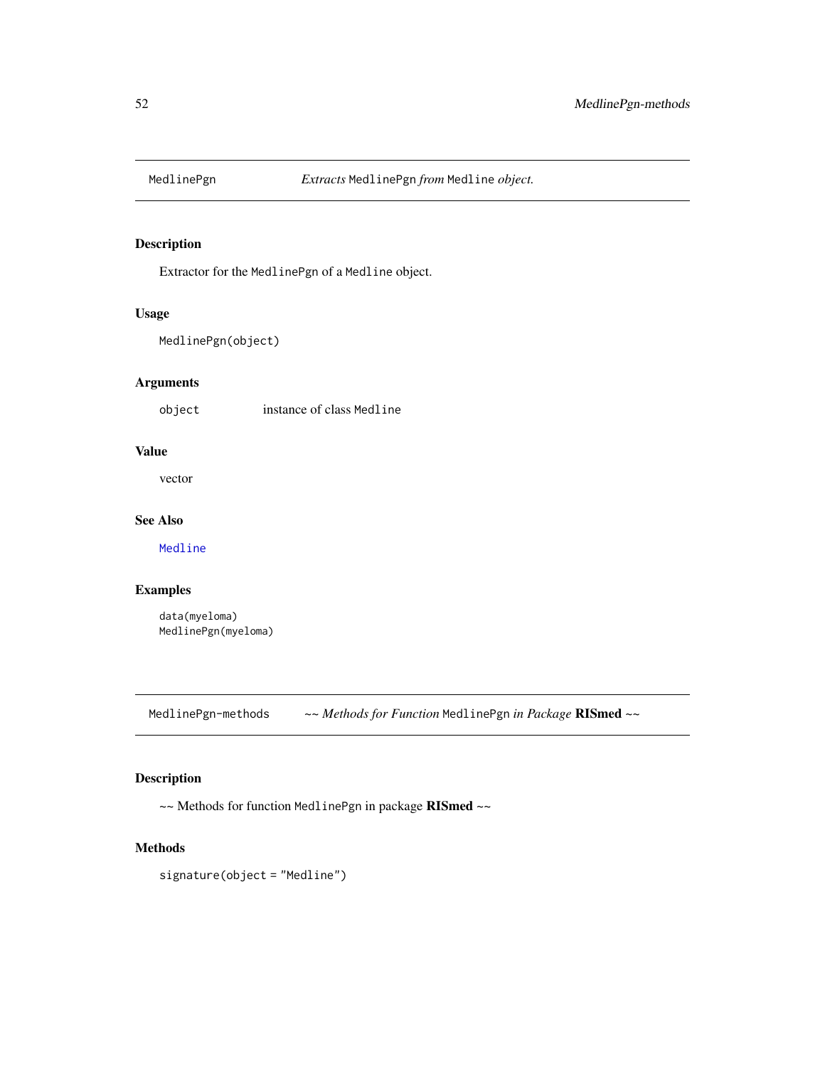## MedlinePgn — *Extracts* MedlinePgn *from* Medline *object.*

### Description

Extractor for the MedlinePgn of a Medline object.

### Usage

```
MedlinePgn(object)
```

### Arguments

| | |
|---|---|
| object | instance of class Medline |

### Value

vector

### See Also

Medline

### Examples

```
data(myeloma)
MedlinePgn(myeloma)
```

## MedlinePgn-methods — *~~ Methods for Function* MedlinePgn *in Package* **RISmed** *~~*

### Description

~~ Methods for function MedlinePgn in package **RISmed** ~~

### Methods

signature(object = "Medline")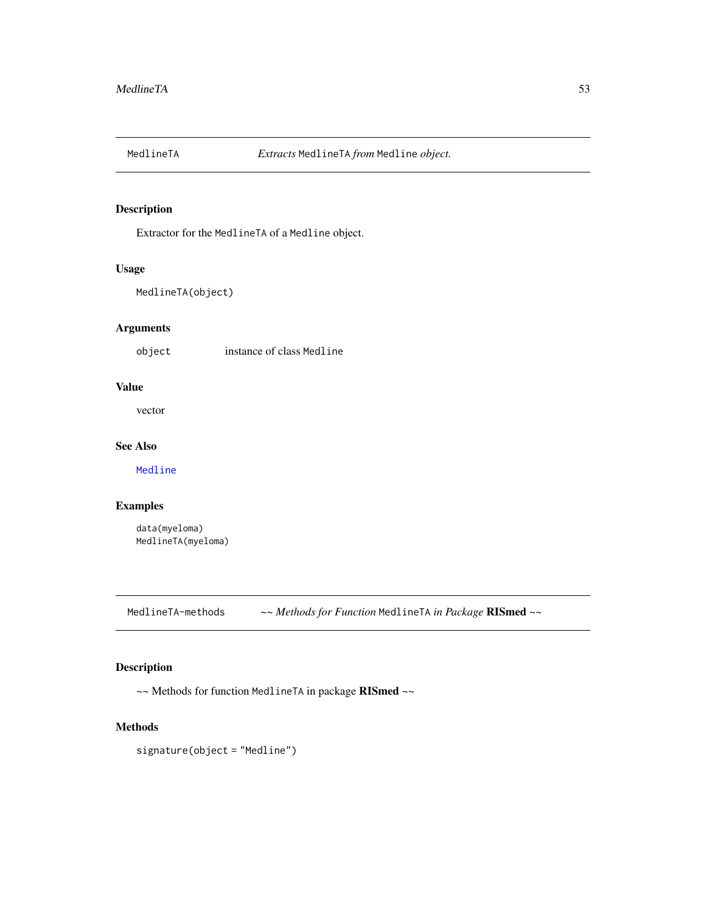## MedlineTA — *Extracts* `MedlineTA` *from* `Medline` *object.*

### Description

Extractor for the `MedlineTA` of a `Medline` object.

### Usage

```
MedlineTA(object)
```

### Arguments

| | |
|---|---|
| `object` | instance of class `Medline` |

### Value

vector

### See Also

`Medline`

### Examples

```
data(myeloma)
MedlineTA(myeloma)
```

## MedlineTA-methods — *~~ Methods for Function* `MedlineTA` *in Package* **RISmed** *~~*

### Description

~~ Methods for function `MedlineTA` in package **RISmed** ~~

### Methods

```
signature(object = "Medline")
```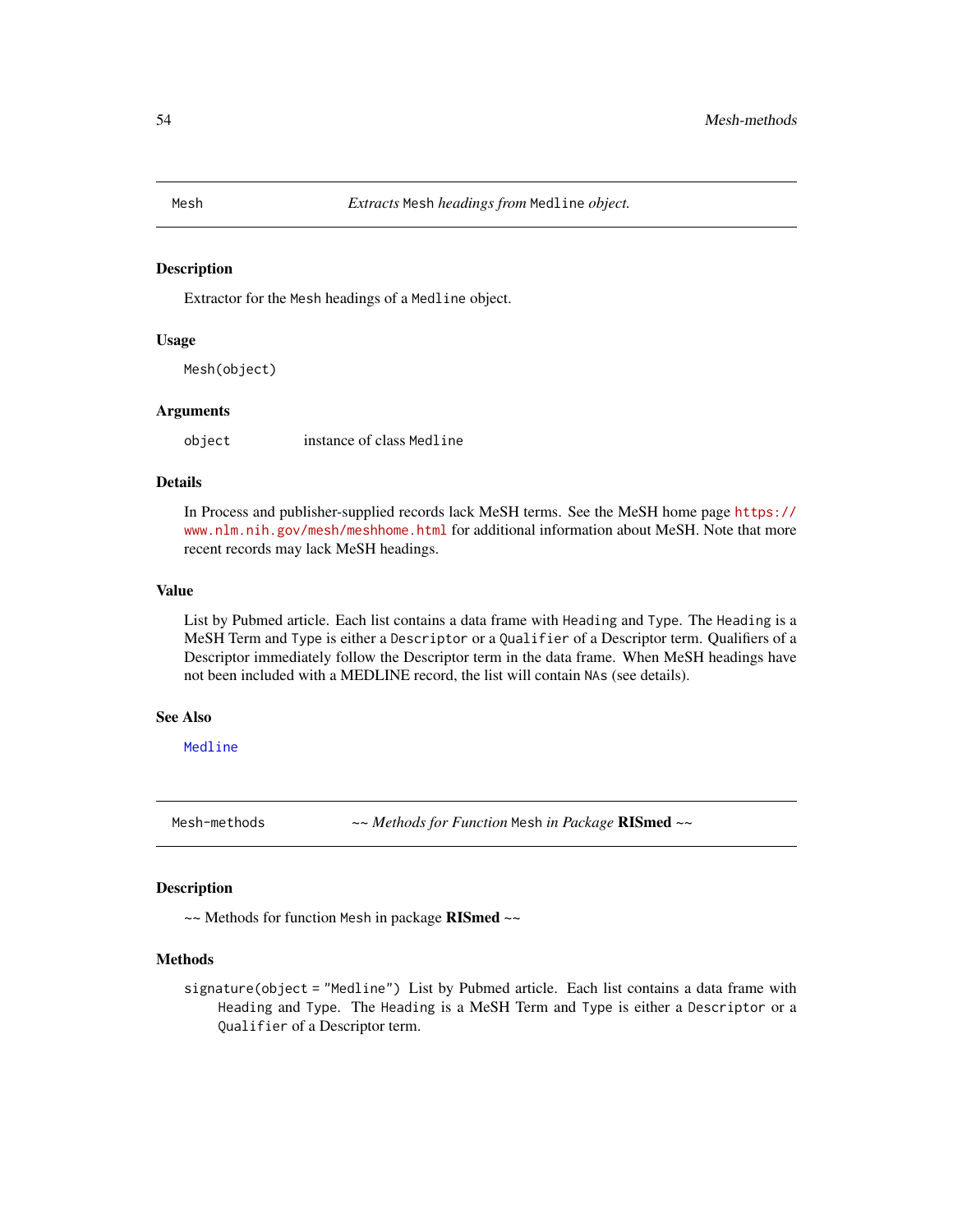## Mesh — *Extracts* `Mesh` *headings from* `Medline` *object.*

### Description

Extractor for the `Mesh` headings of a `Medline` object.

### Usage

```
Mesh(object)
```

### Arguments

| | |
|---|---|
| `object` | instance of class `Medline` |

### Details

In Process and publisher-supplied records lack MeSH terms. See the MeSH home page https://www.nlm.nih.gov/mesh/meshhome.html for additional information about MeSH. Note that more recent records may lack MeSH headings.

### Value

List by Pubmed article. Each list contains a data frame with `Heading` and `Type`. The `Heading` is a MeSH Term and `Type` is either a `Descriptor` or a `Qualifier` of a Descriptor term. Qualifiers of a Descriptor immediately follow the Descriptor term in the data frame. When MeSH headings have not been included with a MEDLINE record, the list will contain `NA`s (see details).

### See Also

`Medline`

## Mesh-methods — *~~ Methods for Function* `Mesh` *in Package* **RISmed** *~~*

### Description

~~ Methods for function `Mesh` in package **RISmed** ~~

### Methods

`signature(object = "Medline")` List by Pubmed article. Each list contains a data frame with `Heading` and `Type`. The `Heading` is a MeSH Term and `Type` is either a `Descriptor` or a `Qualifier` of a Descriptor term.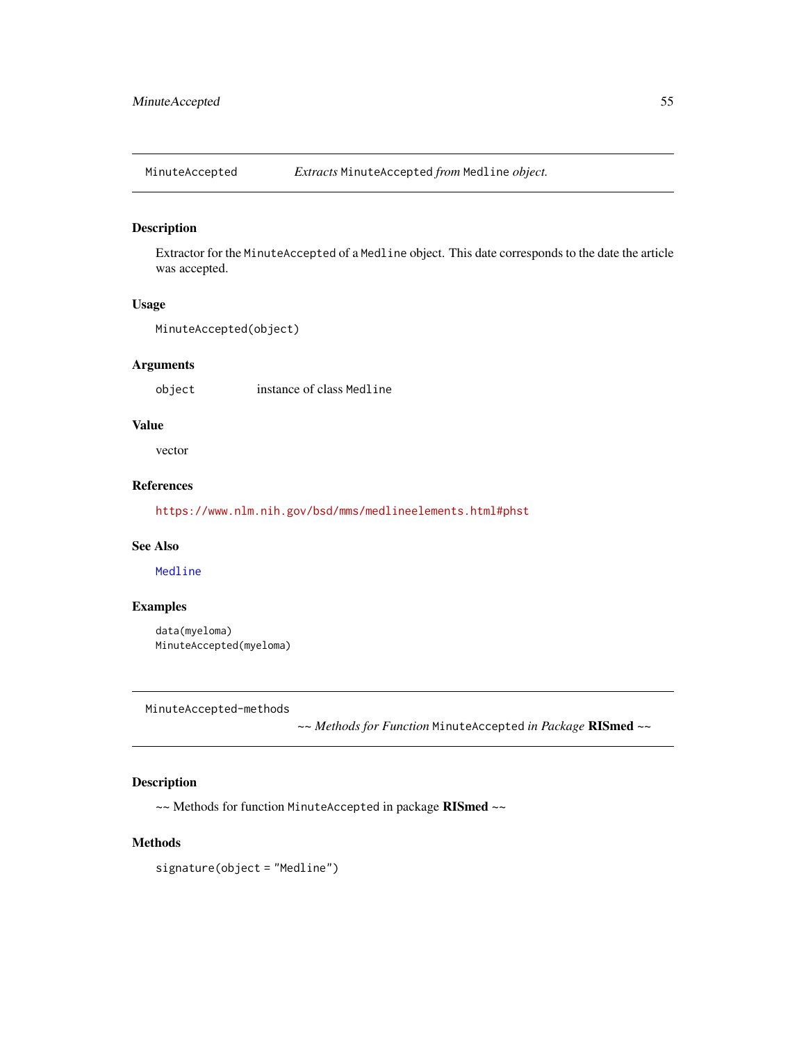## MinuteAccepted — *Extracts* `MinuteAccepted` *from* `Medline` *object.*

### Description

Extractor for the `MinuteAccepted` of a `Medline` object. This date corresponds to the date the article was accepted.

### Usage

```
MinuteAccepted(object)
```

### Arguments

| | |
|---|---|
| `object` | instance of class `Medline` |

### Value

vector

### References

https://www.nlm.nih.gov/bsd/mms/medlineelements.html#phst

### See Also

`Medline`

### Examples

```
data(myeloma)
MinuteAccepted(myeloma)
```

## MinuteAccepted-methods — *~~ Methods for Function* `MinuteAccepted` *in Package* **RISmed** *~~*

### Description

~~ Methods for function `MinuteAccepted` in package **RISmed** ~~

### Methods

`signature(object = "Medline")`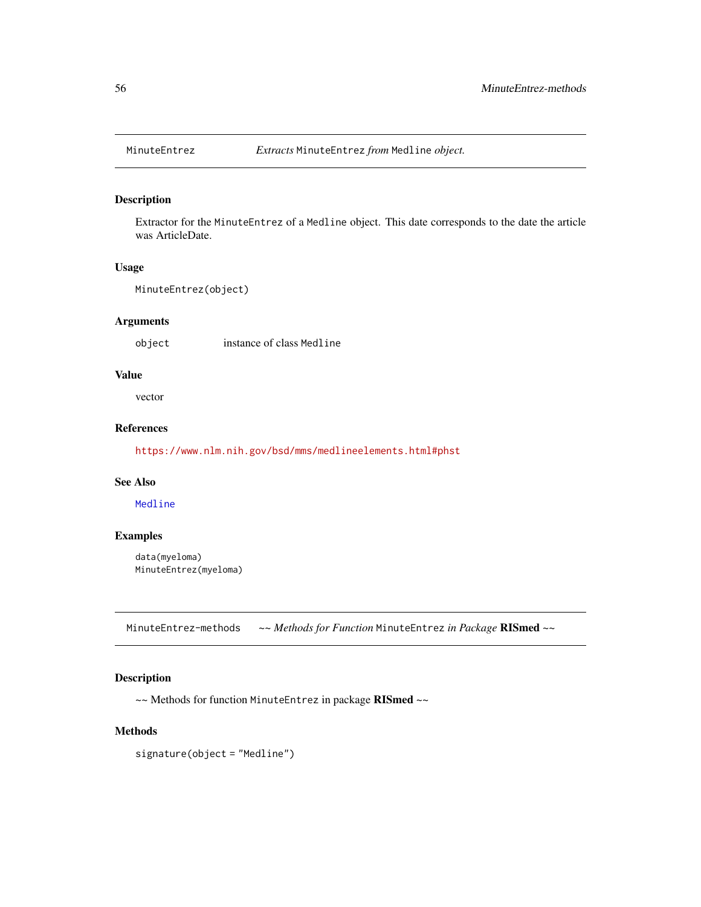## MinuteEntrez — *Extracts `MinuteEntrez` from `Medline` object.*

### Description

Extractor for the `MinuteEntrez` of a `Medline` object. This date corresponds to the date the article was ArticleDate.

### Usage

```
MinuteEntrez(object)
```

### Arguments

| | |
|---|---|
| `object` | instance of class `Medline` |

### Value

vector

### References

https://www.nlm.nih.gov/bsd/mms/medlineelements.html#phst

### See Also

`Medline`

### Examples

```
data(myeloma)
MinuteEntrez(myeloma)
```

## MinuteEntrez-methods — *~~ Methods for Function `MinuteEntrez` in Package* **RISmed** *~~*

### Description

~~ Methods for function `MinuteEntrez` in package **RISmed** ~~

### Methods

`signature(object = "Medline")`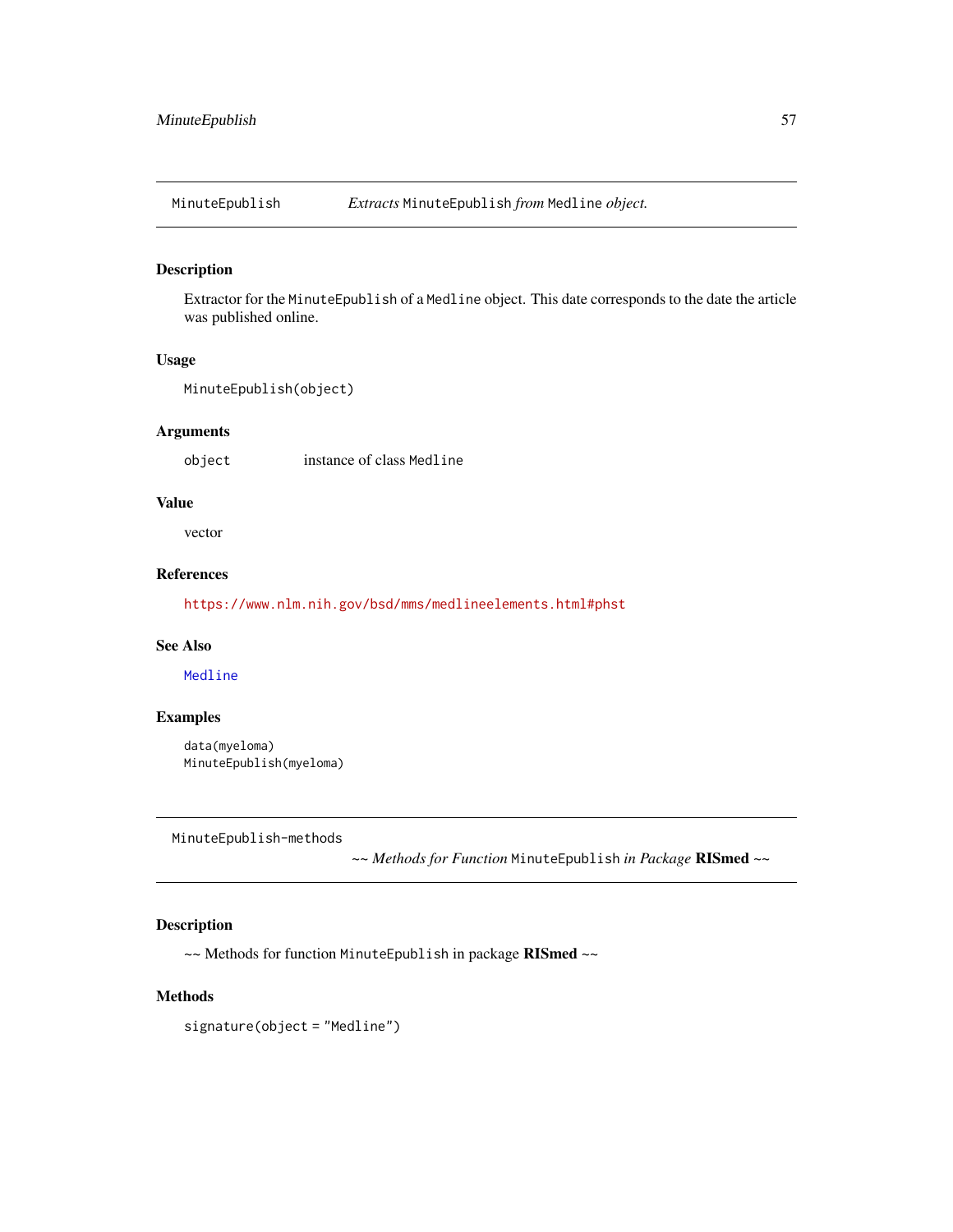## MinuteEpublish *Extracts* `MinuteEpublish` *from* `Medline` *object.*

### Description

Extractor for the `MinuteEpublish` of a `Medline` object. This date corresponds to the date the article was published online.

### Usage

```
MinuteEpublish(object)
```

### Arguments

| | |
|---|---|
| `object` | instance of class `Medline` |

### Value

vector

### References

https://www.nlm.nih.gov/bsd/mms/medlineelements.html#phst

### See Also

`Medline`

### Examples

```
data(myeloma)
MinuteEpublish(myeloma)
```

## MinuteEpublish-methods *~~ Methods for Function* `MinuteEpublish` *in Package* **RISmed** *~~*

### Description

~~ Methods for function `MinuteEpublish` in package **RISmed** ~~

### Methods

```
signature(object = "Medline")
```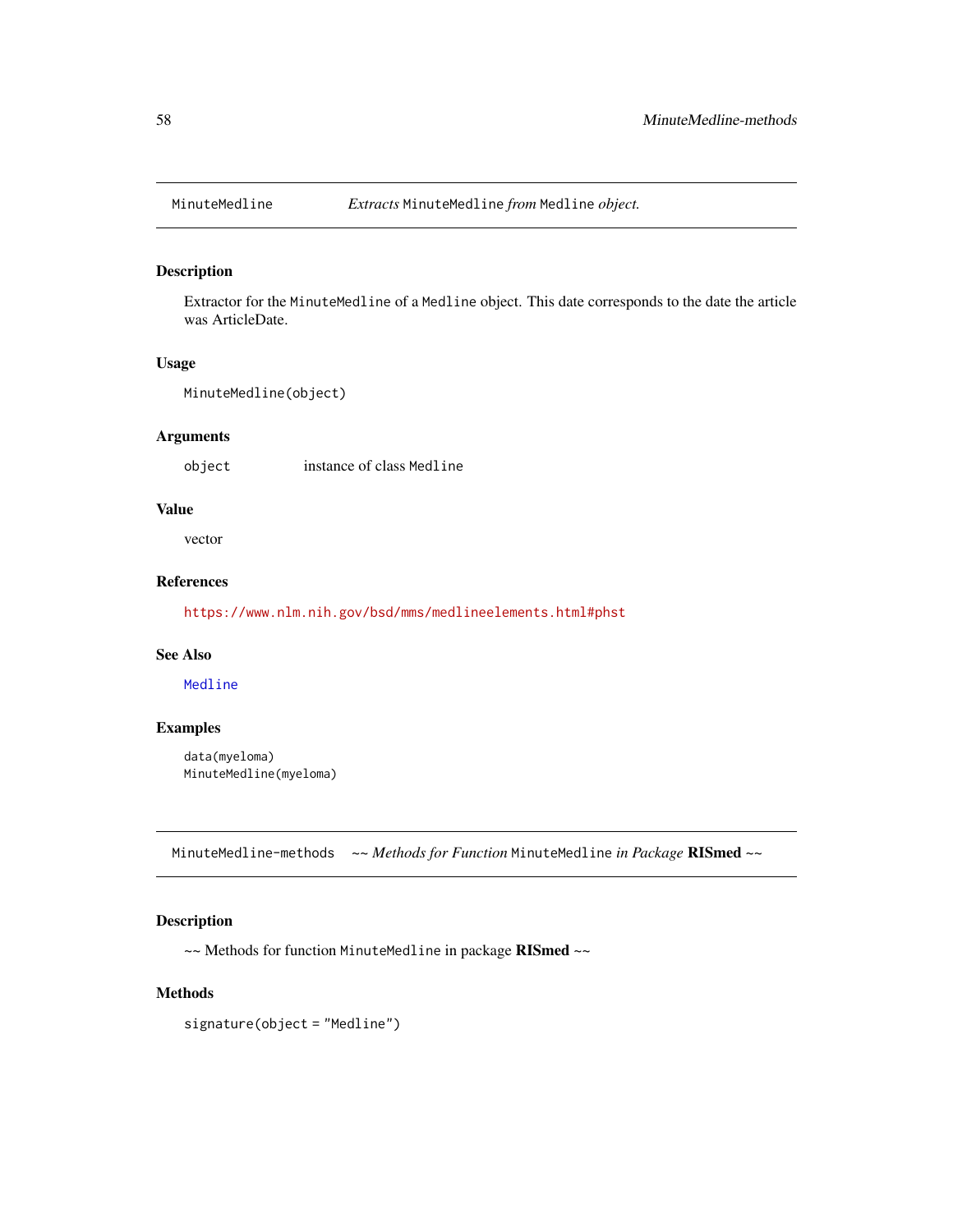## MinuteMedline — *Extracts* `MinuteMedline` *from* `Medline` *object.*

### Description

Extractor for the `MinuteMedline` of a `Medline` object. This date corresponds to the date the article was ArticleDate.

### Usage

```
MinuteMedline(object)
```

### Arguments

| | |
|---|---|
| `object` | instance of class `Medline` |

### Value

vector

### References

https://www.nlm.nih.gov/bsd/mms/medlineelements.html#phst

### See Also

`Medline`

### Examples

```
data(myeloma)
MinuteMedline(myeloma)
```

## MinuteMedline-methods — *~~ Methods for Function* `MinuteMedline` *in Package* **RISmed** *~~*

### Description

~~ Methods for function `MinuteMedline` in package **RISmed** ~~

### Methods

```
signature(object = "Medline")
```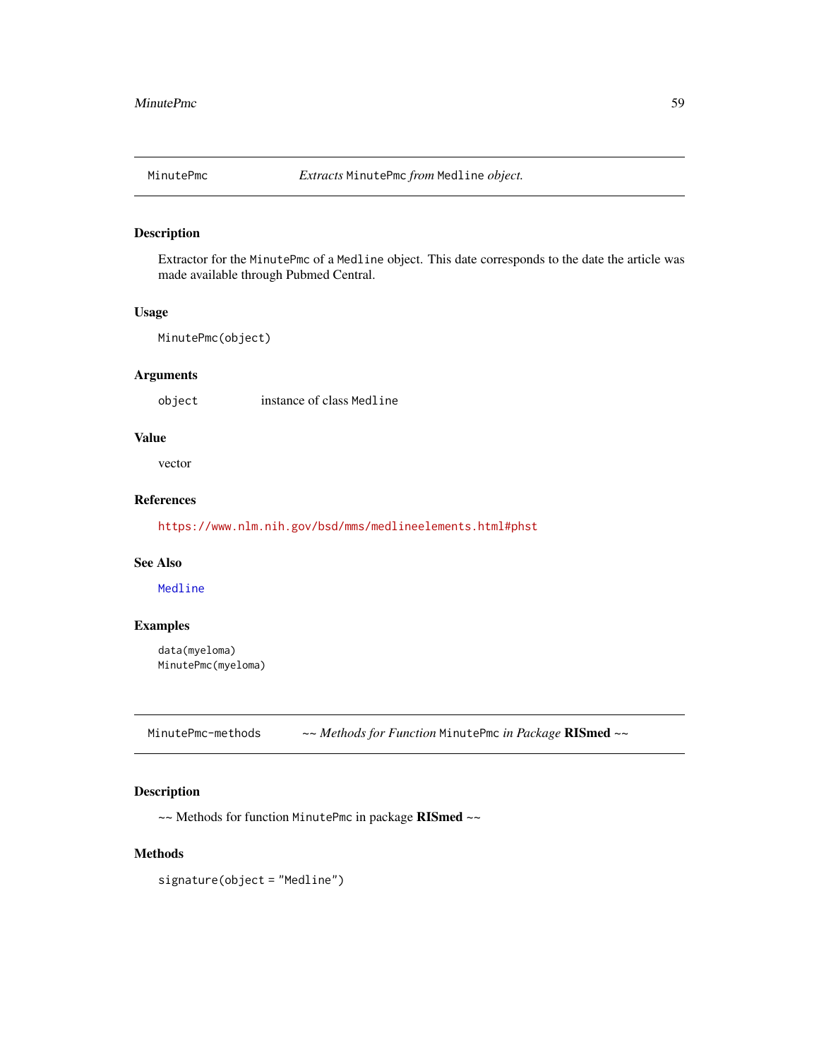## MinutePmc — *Extracts* `MinutePmc` *from* `Medline` *object.*

### Description

Extractor for the `MinutePmc` of a `Medline` object. This date corresponds to the date the article was made available through Pubmed Central.

### Usage

```
MinutePmc(object)
```

### Arguments

| | |
|---|---|
| `object` | instance of class `Medline` |

### Value

vector

### References

https://www.nlm.nih.gov/bsd/mms/medlineelements.html#phst

### See Also

`Medline`

### Examples

```
data(myeloma)
MinutePmc(myeloma)
```

## MinutePmc-methods — ~~ *Methods for Function* `MinutePmc` *in Package* **RISmed** ~~

### Description

~~ Methods for function `MinutePmc` in package **RISmed** ~~

### Methods

`signature(object = "Medline")`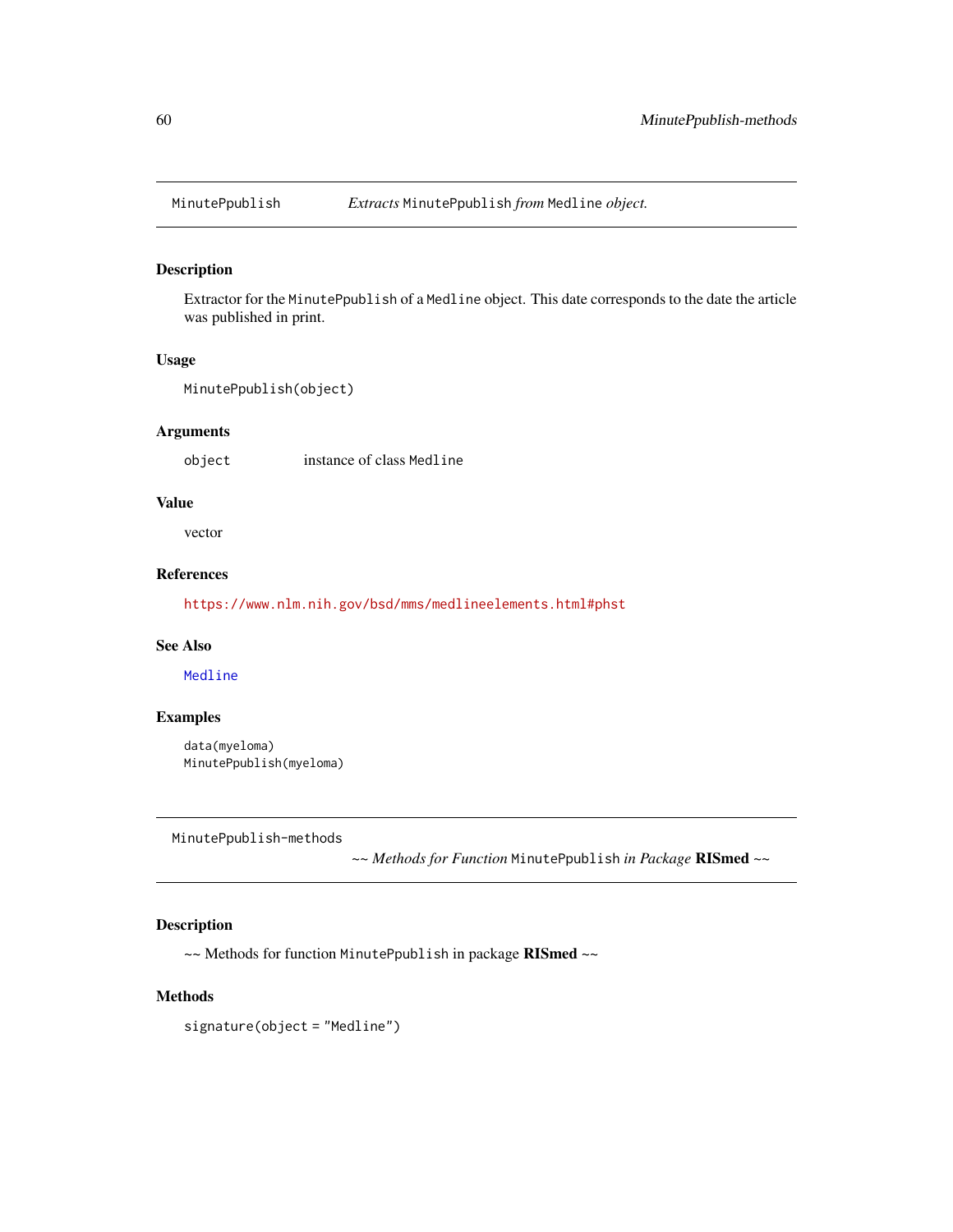## MinutePpublish — *Extracts* MinutePpublish *from* Medline *object.*

### Description

Extractor for the MinutePpublish of a Medline object. This date corresponds to the date the article was published in print.

### Usage

```
MinutePpublish(object)
```

### Arguments

| | |
|---|---|
| object | instance of class Medline |

### Value

vector

### References

https://www.nlm.nih.gov/bsd/mms/medlineelements.html#phst

### See Also

Medline

### Examples

```
data(myeloma)
MinutePpublish(myeloma)
```

## MinutePpublish-methods — *~~ Methods for Function* MinutePpublish *in Package* **RISmed** *~~*

### Description

~~ Methods for function MinutePpublish in package **RISmed** ~~

### Methods

signature(object = "Medline")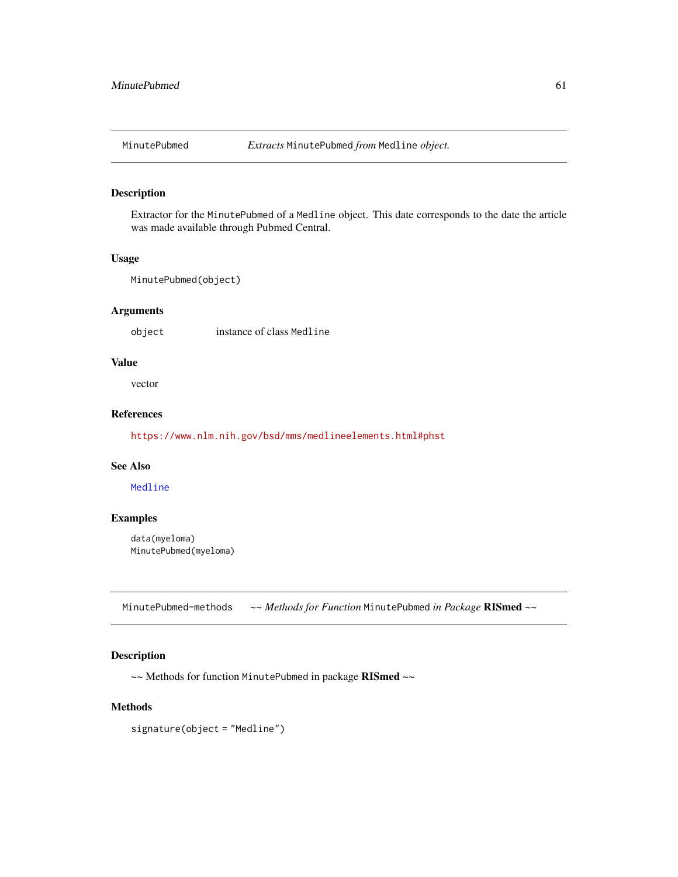## MinutePubmed — *Extracts* `MinutePubmed` *from* `Medline` *object.*

### Description

Extractor for the `MinutePubmed` of a `Medline` object. This date corresponds to the date the article was made available through Pubmed Central.

### Usage

```
MinutePubmed(object)
```

### Arguments

| | |
|---|---|
| `object` | instance of class `Medline` |

### Value

vector

### References

https://www.nlm.nih.gov/bsd/mms/medlineelements.html#phst

### See Also

`Medline`

### Examples

```
data(myeloma)
MinutePubmed(myeloma)
```

## MinutePubmed-methods — ~~ *Methods for Function* `MinutePubmed` *in Package* **RISmed** ~~

### Description

~~ Methods for function `MinutePubmed` in package **RISmed** ~~

### Methods

```
signature(object = "Medline")
```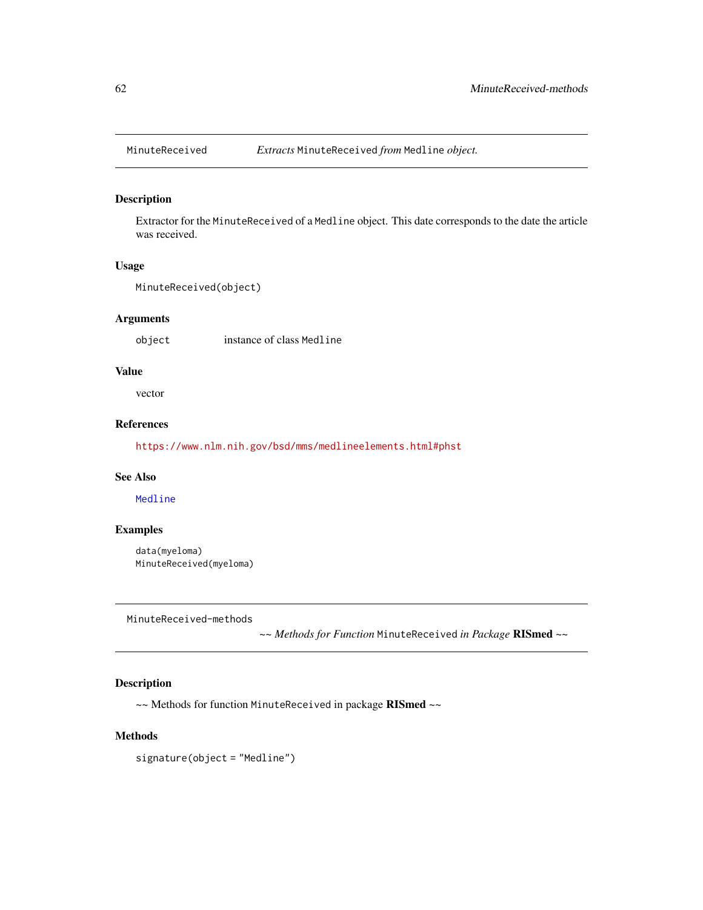## MinuteReceived — *Extracts* `MinuteReceived` *from* `Medline` *object.*

### Description

Extractor for the `MinuteReceived` of a `Medline` object. This date corresponds to the date the article was received.

### Usage

```
MinuteReceived(object)
```

### Arguments

| | |
|---|---|
| object | instance of class `Medline` |

### Value

vector

### References

https://www.nlm.nih.gov/bsd/mms/medlineelements.html#phst

### See Also

`Medline`

### Examples

```
data(myeloma)
MinuteReceived(myeloma)
```

## MinuteReceived-methods — *~~ Methods for Function* `MinuteReceived` *in Package* **RISmed** *~~*

### Description

~~ Methods for function `MinuteReceived` in package **RISmed** ~~

### Methods

```
signature(object = "Medline")
```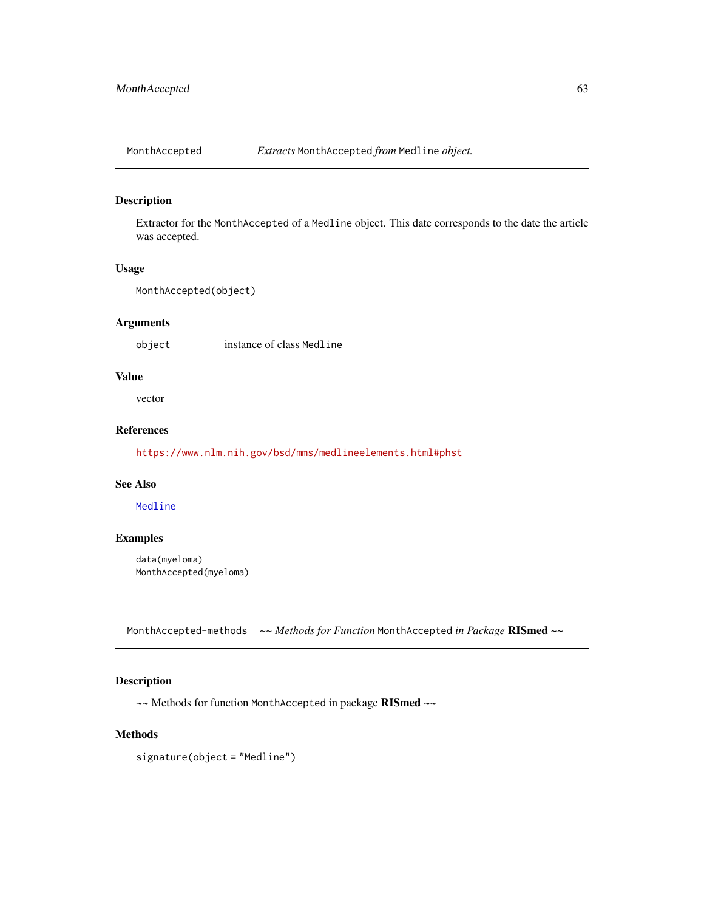## MonthAccepted *Extracts* MonthAccepted *from* Medline *object.*

### Description

Extractor for the MonthAccepted of a Medline object. This date corresponds to the date the article was accepted.

### Usage

```
MonthAccepted(object)
```

### Arguments

| | |
|---|---|
| object | instance of class Medline |

### Value

vector

### References

https://www.nlm.nih.gov/bsd/mms/medlineelements.html#phst

### See Also

Medline

### Examples

```
data(myeloma)
MonthAccepted(myeloma)
```

## MonthAccepted-methods *~~ Methods for Function* MonthAccepted *in Package* **RISmed** *~~*

### Description

~~ Methods for function MonthAccepted in package **RISmed** ~~

### Methods

signature(object = "Medline")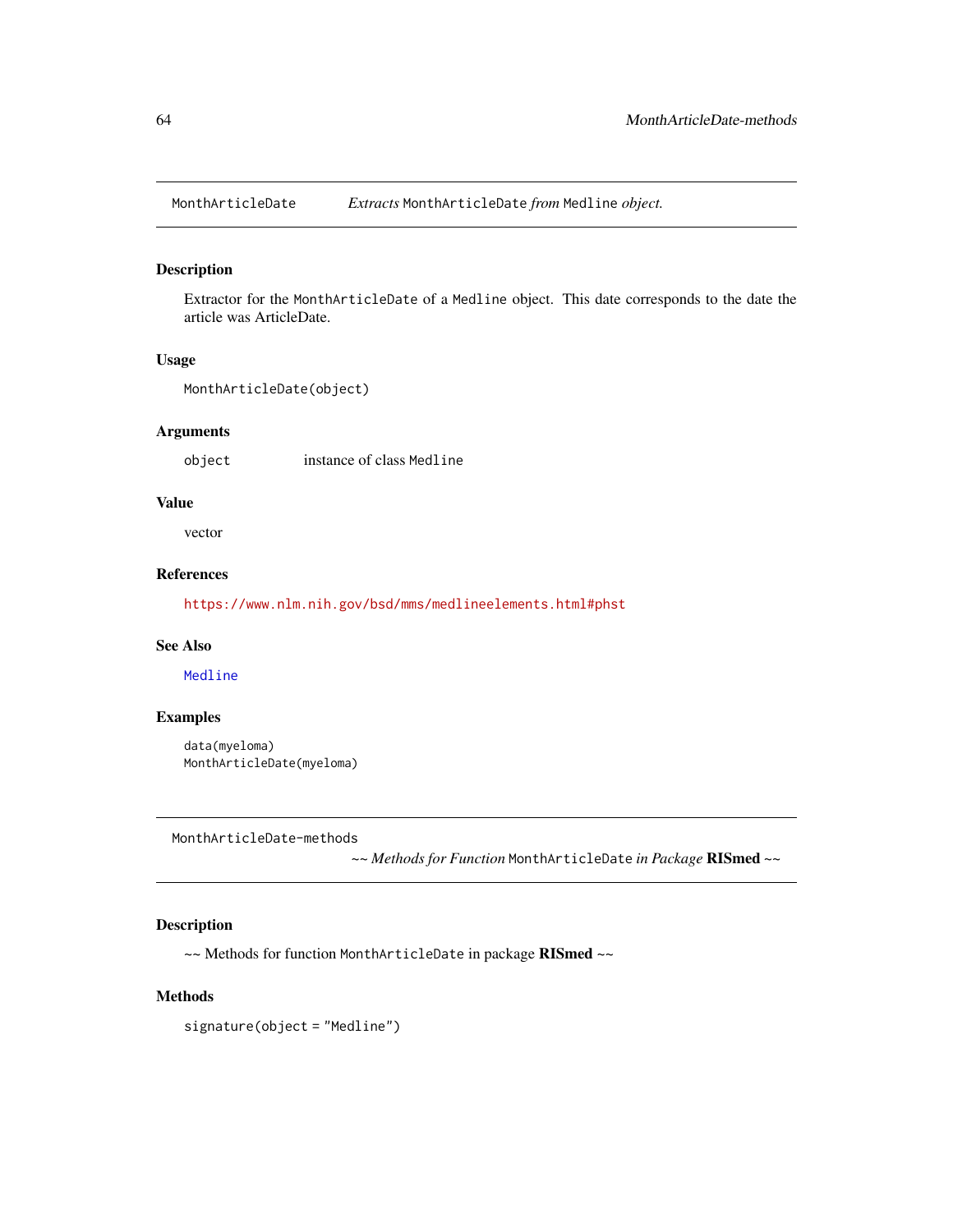## MonthArticleDate — *Extracts* `MonthArticleDate` *from* `Medline` *object.*

### Description

Extractor for the `MonthArticleDate` of a `Medline` object. This date corresponds to the date the article was ArticleDate.

### Usage

```
MonthArticleDate(object)
```

### Arguments

| | |
|---|---|
| `object` | instance of class `Medline` |

### Value

vector

### References

https://www.nlm.nih.gov/bsd/mms/medlineelements.html#phst

### See Also

`Medline`

### Examples

```
data(myeloma)
MonthArticleDate(myeloma)
```

## MonthArticleDate-methods — *~~ Methods for Function* `MonthArticleDate` *in Package* **RISmed** *~~*

### Description

~~ Methods for function `MonthArticleDate` in package **RISmed** ~~

### Methods

```
signature(object = "Medline")
```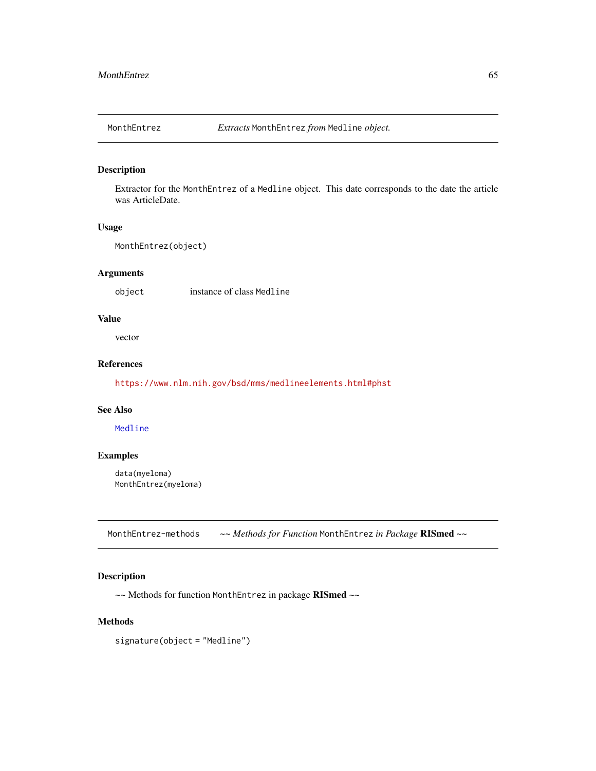## MonthEntrez — *Extracts* `MonthEntrez` *from* `Medline` *object.*

### Description

Extractor for the `MonthEntrez` of a `Medline` object. This date corresponds to the date the article was ArticleDate.

### Usage

```
MonthEntrez(object)
```

### Arguments

| | |
|---|---|
| `object` | instance of class `Medline` |

### Value

vector

### References

https://www.nlm.nih.gov/bsd/mms/medlineelements.html#phst

### See Also

`Medline`

### Examples

```
data(myeloma)
MonthEntrez(myeloma)
```

## MonthEntrez-methods — ~~ *Methods for Function* `MonthEntrez` *in Package* **RISmed** ~~

### Description

~~ Methods for function `MonthEntrez` in package **RISmed** ~~

### Methods

`signature(object = "Medline")`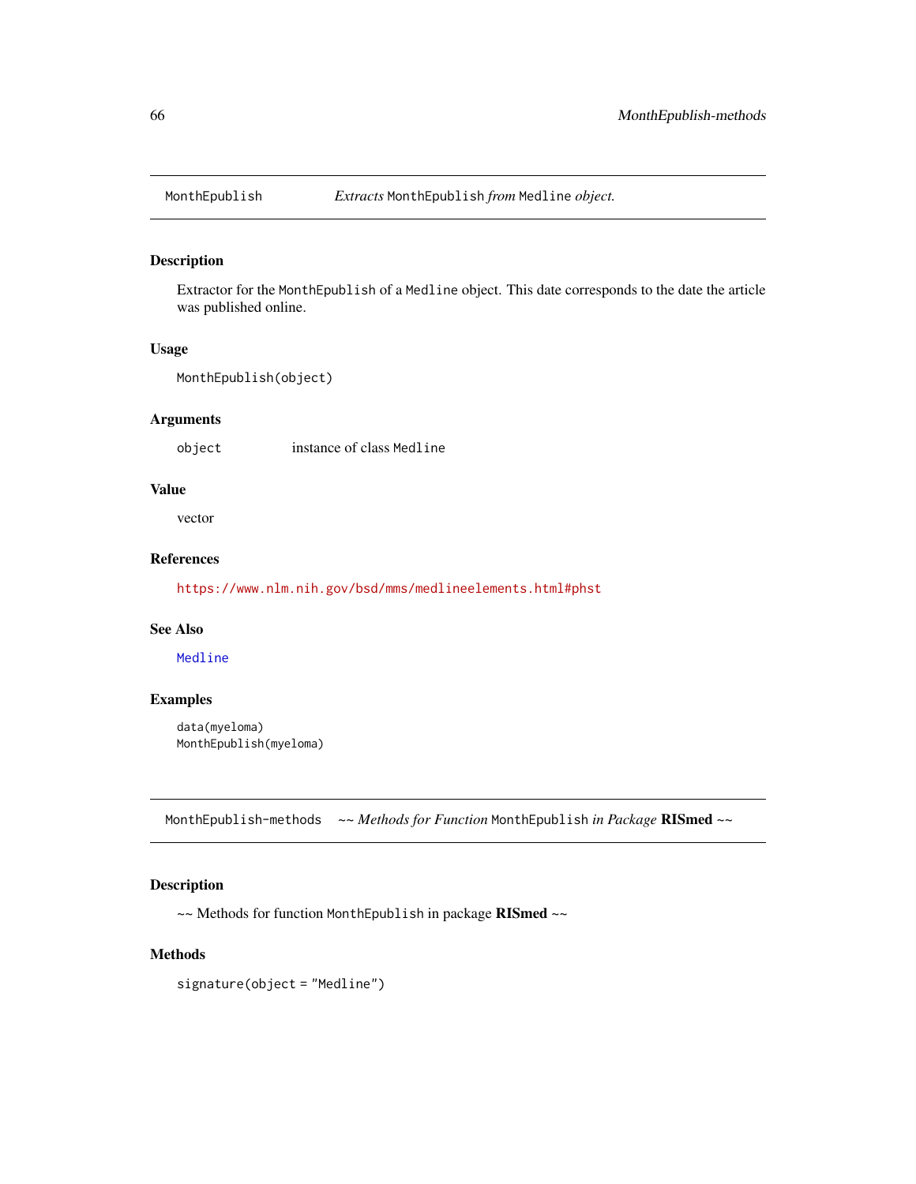## MonthEpublish — *Extracts* `MonthEpublish` *from* `Medline` *object.*

### Description

Extractor for the `MonthEpublish` of a `Medline` object. This date corresponds to the date the article was published online.

### Usage

```
MonthEpublish(object)
```

### Arguments

| | |
|---|---|
| `object` | instance of class `Medline` |

### Value

vector

### References

https://www.nlm.nih.gov/bsd/mms/medlineelements.html#phst

### See Also

`Medline`

### Examples

```
data(myeloma)
MonthEpublish(myeloma)
```

## MonthEpublish-methods — *~~ Methods for Function* `MonthEpublish` *in Package* **RISmed** *~~*

### Description

~~ Methods for function `MonthEpublish` in package **RISmed** ~~

### Methods

```
signature(object = "Medline")
```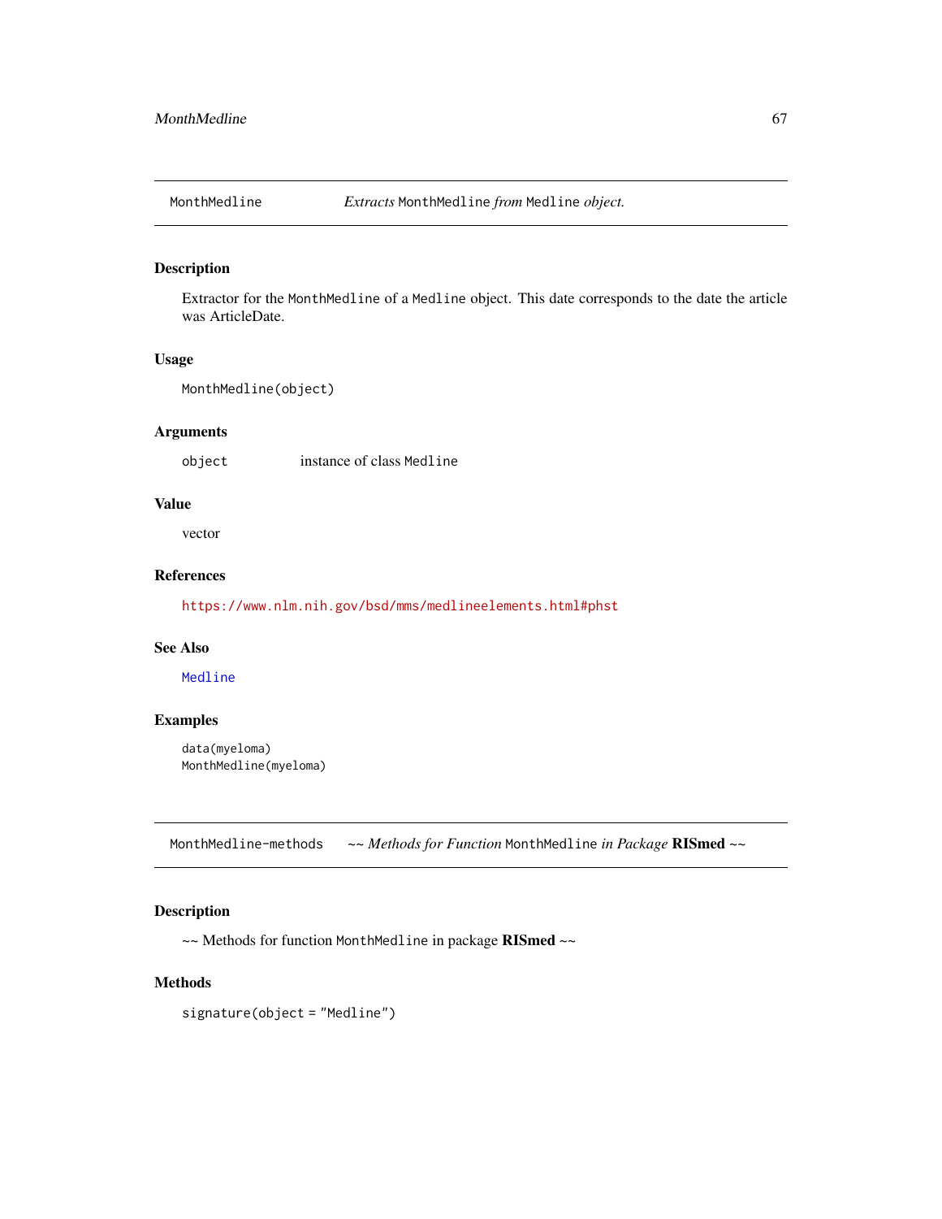## MonthMedline — *Extracts* `MonthMedline` *from* `Medline` *object.*

### Description

Extractor for the `MonthMedline` of a `Medline` object. This date corresponds to the date the article was ArticleDate.

### Usage

```
MonthMedline(object)
```

### Arguments

| | |
|---|---|
| `object` | instance of class `Medline` |

### Value

vector

### References

https://www.nlm.nih.gov/bsd/mms/medlineelements.html#phst

### See Also

`Medline`

### Examples

```
data(myeloma)
MonthMedline(myeloma)
```

## MonthMedline-methods — *~~ Methods for Function* `MonthMedline` *in Package* **RISmed** *~~*

### Description

~~ Methods for function `MonthMedline` in package **RISmed** ~~

### Methods

```
signature(object = "Medline")
```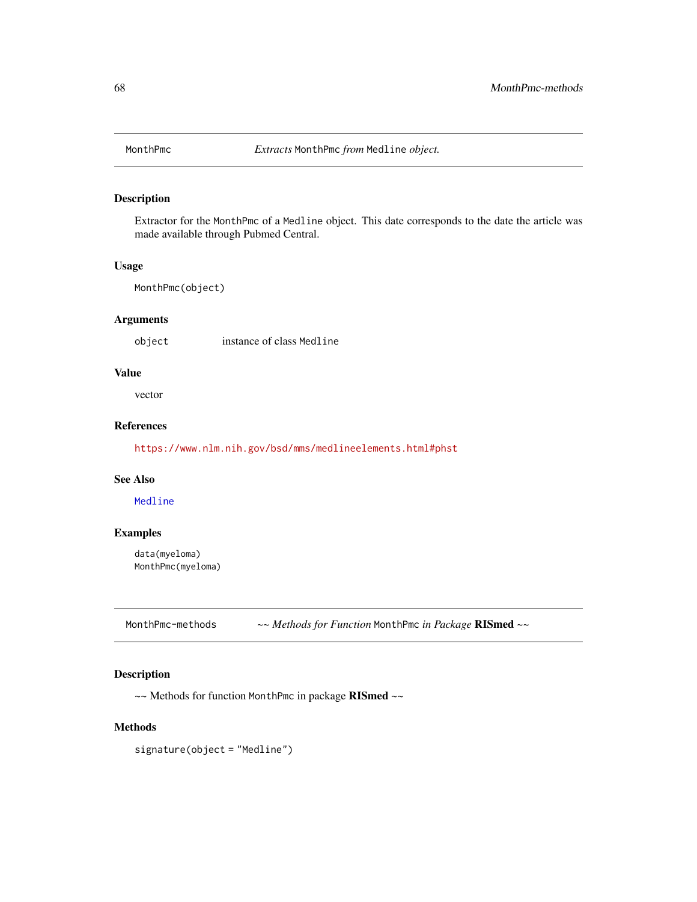## MonthPmc — *Extracts* `MonthPmc` *from* `Medline` *object.*

### Description

Extractor for the `MonthPmc` of a `Medline` object. This date corresponds to the date the article was made available through Pubmed Central.

### Usage

```
MonthPmc(object)
```

### Arguments

| | |
|---|---|
| `object` | instance of class `Medline` |

### Value

vector

### References

https://www.nlm.nih.gov/bsd/mms/medlineelements.html#phst

### See Also

`Medline`

### Examples

```
data(myeloma)
MonthPmc(myeloma)
```

## MonthPmc-methods — *~~ Methods for Function* `MonthPmc` *in Package* **RISmed** *~~*

### Description

~~ Methods for function `MonthPmc` in package **RISmed** ~~

### Methods

```
signature(object = "Medline")
```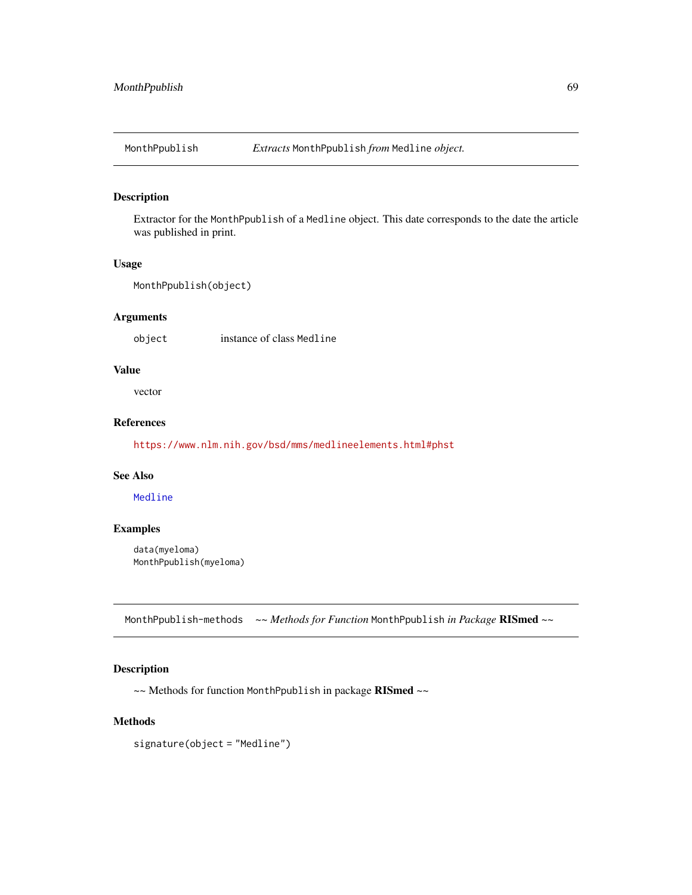## MonthPpublish *Extracts* `MonthPpublish` *from* `Medline` *object.*

### Description

Extractor for the `MonthPpublish` of a `Medline` object. This date corresponds to the date the article was published in print.

### Usage

```
MonthPpublish(object)
```

### Arguments

| | |
|---|---|
| `object` | instance of class `Medline` |

### Value

vector

### References

https://www.nlm.nih.gov/bsd/mms/medlineelements.html#phst

### See Also

`Medline`

### Examples

```
data(myeloma)
MonthPpublish(myeloma)
```

## MonthPpublish-methods ~~ *Methods for Function* `MonthPpublish` *in Package* **RISmed** ~~

### Description

~~ Methods for function `MonthPpublish` in package **RISmed** ~~

### Methods

`signature(object = "Medline")`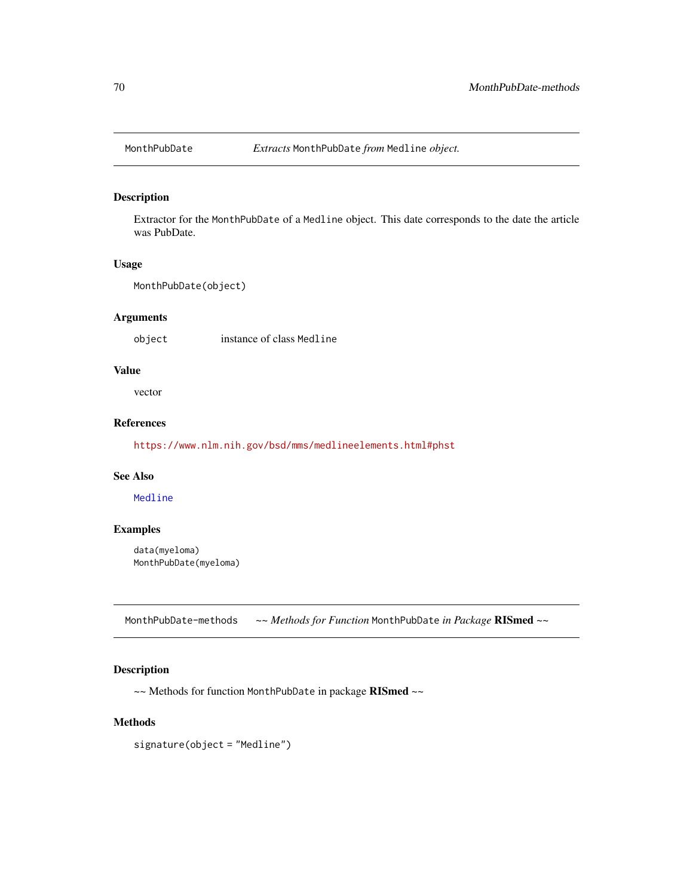## MonthPubDate — *Extracts* `MonthPubDate` *from* `Medline` *object.*

### Description

Extractor for the `MonthPubDate` of a `Medline` object. This date corresponds to the date the article was PubDate.

### Usage

```
MonthPubDate(object)
```

### Arguments

| | |
|---|---|
| `object` | instance of class `Medline` |

### Value

vector

### References

https://www.nlm.nih.gov/bsd/mms/medlineelements.html#phst

### See Also

`Medline`

### Examples

```
data(myeloma)
MonthPubDate(myeloma)
```

## MonthPubDate-methods — *~~ Methods for Function* `MonthPubDate` *in Package* **RISmed** *~~*

### Description

~~ Methods for function `MonthPubDate` in package **RISmed** ~~

### Methods

```
signature(object = "Medline")
```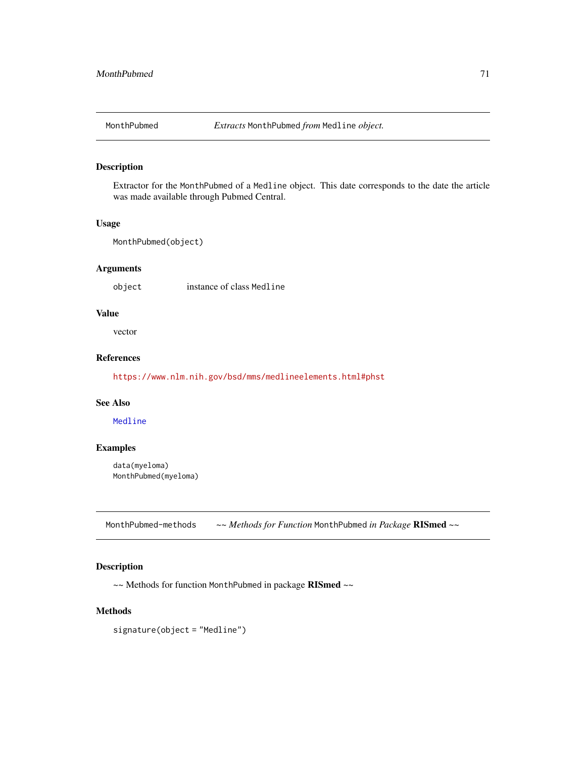## MonthPubmed — *Extracts* `MonthPubmed` *from* `Medline` *object.*

### Description

Extractor for the `MonthPubmed` of a `Medline` object. This date corresponds to the date the article was made available through Pubmed Central.

### Usage

```
MonthPubmed(object)
```

### Arguments

| | |
|---|---|
| `object` | instance of class `Medline` |

### Value

vector

### References

https://www.nlm.nih.gov/bsd/mms/medlineelements.html#phst

### See Also

`Medline`

### Examples

```
data(myeloma)
MonthPubmed(myeloma)
```

## MonthPubmed-methods — *~~ Methods for Function* `MonthPubmed` *in Package* **RISmed** *~~*

### Description

~~ Methods for function `MonthPubmed` in package **RISmed** ~~

### Methods

`signature(object = "Medline")`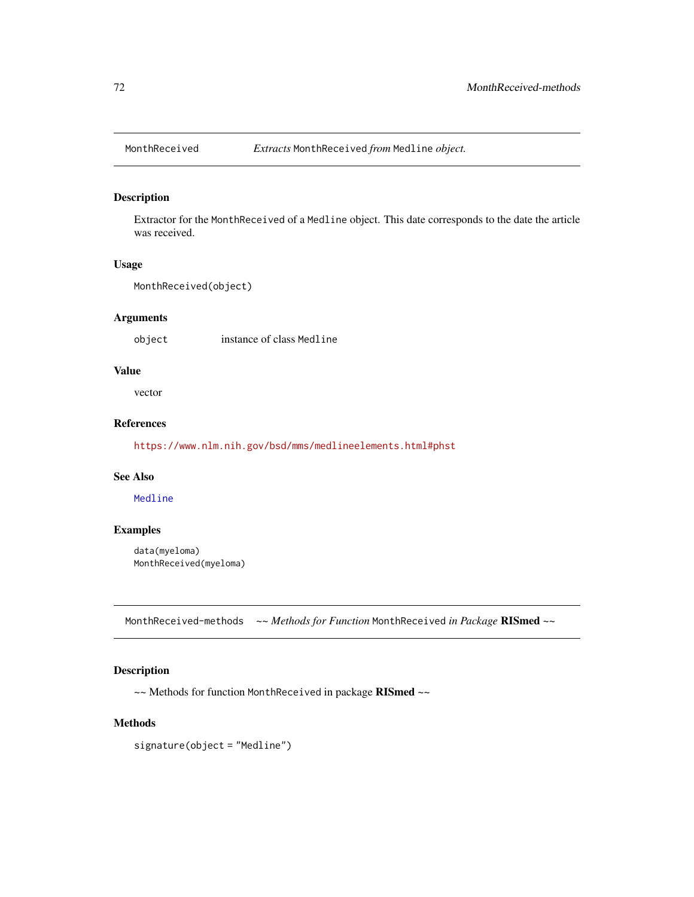## MonthReceived — *Extracts* `MonthReceived` *from* `Medline` *object.*

### Description

Extractor for the `MonthReceived` of a `Medline` object. This date corresponds to the date the article was received.

### Usage

```
MonthReceived(object)
```

### Arguments

| | |
|---|---|
| `object` | instance of class `Medline` |

### Value

vector

### References

https://www.nlm.nih.gov/bsd/mms/medlineelements.html#phst

### See Also

`Medline`

### Examples

```
data(myeloma)
MonthReceived(myeloma)
```

## MonthReceived-methods — *~~ Methods for Function* `MonthReceived` *in Package* **RISmed** *~~*

### Description

~~ Methods for function `MonthReceived` in package **RISmed** ~~

### Methods

```
signature(object = "Medline")
```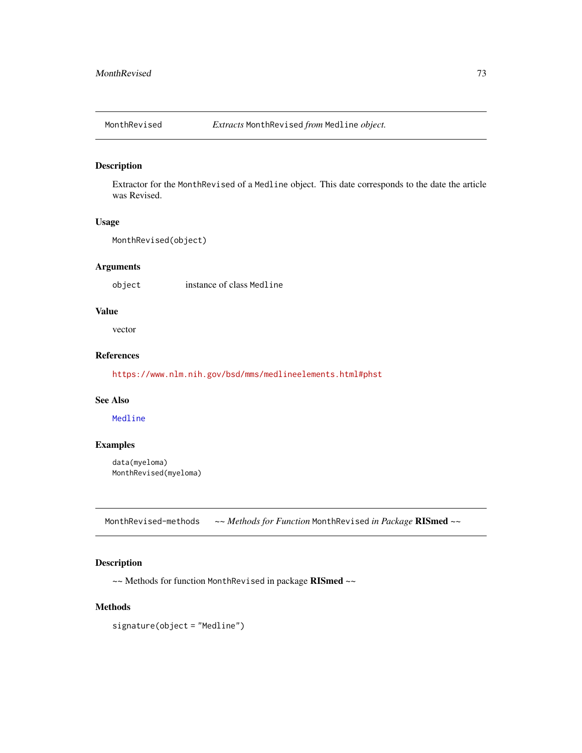## MonthRevised — *Extracts* `MonthRevised` *from* `Medline` *object.*

### Description

Extractor for the `MonthRevised` of a `Medline` object. This date corresponds to the date the article was Revised.

### Usage

```
MonthRevised(object)
```

### Arguments

| | |
|---|---|
| `object` | instance of class `Medline` |

### Value

vector

### References

https://www.nlm.nih.gov/bsd/mms/medlineelements.html#phst

### See Also

`Medline`

### Examples

```
data(myeloma)
MonthRevised(myeloma)
```

## MonthRevised-methods — *~~ Methods for Function* `MonthRevised` *in Package* **RISmed** *~~*

### Description

~~ Methods for function `MonthRevised` in package **RISmed** ~~

### Methods

```
signature(object = "Medline")
```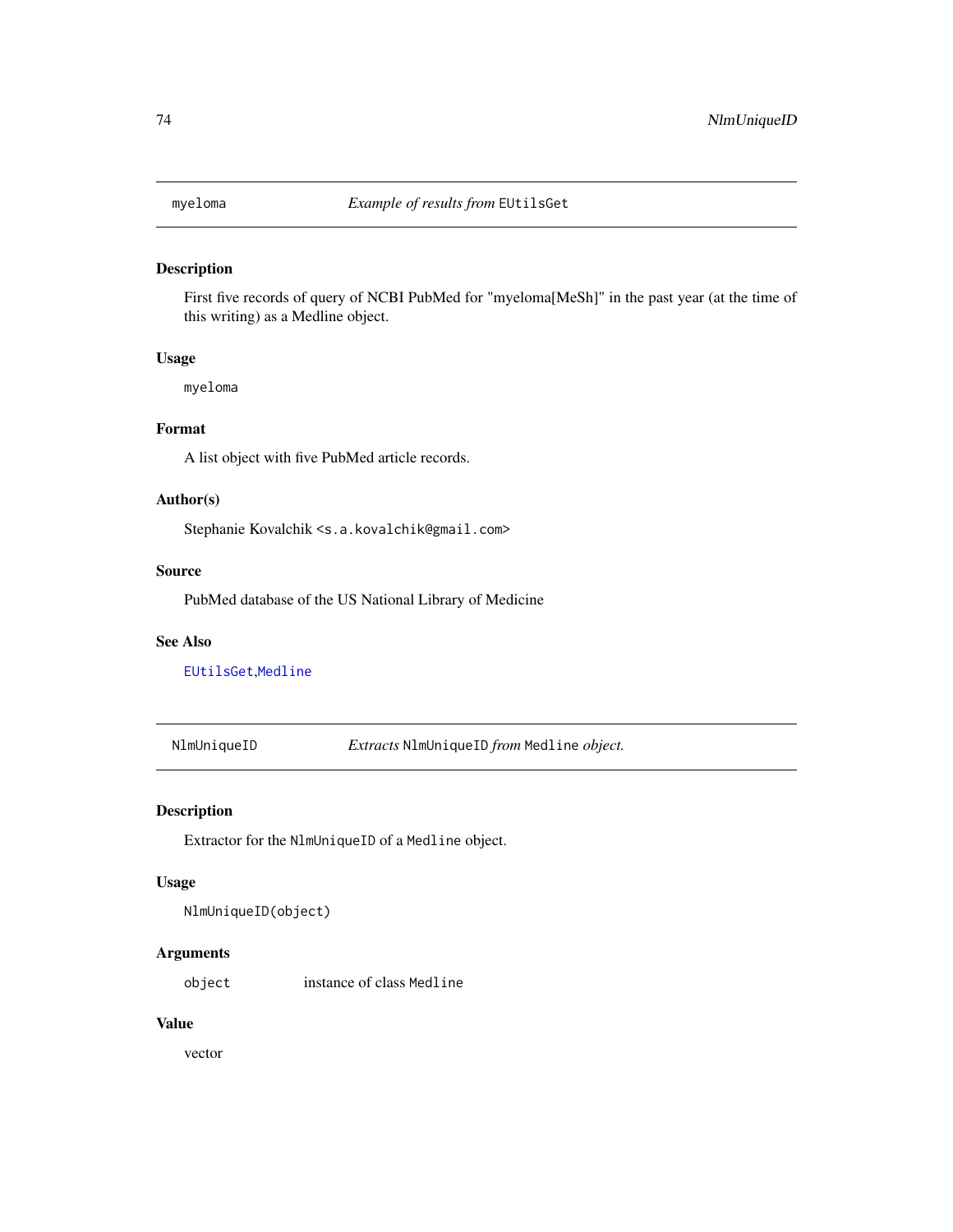## myeloma — *Example of results from* `EUtilsGet`

### Description

First five records of query of NCBI PubMed for "myeloma[MeSh]" in the past year (at the time of this writing) as a Medline object.

### Usage

```
myeloma
```

### Format

A list object with five PubMed article records.

### Author(s)

Stephanie Kovalchik <s.a.kovalchik@gmail.com>

### Source

PubMed database of the US National Library of Medicine

### See Also

`EUtilsGet`,`Medline`

## NlmUniqueID — *Extracts* `NlmUniqueID` *from* `Medline` *object.*

### Description

Extractor for the `NlmUniqueID` of a `Medline` object.

### Usage

```
NlmUniqueID(object)
```

### Arguments

| | |
|---|---|
| `object` | instance of class `Medline` |

### Value

vector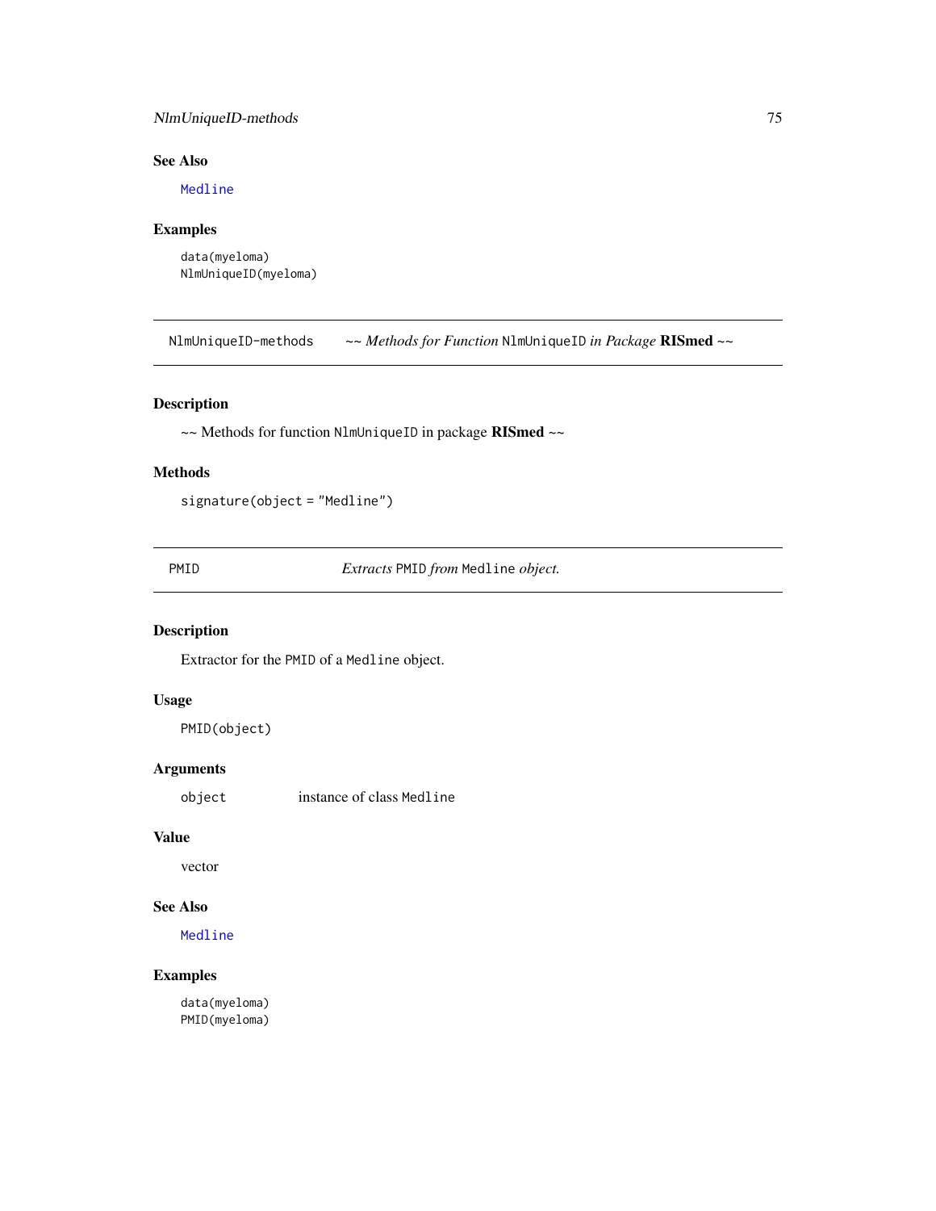### See Also

Medline

### Examples

```
data(myeloma)
NlmUniqueID(myeloma)
```

---

NlmUniqueID-methods *~~ Methods for Function* NlmUniqueID *in Package* **RISmed** *~~*

---

### Description

~~ Methods for function NlmUniqueID in package **RISmed** ~~

### Methods

signature(object = "Medline")

---

PMID *Extracts* PMID *from* Medline *object.*

---

### Description

Extractor for the PMID of a Medline object.

### Usage

```
PMID(object)
```

### Arguments

| | |
|---|---|
| object | instance of class Medline |

### Value

vector

### See Also

Medline

### Examples

```
data(myeloma)
PMID(myeloma)
```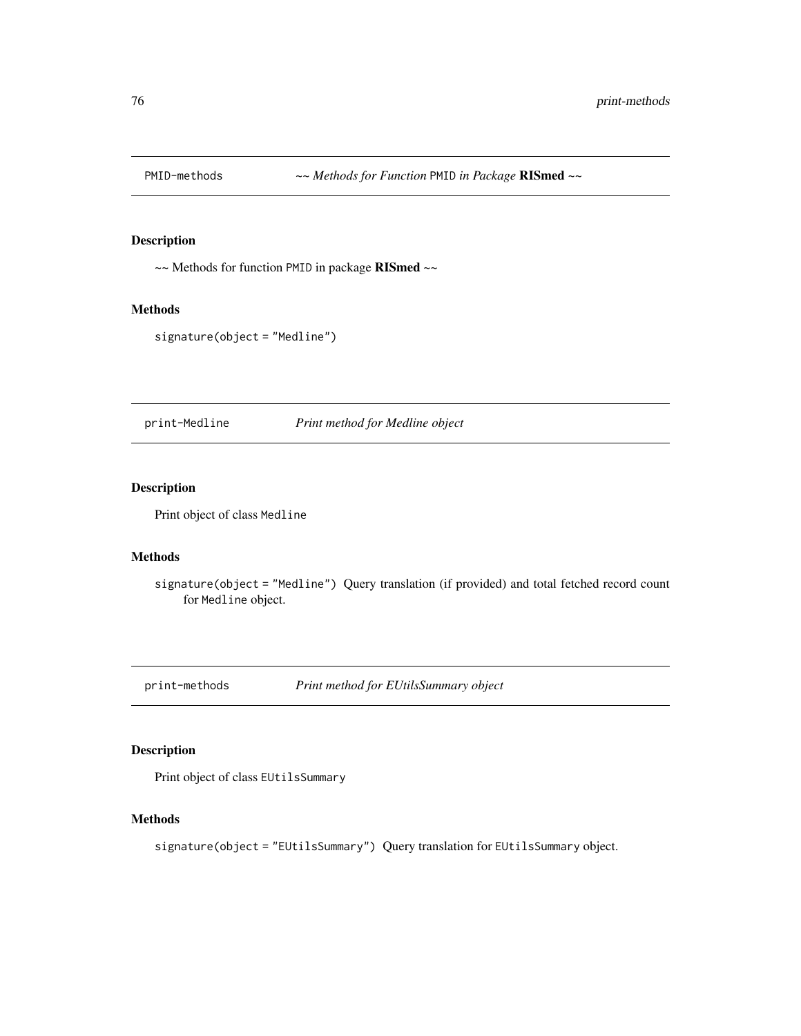## PMID-methods *~~ Methods for Function* `PMID` *in Package* **RISmed** *~~*

### Description

~~ Methods for function `PMID` in package **RISmed** ~~

### Methods

`signature(object = "Medline")`

## print-Medline *Print method for Medline object*

### Description

Print object of class `Medline`

### Methods

`signature(object = "Medline")` Query translation (if provided) and total fetched record count for `Medline` object.

## print-methods *Print method for EUtilsSummary object*

### Description

Print object of class `EUtilsSummary`

### Methods

`signature(object = "EUtilsSummary")` Query translation for `EUtilsSummary` object.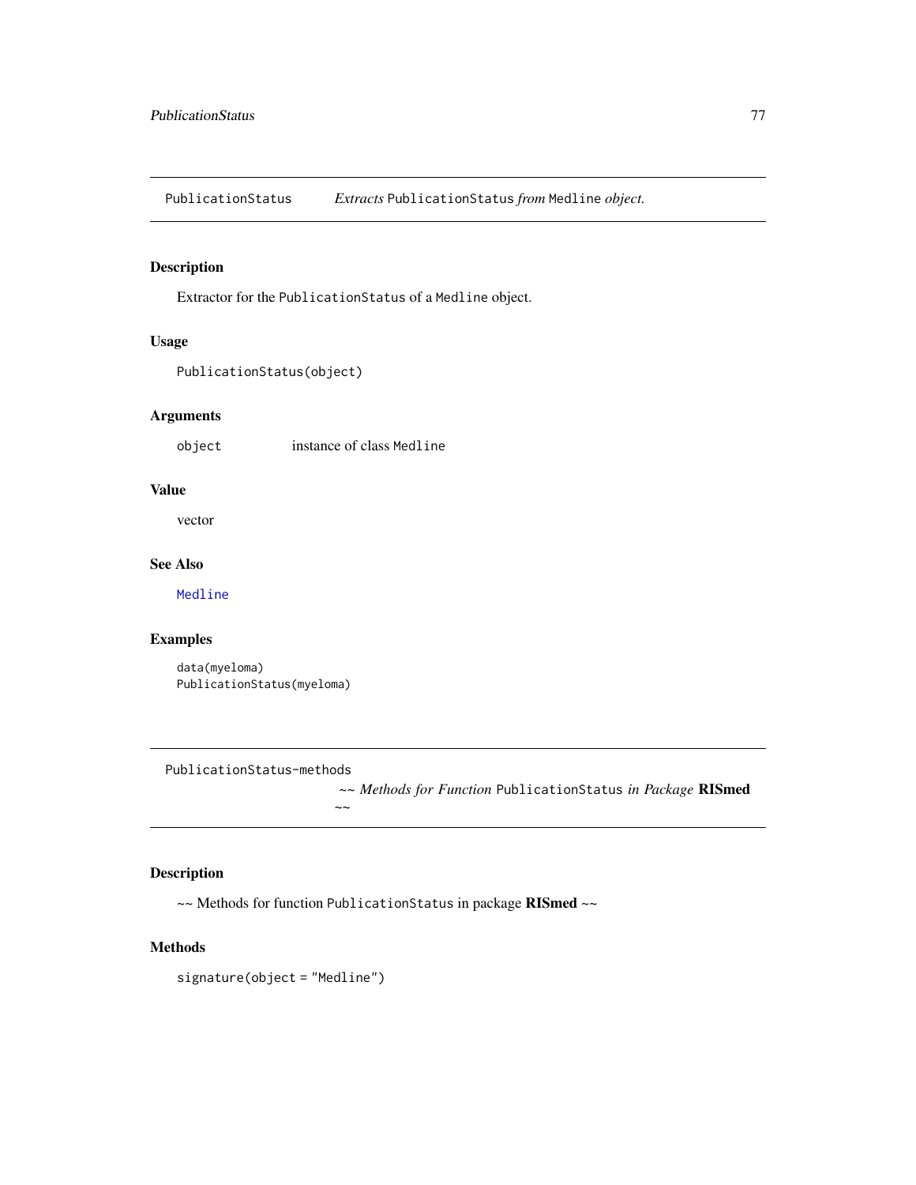## PublicationStatus — *Extracts* `PublicationStatus` *from* `Medline` *object.*

### Description

Extractor for the `PublicationStatus` of a `Medline` object.

### Usage

```
PublicationStatus(object)
```

### Arguments

| | |
|---|---|
| `object` | instance of class `Medline` |

### Value

vector

### See Also

`Medline`

### Examples

```
data(myeloma)
PublicationStatus(myeloma)
```

## PublicationStatus-methods — *~~ Methods for Function* `PublicationStatus` *in Package* **RISmed** *~~*

### Description

~~ Methods for function `PublicationStatus` in package **RISmed** ~~

### Methods

```
signature(object = "Medline")
```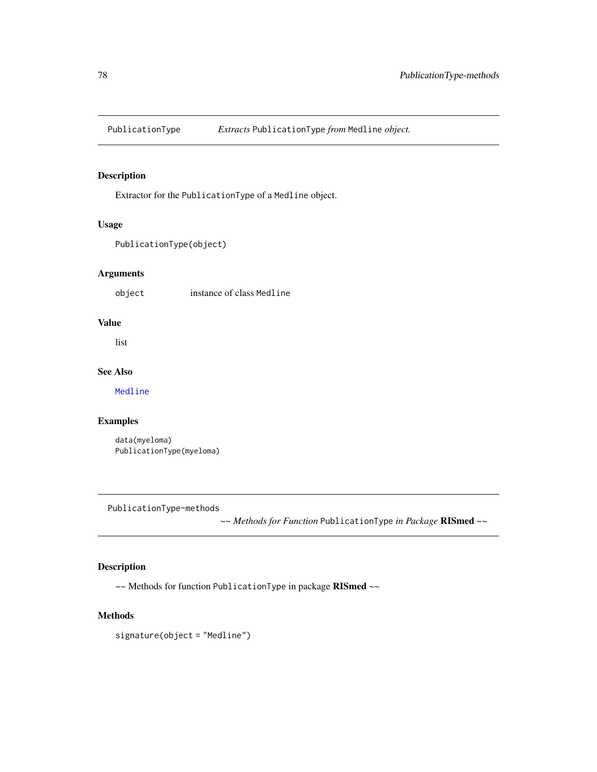## PublicationType *Extracts* PublicationType *from* Medline *object.*

### Description

Extractor for the PublicationType of a Medline object.

### Usage

```
PublicationType(object)
```

### Arguments

object instance of class Medline

### Value

list

### See Also

Medline

### Examples

```
data(myeloma)
PublicationType(myeloma)
```

## PublicationType-methods

*~~ Methods for Function* PublicationType *in Package* **RISmed** *~~*

### Description

~~ Methods for function PublicationType in package **RISmed** ~~

### Methods

signature(object = "Medline")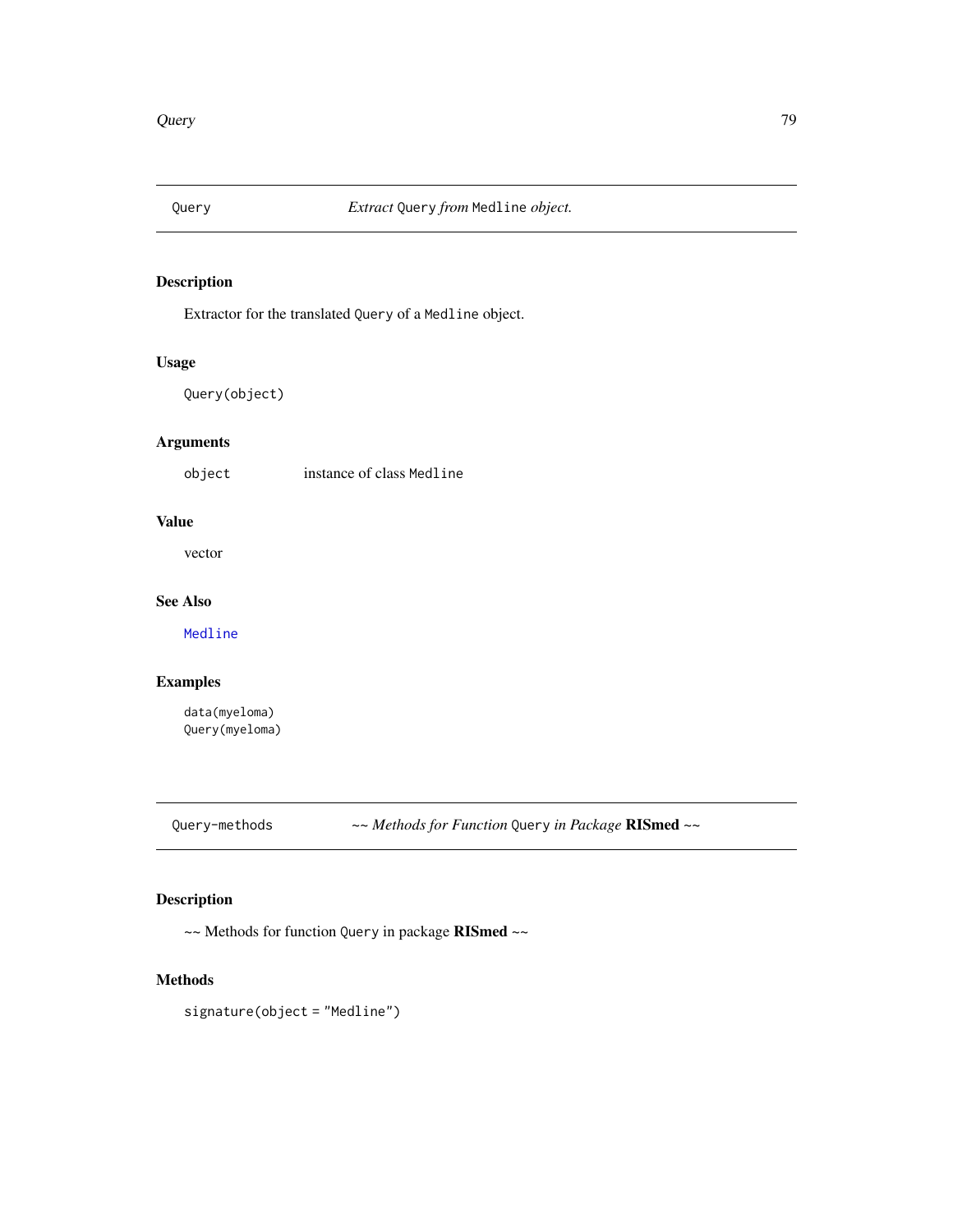## Query — *Extract* `Query` *from* `Medline` *object.*

### Description

Extractor for the translated `Query` of a `Medline` object.

### Usage

```
Query(object)
```

### Arguments

| | |
|---|---|
| `object` | instance of class `Medline` |

### Value

vector

### See Also

`Medline`

### Examples

```
data(myeloma)
Query(myeloma)
```

## Query-methods — *~~ Methods for Function* `Query` *in Package* **RISmed** *~~*

### Description

~~ Methods for function `Query` in package **RISmed** ~~

### Methods

`signature(object = "Medline")`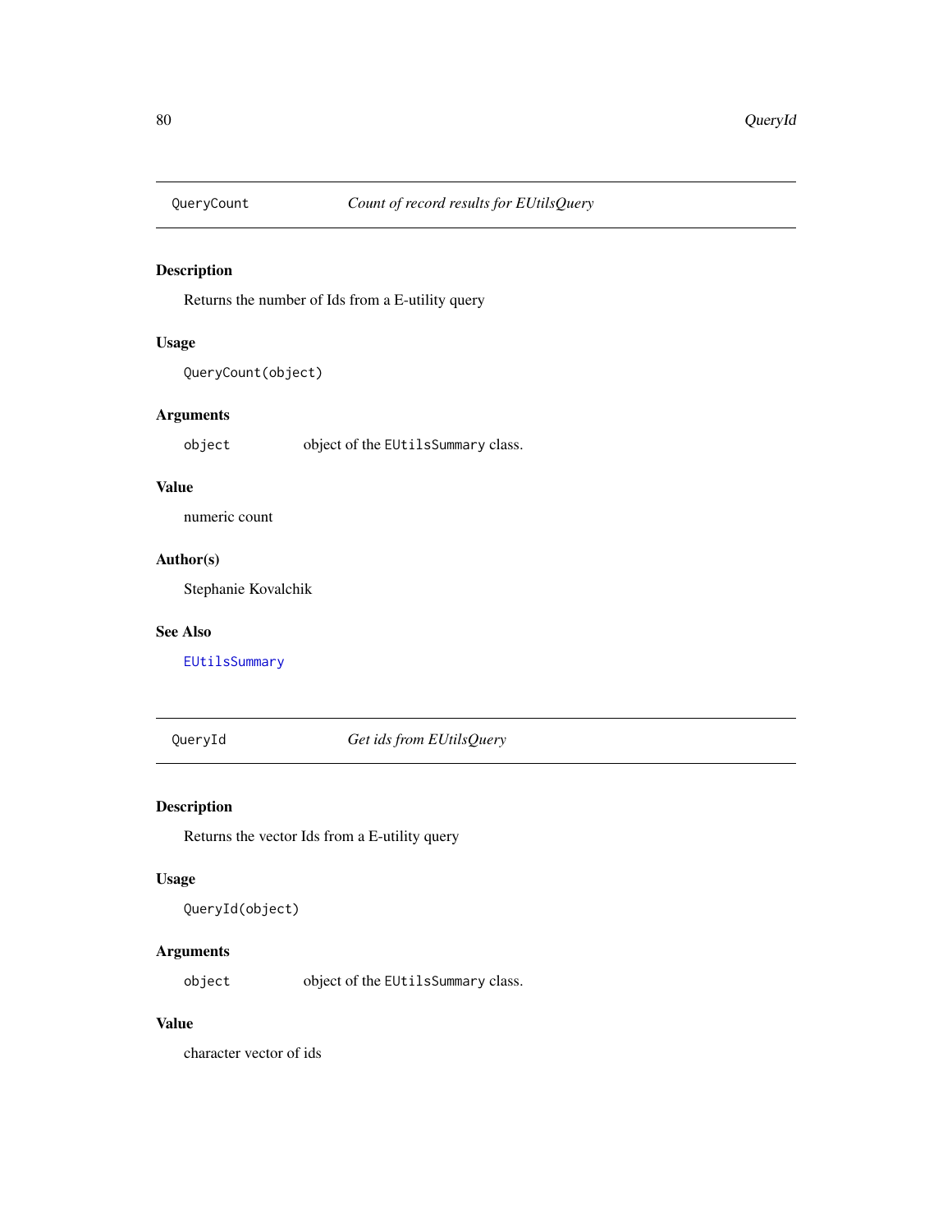## QueryCount — *Count of record results for EUtilsQuery*

### Description

Returns the number of Ids from a E-utility query

### Usage

```
QueryCount(object)
```

### Arguments

| | |
|---|---|
| `object` | object of the `EUtilsSummary` class. |

### Value

numeric count

### Author(s)

Stephanie Kovalchik

### See Also

`EUtilsSummary`

## QueryId — *Get ids from EUtilsQuery*

### Description

Returns the vector Ids from a E-utility query

### Usage

```
QueryId(object)
```

### Arguments

| | |
|---|---|
| `object` | object of the `EUtilsSummary` class. |

### Value

character vector of ids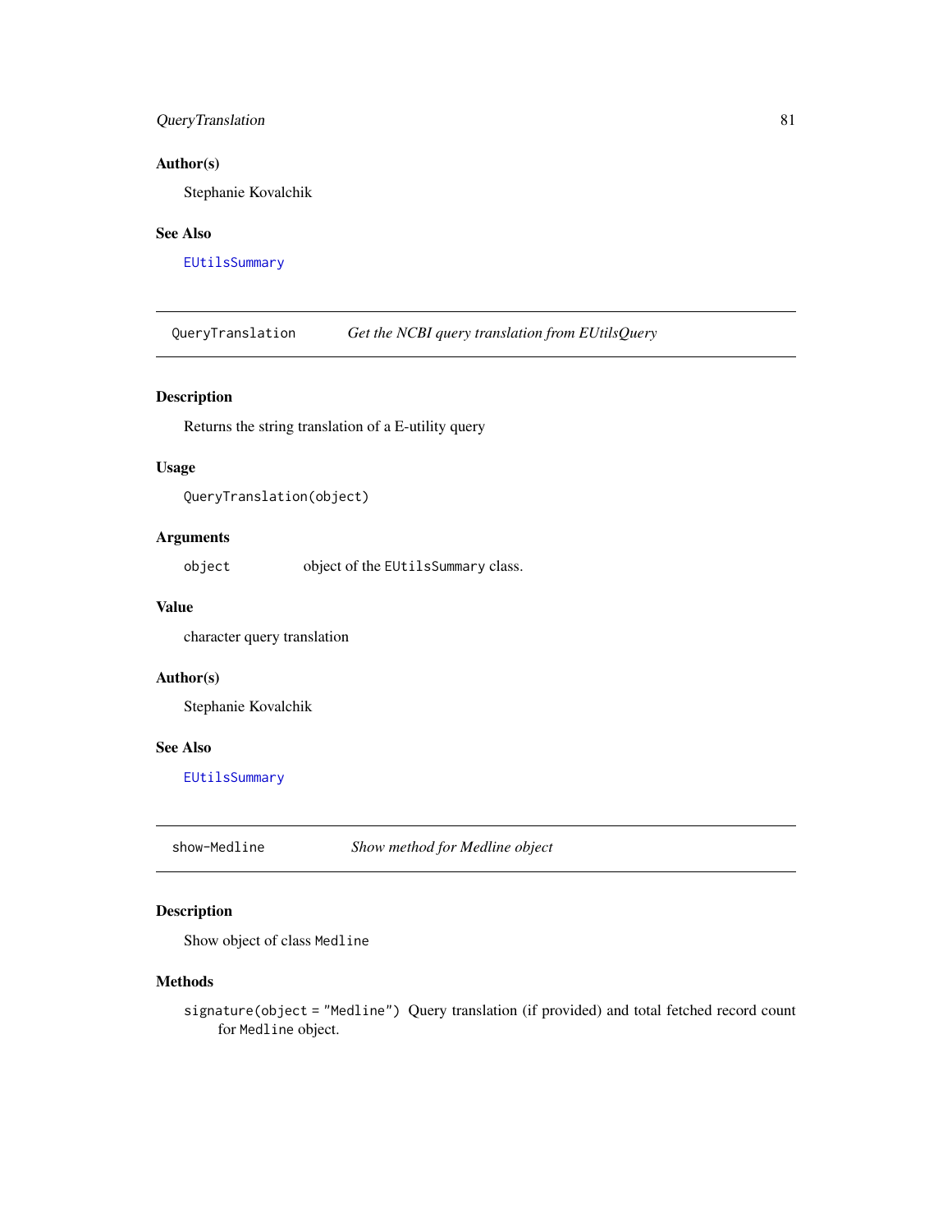### Author(s)

Stephanie Kovalchik

### See Also

`EUtilsSummary`

---

## QueryTranslation *Get the NCBI query translation from EUtilsQuery*

---

### Description

Returns the string translation of a E-utility query

### Usage

```
QueryTranslation(object)
```

### Arguments

| | |
|---|---|
| `object` | object of the `EUtilsSummary` class. |

### Value

character query translation

### Author(s)

Stephanie Kovalchik

### See Also

`EUtilsSummary`

---

## show-Medline *Show method for Medline object*

---

### Description

Show object of class `Medline`

### Methods

`signature(object = "Medline")` Query translation (if provided) and total fetched record count for `Medline` object.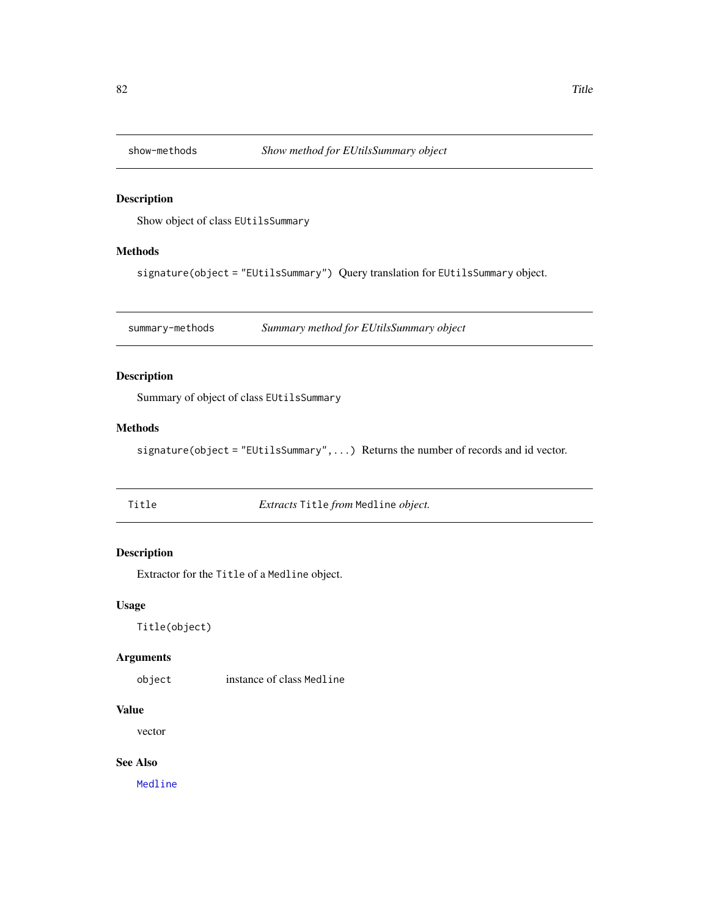## show-methods *Show method for EUtilsSummary object*

### Description

Show object of class `EUtilsSummary`

### Methods

`signature(object = "EUtilsSummary")` Query translation for `EUtilsSummary` object.

## summary-methods *Summary method for EUtilsSummary object*

### Description

Summary of object of class `EUtilsSummary`

### Methods

`signature(object = "EUtilsSummary",...)` Returns the number of records and id vector.

## Title *Extracts `Title` from `Medline` object.*

### Description

Extractor for the `Title` of a `Medline` object.

### Usage

```
Title(object)
```

### Arguments

| | |
|---|---|
| object | instance of class `Medline` |

### Value

vector

### See Also

`Medline`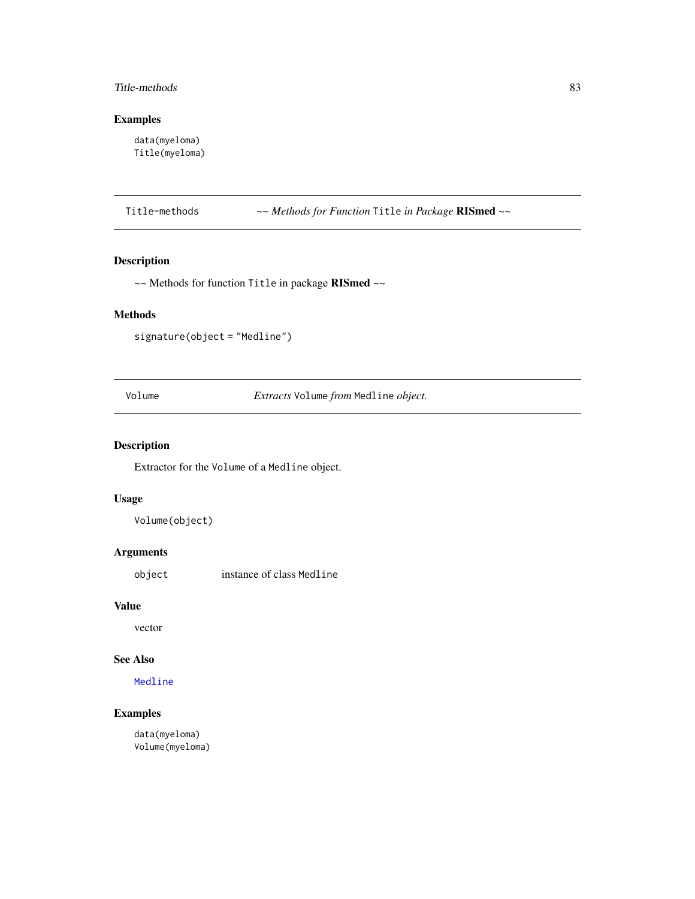### Examples

```
data(myeloma)
Title(myeloma)
```

---

## Title-methods — *~~ Methods for Function* `Title` *in Package* **RISmed** *~~*

### Description

~~ Methods for function `Title` in package **RISmed** ~~

### Methods

```
signature(object = "Medline")
```

---

## Volume — *Extracts* `Volume` *from* `Medline` *object.*

### Description

Extractor for the `Volume` of a `Medline` object.

### Usage

```
Volume(object)
```

### Arguments

| | |
|---|---|
| `object` | instance of class `Medline` |

### Value

vector

### See Also

`Medline`

### Examples

```
data(myeloma)
Volume(myeloma)
```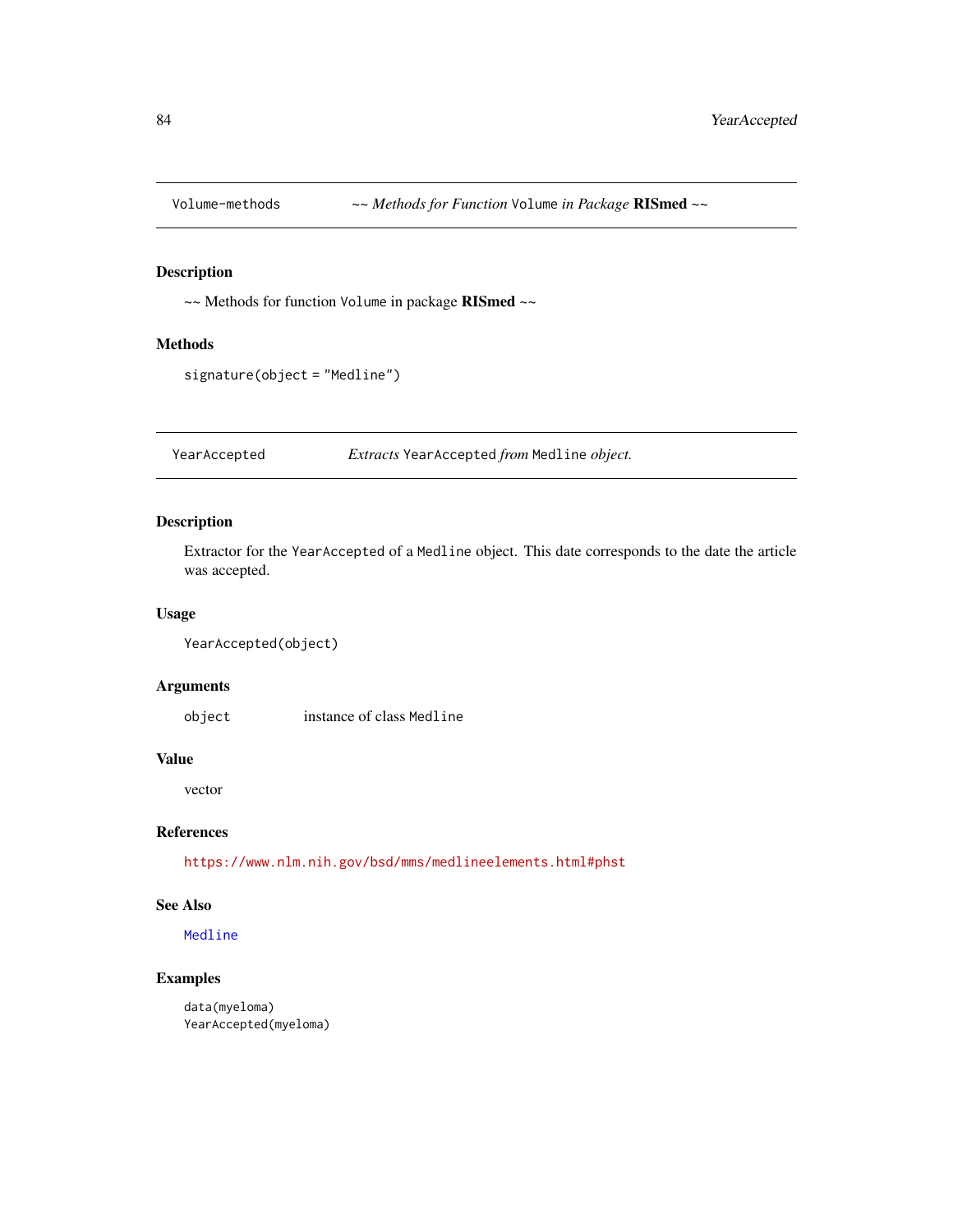## Volume-methods — *~~ Methods for Function* `Volume` *in Package* **RISmed** *~~*

### Description

~~ Methods for function `Volume` in package **RISmed** ~~

### Methods

`signature(object = "Medline")`

## YearAccepted — *Extracts* `YearAccepted` *from* `Medline` *object.*

### Description

Extractor for the `YearAccepted` of a `Medline` object. This date corresponds to the date the article was accepted.

### Usage

```
YearAccepted(object)
```

### Arguments

| | |
|---|---|
| object | instance of class `Medline` |

### Value

vector

### References

https://www.nlm.nih.gov/bsd/mms/medlineelements.html#phst

### See Also

`Medline`

### Examples

```
data(myeloma)
YearAccepted(myeloma)
```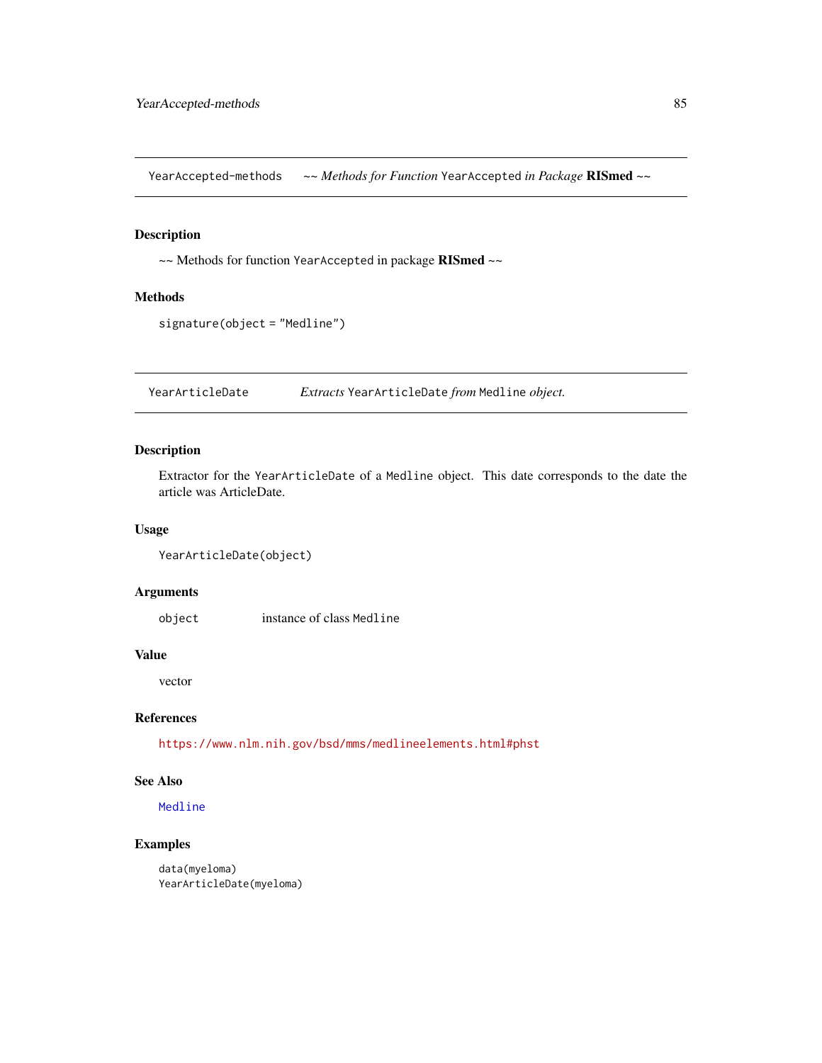## YearAccepted-methods *~~ Methods for Function* `YearAccepted` *in Package* **RISmed** *~~*

### Description

~~ Methods for function `YearAccepted` in package **RISmed** ~~

### Methods

`signature(object = "Medline")`

## YearArticleDate *Extracts* `YearArticleDate` *from* `Medline` *object.*

### Description

Extractor for the `YearArticleDate` of a `Medline` object. This date corresponds to the date the article was ArticleDate.

### Usage

```
YearArticleDate(object)
```

### Arguments

| | |
|---|---|
| `object` | instance of class `Medline` |

### Value

vector

### References

https://www.nlm.nih.gov/bsd/mms/medlineelements.html#phst

### See Also

`Medline`

### Examples

```
data(myeloma)
YearArticleDate(myeloma)
```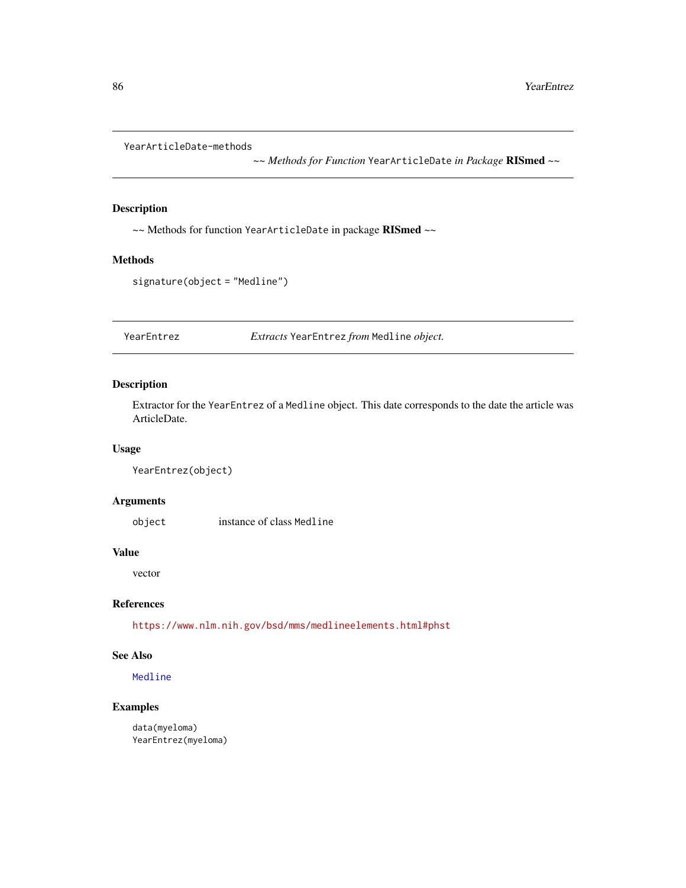## YearArticleDate-methods

*~~ Methods for Function* `YearArticleDate` *in Package* **RISmed** *~~*

### Description

~~ Methods for function `YearArticleDate` in package **RISmed** ~~

### Methods

`signature(object = "Medline")`

## YearEntrez

*Extracts* `YearEntrez` *from* `Medline` *object.*

### Description

Extractor for the `YearEntrez` of a `Medline` object. This date corresponds to the date the article was ArticleDate.

### Usage

```
YearEntrez(object)
```

### Arguments

| | |
|---|---|
| `object` | instance of class `Medline` |

### Value

vector

### References

https://www.nlm.nih.gov/bsd/mms/medlineelements.html#phst

### See Also

`Medline`

### Examples

```
data(myeloma)
YearEntrez(myeloma)
```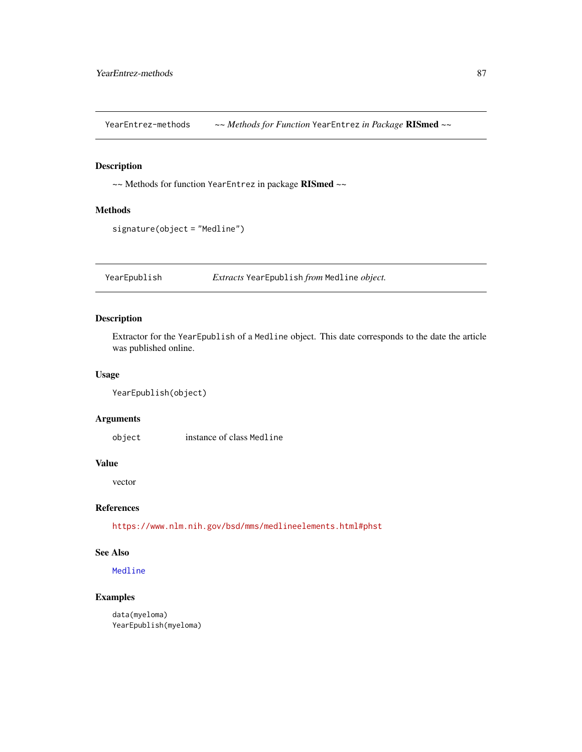## YearEntrez-methods — *~~ Methods for Function `YearEntrez` in Package **RISmed** ~~*

### Description

~~ Methods for function `YearEntrez` in package **RISmed** ~~

### Methods

`signature(object = "Medline")`

## YearEpublish — *Extracts `YearEpublish` from `Medline` object.*

### Description

Extractor for the `YearEpublish` of a `Medline` object. This date corresponds to the date the article was published online.

### Usage

```
YearEpublish(object)
```

### Arguments

| | |
|---|---|
| `object` | instance of class `Medline` |

### Value

vector

### References

https://www.nlm.nih.gov/bsd/mms/medlineelements.html#phst

### See Also

`Medline`

### Examples

```
data(myeloma)
YearEpublish(myeloma)
```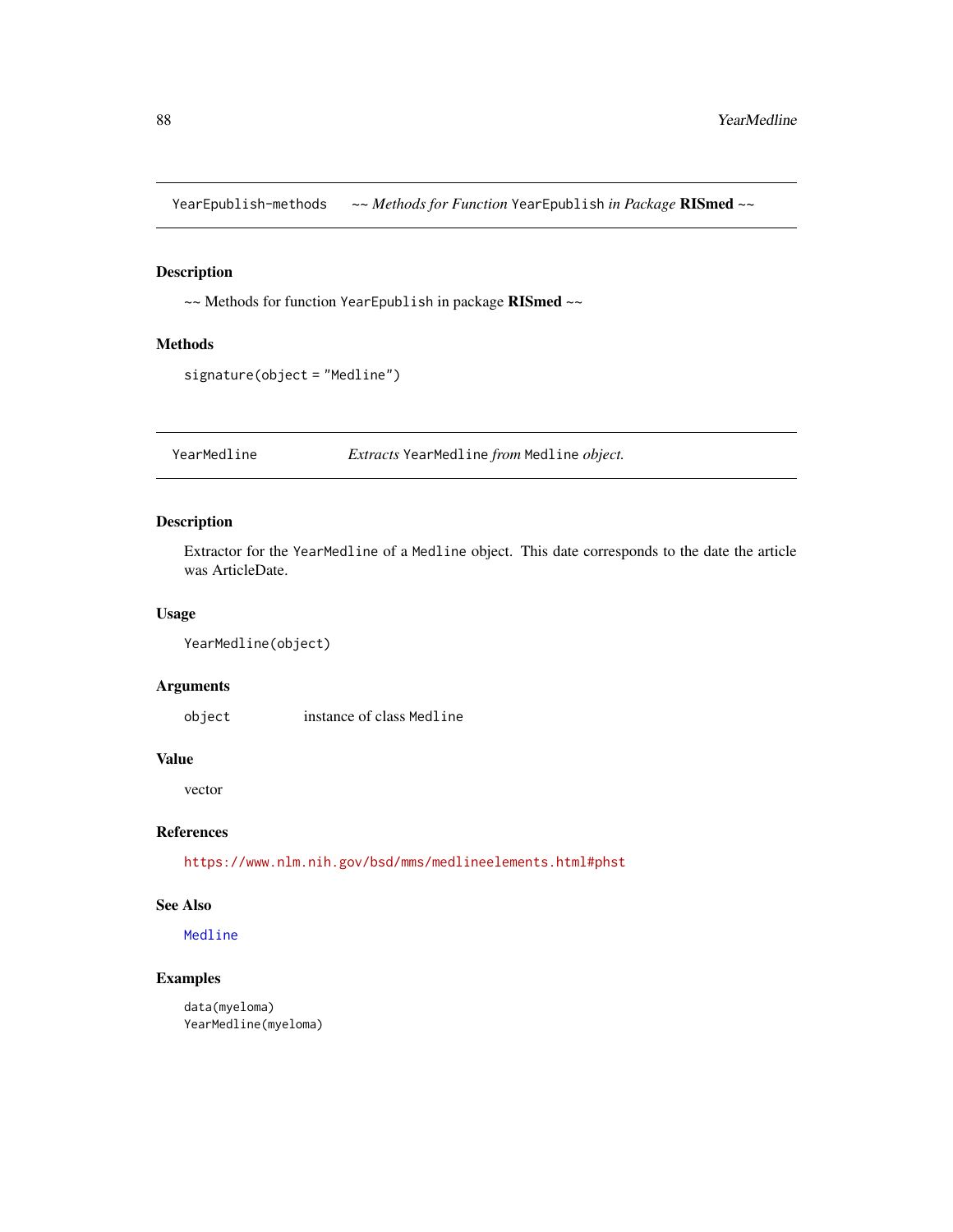## YearEpublish-methods ~~ *Methods for Function* `YearEpublish` *in Package* **RISmed** ~~

### Description

~~ Methods for function `YearEpublish` in package **RISmed** ~~

### Methods

`signature(object = "Medline")`

## YearMedline *Extracts* `YearMedline` *from* `Medline` *object.*

### Description

Extractor for the `YearMedline` of a `Medline` object. This date corresponds to the date the article was ArticleDate.

### Usage

```
YearMedline(object)
```

### Arguments

| | |
|---|---|
| `object` | instance of class `Medline` |

### Value

vector

### References

https://www.nlm.nih.gov/bsd/mms/medlineelements.html#phst

### See Also

`Medline`

### Examples

```
data(myeloma)
YearMedline(myeloma)
```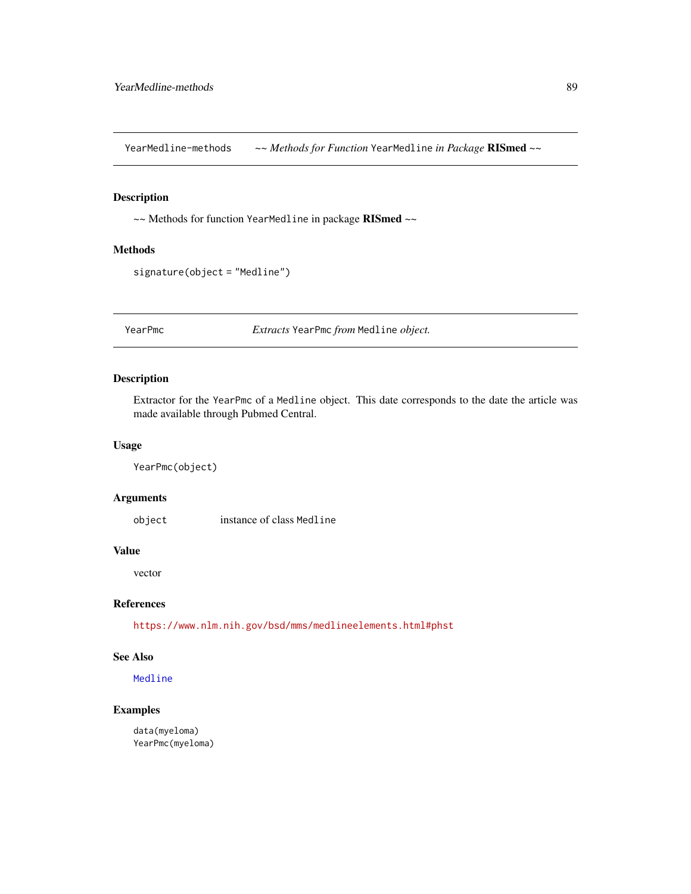## YearMedline-methods *~~ Methods for Function* `YearMedline` *in Package* **RISmed** *~~*

### Description

~~ Methods for function `YearMedline` in package **RISmed** ~~

### Methods

`signature(object = "Medline")`

## YearPmc *Extracts* `YearPmc` *from* `Medline` *object.*

### Description

Extractor for the `YearPmc` of a `Medline` object. This date corresponds to the date the article was made available through Pubmed Central.

### Usage

```
YearPmc(object)
```

### Arguments

| | |
|---|---|
| `object` | instance of class `Medline` |

### Value

vector

### References

https://www.nlm.nih.gov/bsd/mms/medlineelements.html#phst

### See Also

`Medline`

### Examples

```
data(myeloma)
YearPmc(myeloma)
```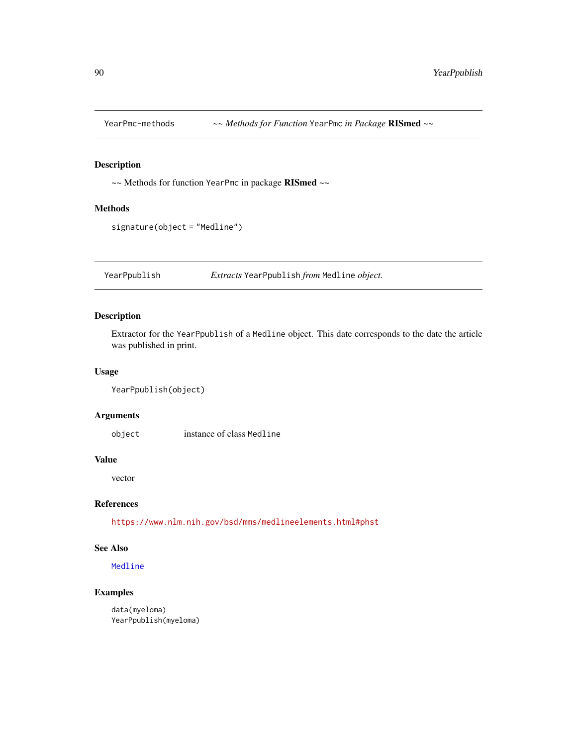## YearPmc-methods — ~~ *Methods for Function* YearPmc *in Package* **RISmed** ~~

### Description

~~ Methods for function YearPmc in package **RISmed** ~~

### Methods

signature(object = "Medline")

## YearPpublish — *Extracts* YearPpublish *from* Medline *object.*

### Description

Extractor for the YearPpublish of a Medline object. This date corresponds to the date the article was published in print.

### Usage

```
YearPpublish(object)
```

### Arguments

| | |
|---|---|
| object | instance of class Medline |

### Value

vector

### References

https://www.nlm.nih.gov/bsd/mms/medlineelements.html#phst

### See Also

Medline

### Examples

```
data(myeloma)
YearPpublish(myeloma)
```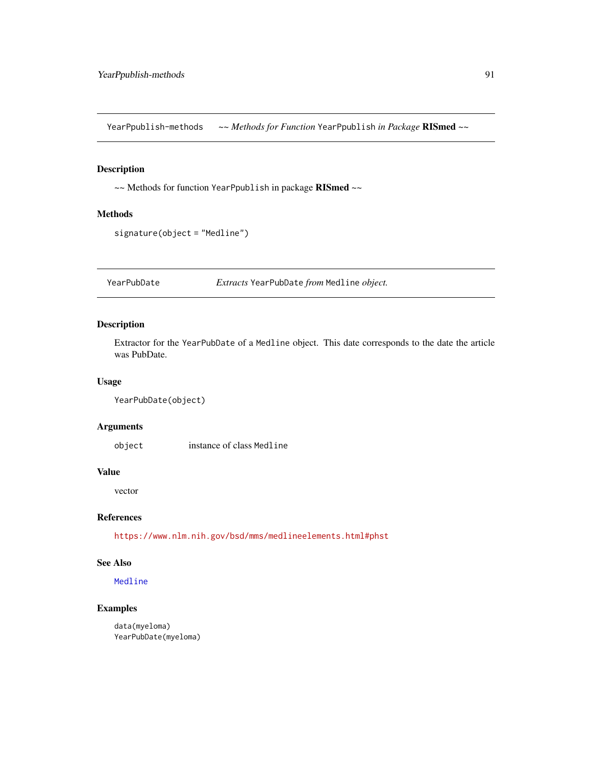## YearPpublish-methods ~~ *Methods for Function* `YearPpublish` *in Package* **RISmed** ~~

### Description

~~ Methods for function `YearPpublish` in package **RISmed** ~~

### Methods

`signature(object = "Medline")`

## YearPubDate *Extracts* `YearPubDate` *from* `Medline` *object.*

### Description

Extractor for the `YearPubDate` of a `Medline` object. This date corresponds to the date the article was PubDate.

### Usage

```
YearPubDate(object)
```

### Arguments

| | |
|---|---|
| `object` | instance of class `Medline` |

### Value

vector

### References

https://www.nlm.nih.gov/bsd/mms/medlineelements.html#phst

### See Also

`Medline`

### Examples

```
data(myeloma)
YearPubDate(myeloma)
```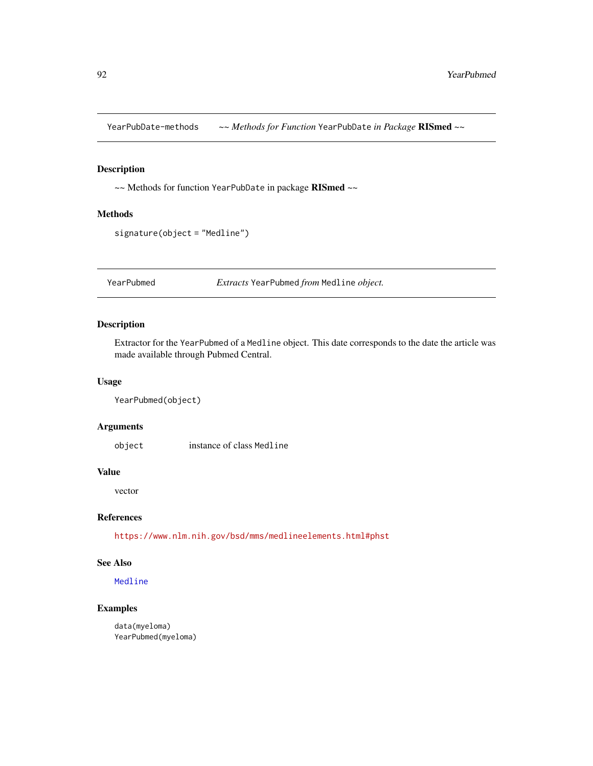## YearPubDate-methods &nbsp;&nbsp;&nbsp; *~~ Methods for Function* `YearPubDate` *in Package* **RISmed** *~~*

### Description

~~ Methods for function `YearPubDate` in package **RISmed** ~~

### Methods

`signature(object = "Medline")`

## YearPubmed &nbsp;&nbsp;&nbsp; *Extracts* `YearPubmed` *from* `Medline` *object.*

### Description

Extractor for the `YearPubmed` of a `Medline` object. This date corresponds to the date the article was made available through Pubmed Central.

### Usage

```
YearPubmed(object)
```

### Arguments

| | |
|---|---|
| `object` | instance of class `Medline` |

### Value

vector

### References

https://www.nlm.nih.gov/bsd/mms/medlineelements.html#phst

### See Also

`Medline`

### Examples

```
data(myeloma)
YearPubmed(myeloma)
```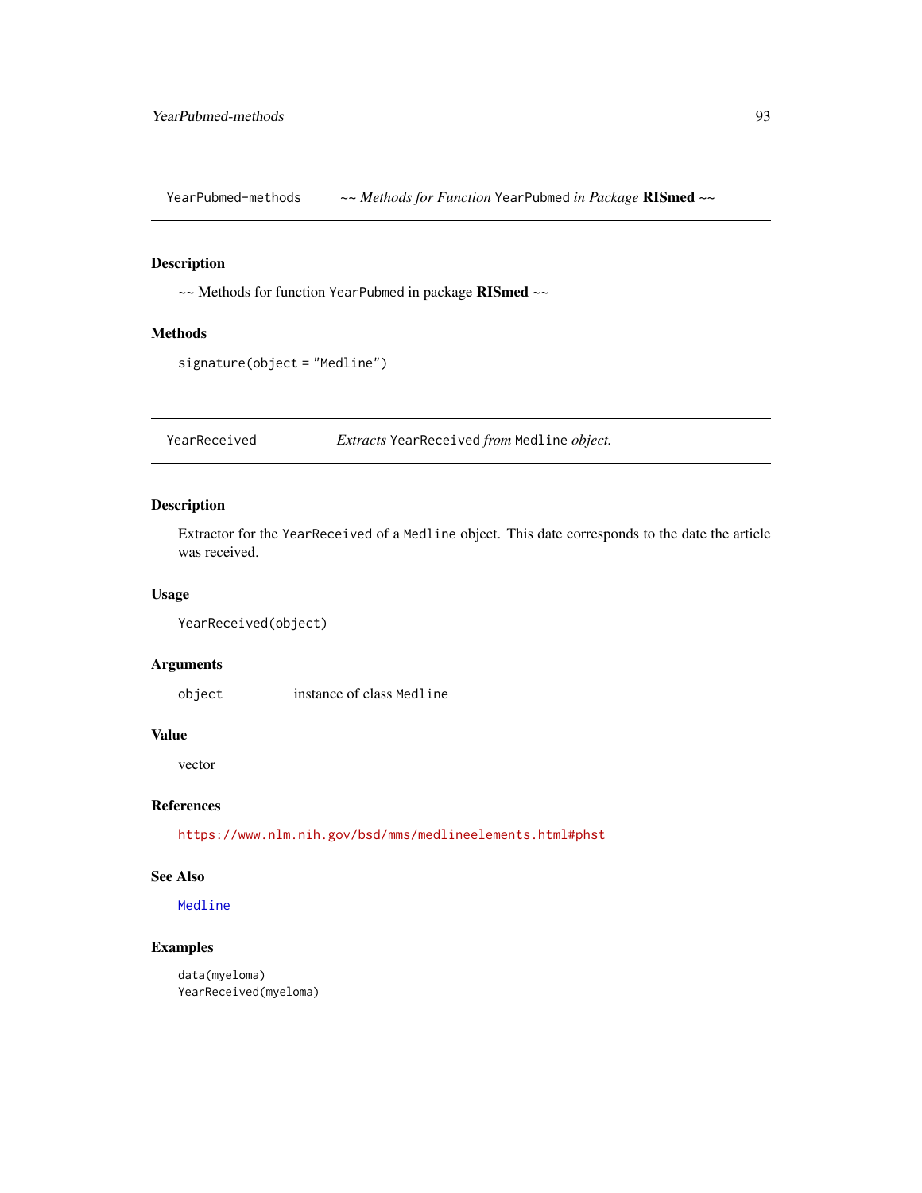## YearPubmed-methods *~~ Methods for Function* `YearPubmed` *in Package* **RISmed** *~~*

### Description

~~ Methods for function `YearPubmed` in package **RISmed** ~~

### Methods

`signature(object = "Medline")`

## YearReceived *Extracts* `YearReceived` *from* `Medline` *object.*

### Description

Extractor for the `YearReceived` of a `Medline` object. This date corresponds to the date the article was received.

### Usage

```
YearReceived(object)
```

### Arguments

| | |
|---|---|
| `object` | instance of class `Medline` |

### Value

vector

### References

https://www.nlm.nih.gov/bsd/mms/medlineelements.html#phst

### See Also

`Medline`

### Examples

```
data(myeloma)
YearReceived(myeloma)
```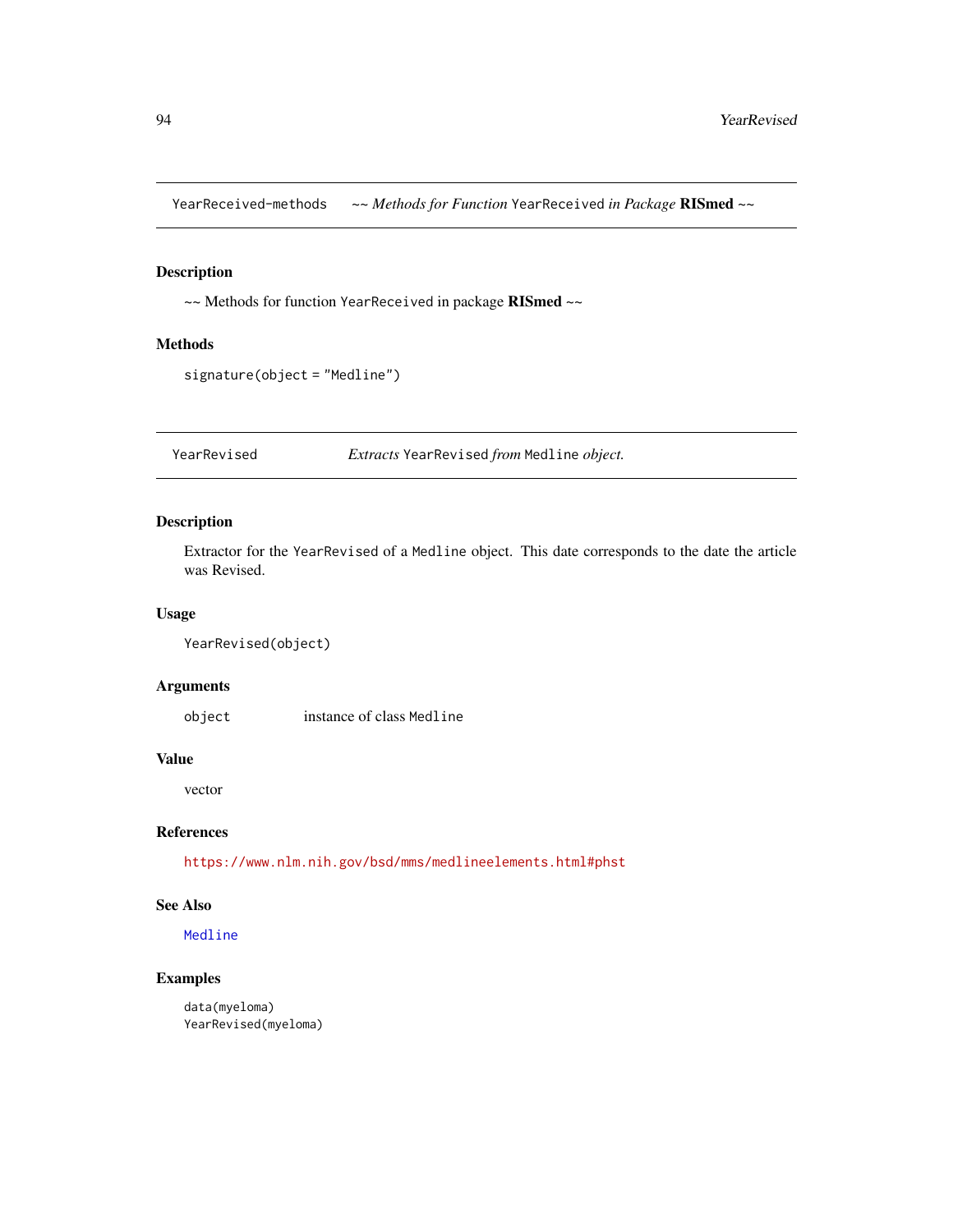YearReceived-methods ~~ *Methods for Function* `YearReceived` *in Package* **RISmed** ~~

## Description

~~ Methods for function `YearReceived` in package **RISmed** ~~

## Methods

```
signature(object = "Medline")
```

---

YearRevised *Extracts* `YearRevised` *from* `Medline` *object.*

## Description

Extractor for the `YearRevised` of a `Medline` object. This date corresponds to the date the article was Revised.

## Usage

```
YearRevised(object)
```

## Arguments

| | |
|---|---|
| object | instance of class `Medline` |

## Value

vector

## References

https://www.nlm.nih.gov/bsd/mms/medlineelements.html#phst

## See Also

`Medline`

## Examples

```
data(myeloma)
YearRevised(myeloma)
```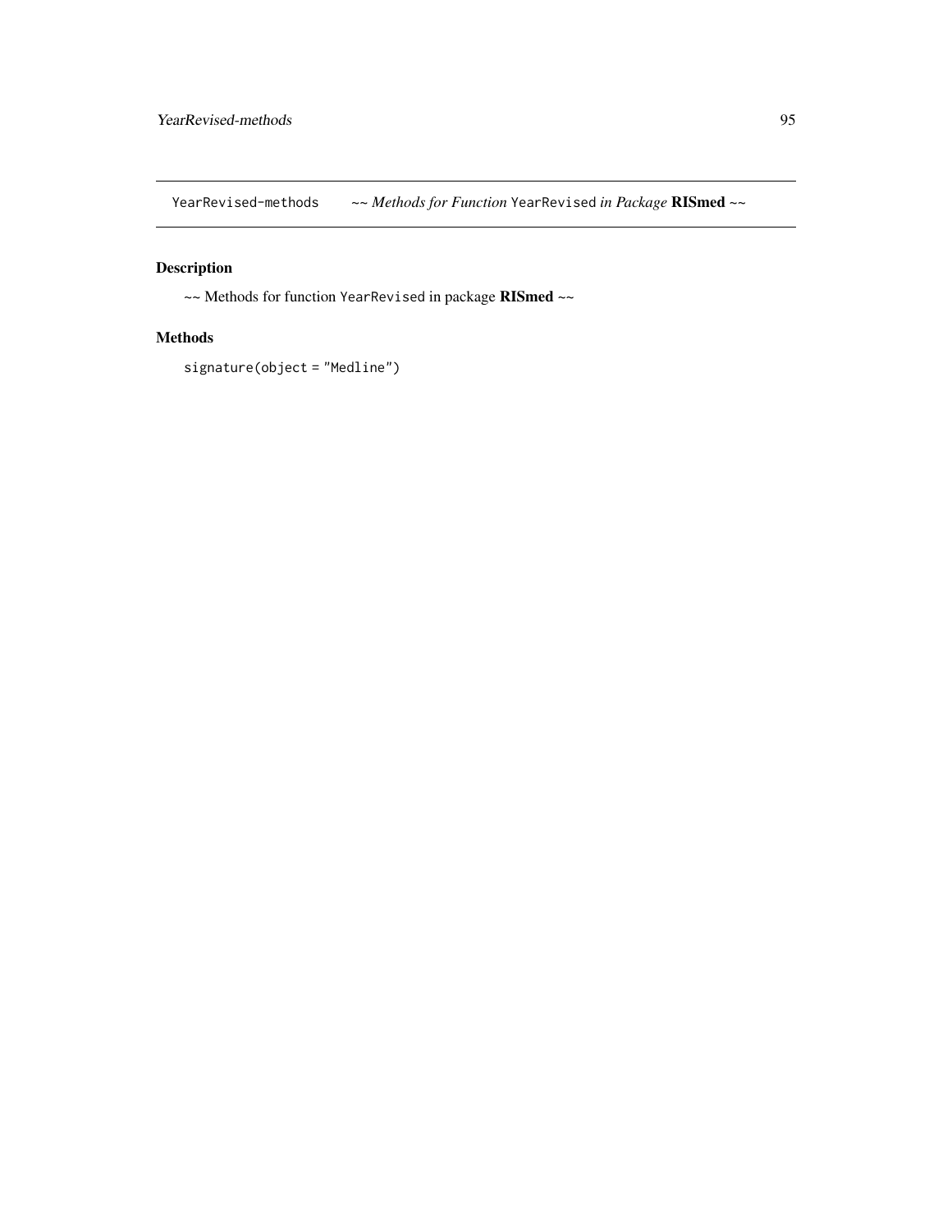YearRevised-methods ~~ *Methods for Function* `YearRevised` *in Package* **RISmed** ~~

## Description

~~ Methods for function `YearRevised` in package **RISmed** ~~

## Methods

```
signature(object = "Medline")
```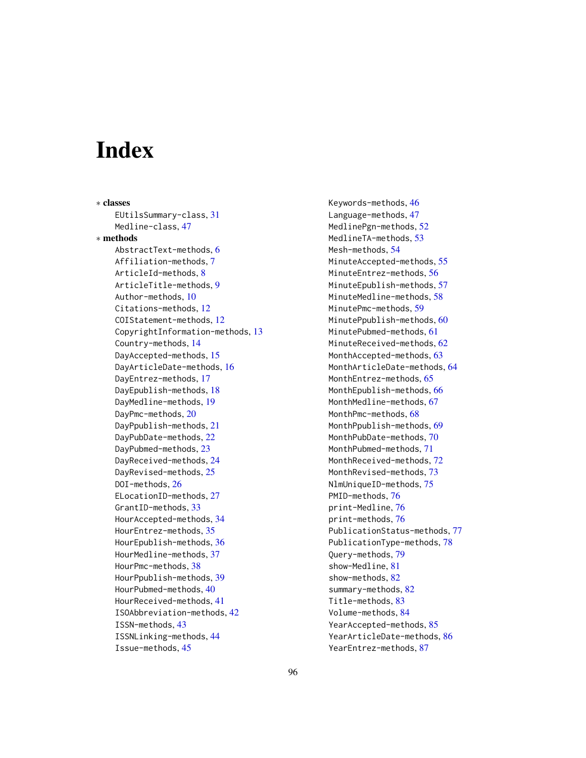# Index

* **classes**
  - EUtilsSummary-class, 31
  - Medline-class, 47
* **methods**
  - AbstractText-methods, 6
  - Affiliation-methods, 7
  - ArticleId-methods, 8
  - ArticleTitle-methods, 9
  - Author-methods, 10
  - Citations-methods, 12
  - COIStatement-methods, 12
  - CopyrightInformation-methods, 13
  - Country-methods, 14
  - DayAccepted-methods, 15
  - DayArticleDate-methods, 16
  - DayEntrez-methods, 17
  - DayEpublish-methods, 18
  - DayMedline-methods, 19
  - DayPmc-methods, 20
  - DayPpublish-methods, 21
  - DayPubDate-methods, 22
  - DayPubmed-methods, 23
  - DayReceived-methods, 24
  - DayRevised-methods, 25
  - DOI-methods, 26
  - ELocationID-methods, 27
  - GrantID-methods, 33
  - HourAccepted-methods, 34
  - HourEntrez-methods, 35
  - HourEpublish-methods, 36
  - HourMedline-methods, 37
  - HourPmc-methods, 38
  - HourPpublish-methods, 39
  - HourPubmed-methods, 40
  - HourReceived-methods, 41
  - ISOAbbreviation-methods, 42
  - ISSN-methods, 43
  - ISSNLinking-methods, 44
  - Issue-methods, 45
  - Keywords-methods, 46
  - Language-methods, 47
  - MedlinePgn-methods, 52
  - MedlineTA-methods, 53
  - Mesh-methods, 54
  - MinuteAccepted-methods, 55
  - MinuteEntrez-methods, 56
  - MinuteEpublish-methods, 57
  - MinuteMedline-methods, 58
  - MinutePmc-methods, 59
  - MinutePpublish-methods, 60
  - MinutePubmed-methods, 61
  - MinuteReceived-methods, 62
  - MonthAccepted-methods, 63
  - MonthArticleDate-methods, 64
  - MonthEntrez-methods, 65
  - MonthEpublish-methods, 66
  - MonthMedline-methods, 67
  - MonthPmc-methods, 68
  - MonthPpublish-methods, 69
  - MonthPubDate-methods, 70
  - MonthPubmed-methods, 71
  - MonthReceived-methods, 72
  - MonthRevised-methods, 73
  - NlmUniqueID-methods, 75
  - PMID-methods, 76
  - print-Medline, 76
  - print-methods, 76
  - PublicationStatus-methods, 77
  - PublicationType-methods, 78
  - Query-methods, 79
  - show-Medline, 81
  - show-methods, 82
  - summary-methods, 82
  - Title-methods, 83
  - Volume-methods, 84
  - YearAccepted-methods, 85
  - YearArticleDate-methods, 86
  - YearEntrez-methods, 87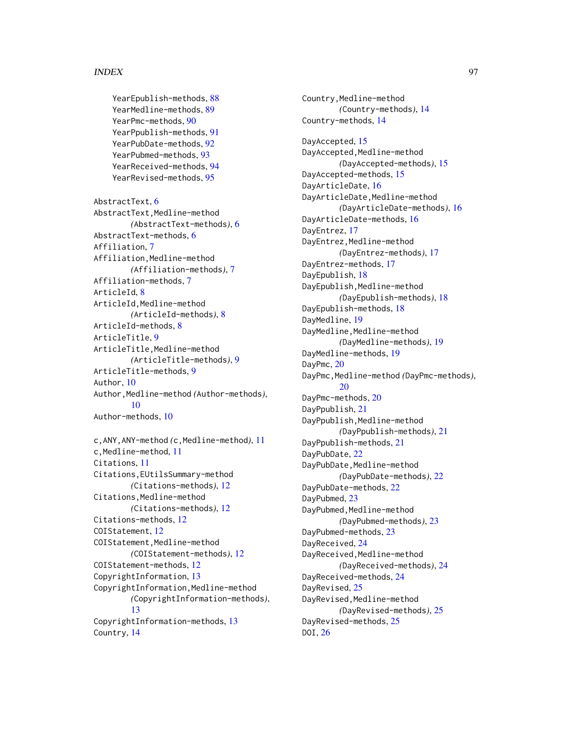YearEpublish-methods, 88
YearMedline-methods, 89
YearPmc-methods, 90
YearPpublish-methods, 91
YearPubDate-methods, 92
YearPubmed-methods, 93
YearReceived-methods, 94
YearRevised-methods, 95

AbstractText, 6
AbstractText,Medline-method *(AbstractText-methods)*, 6
AbstractText-methods, 6
Affiliation, 7
Affiliation,Medline-method *(Affiliation-methods)*, 7
Affiliation-methods, 7
ArticleId, 8
ArticleId,Medline-method *(ArticleId-methods)*, 8
ArticleId-methods, 8
ArticleTitle, 9
ArticleTitle,Medline-method *(ArticleTitle-methods)*, 9
ArticleTitle-methods, 9
Author, 10
Author,Medline-method *(Author-methods)*, 10
Author-methods, 10

c,ANY,ANY-method *(c,Medline-method)*, 11
c,Medline-method, 11
Citations, 11
Citations,EUtilsSummary-method *(Citations-methods)*, 12
Citations,Medline-method *(Citations-methods)*, 12
Citations-methods, 12
COIStatement, 12
COIStatement,Medline-method *(COIStatement-methods)*, 12
COIStatement-methods, 12
CopyrightInformation, 13
CopyrightInformation,Medline-method *(CopyrightInformation-methods)*, 13
CopyrightInformation-methods, 13
Country, 14
Country,Medline-method *(Country-methods)*, 14
Country-methods, 14

DayAccepted, 15
DayAccepted,Medline-method *(DayAccepted-methods)*, 15
DayAccepted-methods, 15
DayArticleDate, 16
DayArticleDate,Medline-method *(DayArticleDate-methods)*, 16
DayArticleDate-methods, 16
DayEntrez, 17
DayEntrez,Medline-method *(DayEntrez-methods)*, 17
DayEntrez-methods, 17
DayEpublish, 18
DayEpublish,Medline-method *(DayEpublish-methods)*, 18
DayEpublish-methods, 18
DayMedline, 19
DayMedline,Medline-method *(DayMedline-methods)*, 19
DayMedline-methods, 19
DayPmc, 20
DayPmc,Medline-method *(DayPmc-methods)*, 20
DayPmc-methods, 20
DayPpublish, 21
DayPpublish,Medline-method *(DayPpublish-methods)*, 21
DayPpublish-methods, 21
DayPubDate, 22
DayPubDate,Medline-method *(DayPubDate-methods)*, 22
DayPubDate-methods, 22
DayPubmed, 23
DayPubmed,Medline-method *(DayPubmed-methods)*, 23
DayPubmed-methods, 23
DayReceived, 24
DayReceived,Medline-method *(DayReceived-methods)*, 24
DayReceived-methods, 24
DayRevised, 25
DayRevised,Medline-method *(DayRevised-methods)*, 25
DayRevised-methods, 25
DOI, 26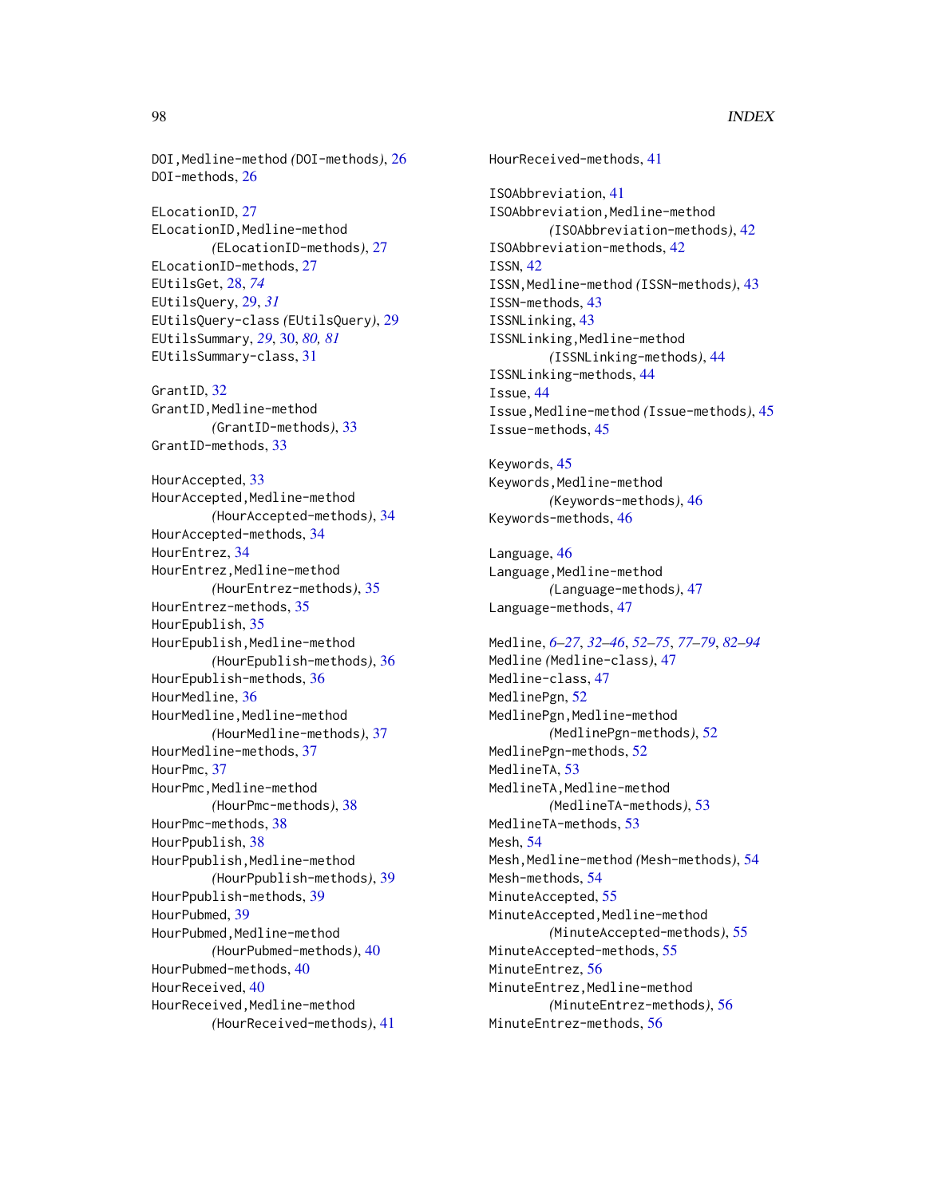DOI,Medline-method *(*DOI-methods*)*, 26
DOI-methods, 26

ELocationID, 27
ELocationID,Medline-method
*(*ELocationID-methods*)*, 27
ELocationID-methods, 27
EUtilsGet, 28, *74*
EUtilsQuery, 29, *31*
EUtilsQuery-class *(*EUtilsQuery*)*, 29
EUtilsSummary, *29*, 30, *80, 81*
EUtilsSummary-class, 31

GrantID, 32
GrantID,Medline-method
*(*GrantID-methods*)*, 33
GrantID-methods, 33

HourAccepted, 33
HourAccepted,Medline-method
*(*HourAccepted-methods*)*, 34
HourAccepted-methods, 34
HourEntrez, 34
HourEntrez,Medline-method
*(*HourEntrez-methods*)*, 35
HourEntrez-methods, 35
HourEpublish, 35
HourEpublish,Medline-method
*(*HourEpublish-methods*)*, 36
HourEpublish-methods, 36
HourMedline, 36
HourMedline,Medline-method
*(*HourMedline-methods*)*, 37
HourMedline-methods, 37
HourPmc, 37
HourPmc,Medline-method
*(*HourPmc-methods*)*, 38
HourPmc-methods, 38
HourPpublish, 38
HourPpublish,Medline-method
*(*HourPpublish-methods*)*, 39
HourPpublish-methods, 39
HourPubmed, 39
HourPubmed,Medline-method
*(*HourPubmed-methods*)*, 40
HourPubmed-methods, 40
HourReceived, 40
HourReceived,Medline-method
*(*HourReceived-methods*)*, 41
HourReceived-methods, 41

ISOAbbreviation, 41
ISOAbbreviation,Medline-method
*(*ISOAbbreviation-methods*)*, 42
ISOAbbreviation-methods, 42
ISSN, 42
ISSN,Medline-method *(*ISSN-methods*)*, 43
ISSN-methods, 43
ISSNLinking, 43
ISSNLinking,Medline-method
*(*ISSNLinking-methods*)*, 44
ISSNLinking-methods, 44
Issue, 44
Issue,Medline-method *(*Issue-methods*)*, 45
Issue-methods, 45

Keywords, 45
Keywords,Medline-method
*(*Keywords-methods*)*, 46
Keywords-methods, 46

Language, 46
Language,Medline-method
*(*Language-methods*)*, 47
Language-methods, 47

Medline, *6–27*, *32–46*, *52–75*, *77–79*, *82–94*
Medline *(*Medline-class*)*, 47
Medline-class, 47
MedlinePgn, 52
MedlinePgn,Medline-method
*(*MedlinePgn-methods*)*, 52
MedlinePgn-methods, 52
MedlineTA, 53
MedlineTA,Medline-method
*(*MedlineTA-methods*)*, 53
MedlineTA-methods, 53
Mesh, 54
Mesh,Medline-method *(*Mesh-methods*)*, 54
Mesh-methods, 54
MinuteAccepted, 55
MinuteAccepted,Medline-method
*(*MinuteAccepted-methods*)*, 55
MinuteAccepted-methods, 55
MinuteEntrez, 56
MinuteEntrez,Medline-method
*(*MinuteEntrez-methods*)*, 56
MinuteEntrez-methods, 56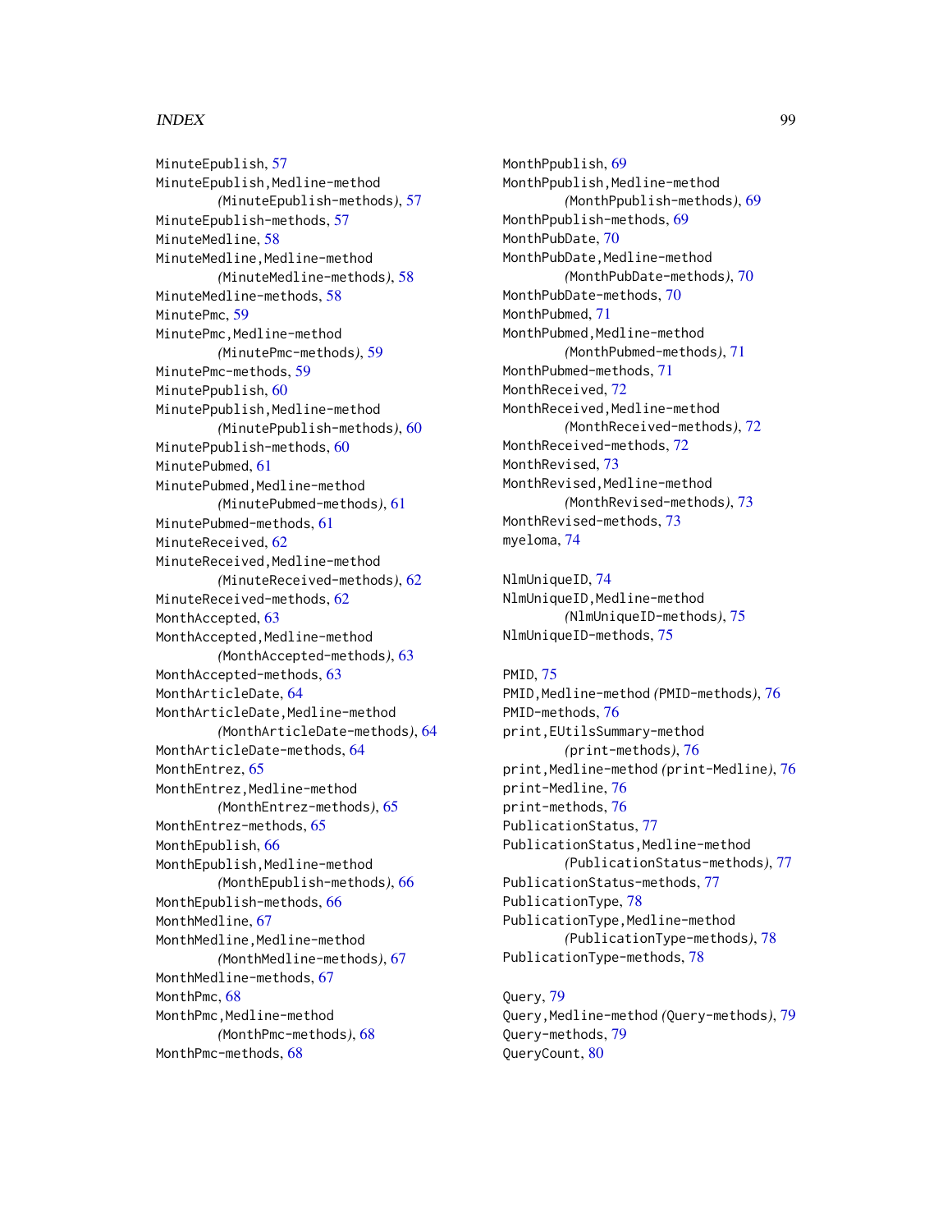MinuteEpublish, 57
MinuteEpublish,Medline-method
(MinuteEpublish-methods), 57
MinuteEpublish-methods, 57
MinuteMedline, 58
MinuteMedline,Medline-method
(MinuteMedline-methods), 58
MinuteMedline-methods, 58
MinutePmc, 59
MinutePmc,Medline-method
(MinutePmc-methods), 59
MinutePmc-methods, 59
MinutePpublish, 60
MinutePpublish,Medline-method
(MinutePpublish-methods), 60
MinutePpublish-methods, 60
MinutePubmed, 61
MinutePubmed,Medline-method
(MinutePubmed-methods), 61
MinutePubmed-methods, 61
MinuteReceived, 62
MinuteReceived,Medline-method
(MinuteReceived-methods), 62
MinuteReceived-methods, 62
MonthAccepted, 63
MonthAccepted,Medline-method
(MonthAccepted-methods), 63
MonthAccepted-methods, 63
MonthArticleDate, 64
MonthArticleDate,Medline-method
(MonthArticleDate-methods), 64
MonthArticleDate-methods, 64
MonthEntrez, 65
MonthEntrez,Medline-method
(MonthEntrez-methods), 65
MonthEntrez-methods, 65
MonthEpublish, 66
MonthEpublish,Medline-method
(MonthEpublish-methods), 66
MonthEpublish-methods, 66
MonthMedline, 67
MonthMedline,Medline-method
(MonthMedline-methods), 67
MonthMedline-methods, 67
MonthPmc, 68
MonthPmc,Medline-method
(MonthPmc-methods), 68
MonthPmc-methods, 68
MonthPpublish, 69
MonthPpublish,Medline-method
(MonthPpublish-methods), 69
MonthPpublish-methods, 69
MonthPubDate, 70
MonthPubDate,Medline-method
(MonthPubDate-methods), 70
MonthPubDate-methods, 70
MonthPubmed, 71
MonthPubmed,Medline-method
(MonthPubmed-methods), 71
MonthPubmed-methods, 71
MonthReceived, 72
MonthReceived,Medline-method
(MonthReceived-methods), 72
MonthReceived-methods, 72
MonthRevised, 73
MonthRevised,Medline-method
(MonthRevised-methods), 73
MonthRevised-methods, 73
myeloma, 74

NlmUniqueID, 74
NlmUniqueID,Medline-method
(NlmUniqueID-methods), 75
NlmUniqueID-methods, 75

PMID, 75
PMID,Medline-method (PMID-methods), 76
PMID-methods, 76
print,EUtilsSummary-method
(print-methods), 76
print,Medline-method (print-Medline), 76
print-Medline, 76
print-methods, 76
PublicationStatus, 77
PublicationStatus,Medline-method
(PublicationStatus-methods), 77
PublicationStatus-methods, 77
PublicationType, 78
PublicationType,Medline-method
(PublicationType-methods), 78
PublicationType-methods, 78

Query, 79
Query,Medline-method (Query-methods), 79
Query-methods, 79
QueryCount, 80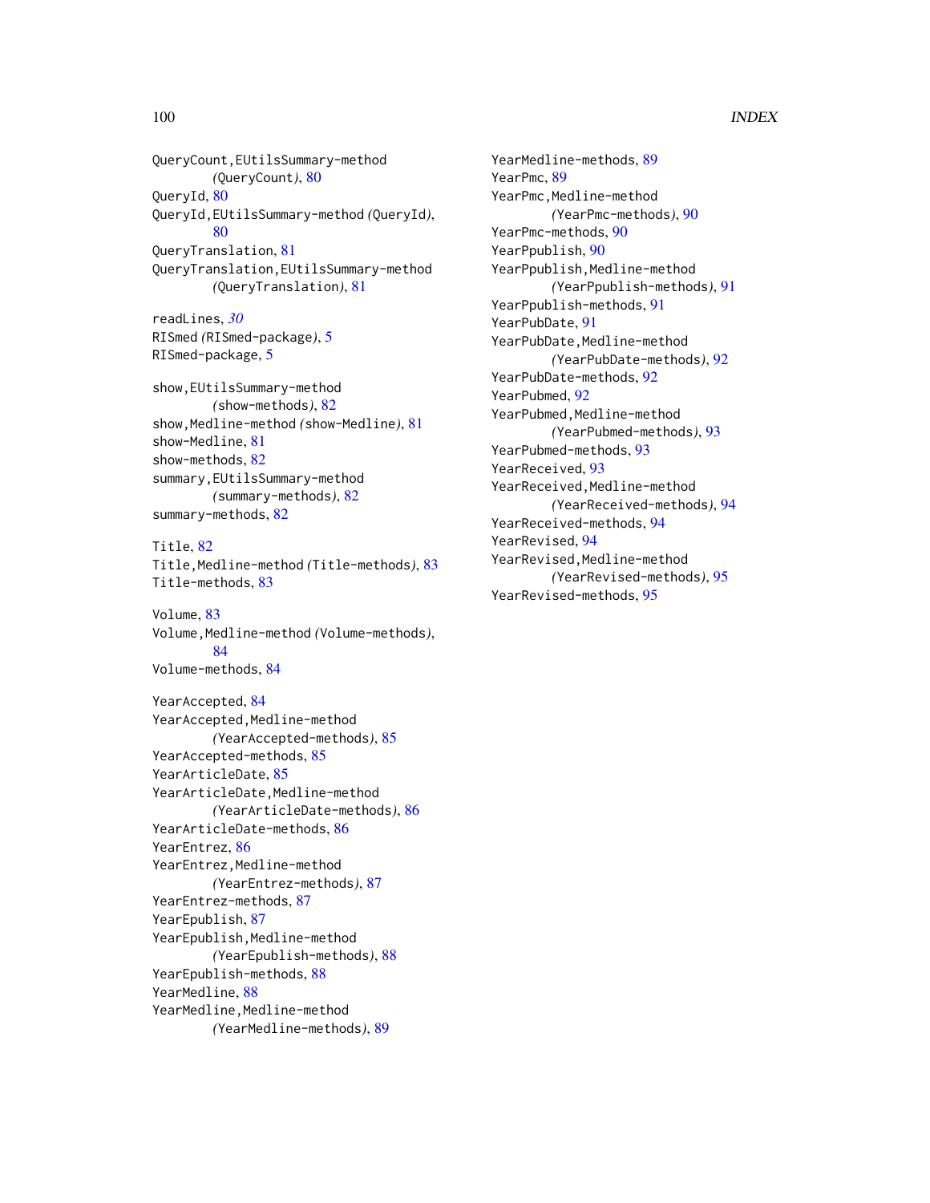QueryCount,EUtilsSummary-method
*(QueryCount)*, 80
QueryId, 80
QueryId,EUtilsSummary-method *(QueryId)*, 80
QueryTranslation, 81
QueryTranslation,EUtilsSummary-method
*(QueryTranslation)*, 81

readLines, *30*
RISmed *(RISmed-package)*, 5
RISmed-package, 5

show,EUtilsSummary-method
*(show-methods)*, 82
show,Medline-method *(show-Medline)*, 81
show-Medline, 81
show-methods, 82
summary,EUtilsSummary-method
*(summary-methods)*, 82
summary-methods, 82

Title, 82
Title,Medline-method *(Title-methods)*, 83
Title-methods, 83

Volume, 83
Volume,Medline-method *(Volume-methods)*, 84
Volume-methods, 84

YearAccepted, 84
YearAccepted,Medline-method
*(YearAccepted-methods)*, 85
YearAccepted-methods, 85
YearArticleDate, 85
YearArticleDate,Medline-method
*(YearArticleDate-methods)*, 86
YearArticleDate-methods, 86
YearEntrez, 86
YearEntrez,Medline-method
*(YearEntrez-methods)*, 87
YearEntrez-methods, 87
YearEpublish, 87
YearEpublish,Medline-method
*(YearEpublish-methods)*, 88
YearEpublish-methods, 88
YearMedline, 88
YearMedline,Medline-method
*(YearMedline-methods)*, 89
YearMedline-methods, 89
YearPmc, 89
YearPmc,Medline-method
*(YearPmc-methods)*, 90
YearPmc-methods, 90
YearPpublish, 90
YearPpublish,Medline-method
*(YearPpublish-methods)*, 91
YearPpublish-methods, 91
YearPubDate, 91
YearPubDate,Medline-method
*(YearPubDate-methods)*, 92
YearPubDate-methods, 92
YearPubmed, 92
YearPubmed,Medline-method
*(YearPubmed-methods)*, 93
YearPubmed-methods, 93
YearReceived, 93
YearReceived,Medline-method
*(YearReceived-methods)*, 94
YearReceived-methods, 94
YearRevised, 94
YearRevised,Medline-method
*(YearRevised-methods)*, 95
YearRevised-methods, 95